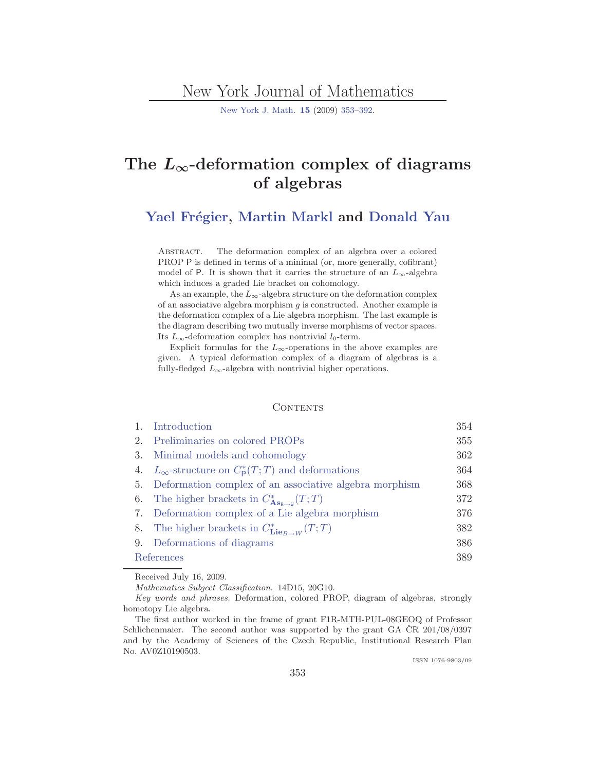# The $L_\infty$-deformation complex of diagrams of algebras

## Yael Frégier, Martin Markl and Donald Yau

Abstract. The deformation complex of an algebra over a colored PROP $\mathsf{P}$ is defined in terms of a minimal (or, more generally, cofibrant) model of $\mathsf{P}$. It is shown that it carries the structure of an $L_\infty$-algebra which induces a graded Lie bracket on cohomology.

As an example, the $L_\infty$-algebra structure on the deformation complex of an associative algebra morphism $g$ is constructed. Another example is the deformation complex of a Lie algebra morphism. The last example is the diagram describing two mutually inverse morphisms of vector spaces. Its $L_\infty$-deformation complex has nontrivial $l_0$-term.

Explicit formulas for the $L_\infty$-operations in the above examples are given. A typical deformation complex of a diagram of algebras is a fully-fledged $L_\infty$-algebra with nontrivial higher operations.

### Contents

| | | |
|---|---|---|
| 1. | Introduction | 354 |
| 2. | Preliminaries on colored PROPs | 355 |
| 3. | Minimal models and cohomology | 362 |
| 4. | $L_\infty$-structure on $C^*_{\mathsf{P}}(T;T)$ and deformations | 364 |
| 5. | Deformation complex of an associative algebra morphism | 368 |
| 6. | The higher brackets in $C^*_{\mathbf{As}_{\mathtt{B}\to\mathtt{W}}}(T;T)$ | 372 |
| 7. | Deformation complex of a Lie algebra morphism | 376 |
| 8. | The higher brackets in $C^*_{\mathbf{Lie}_{B\to W}}(T;T)$ | 382 |
| 9. | Deformations of diagrams | 386 |
| | References | 389 |

Received July 16, 2009.

*Mathematics Subject Classification.* 14D15, 20G10.

*Key words and phrases.* Deformation, colored PROP, diagram of algebras, strongly homotopy Lie algebra.

The first author worked in the frame of grant F1R-MTH-PUL-08GEOQ of Professor Schlichenmaier. The second author was supported by the grant GA ČR 201/08/0397 and by the Academy of Sciences of the Czech Republic, Institutional Research Plan No. AV0Z10190503.

ISSN 1076-9803/09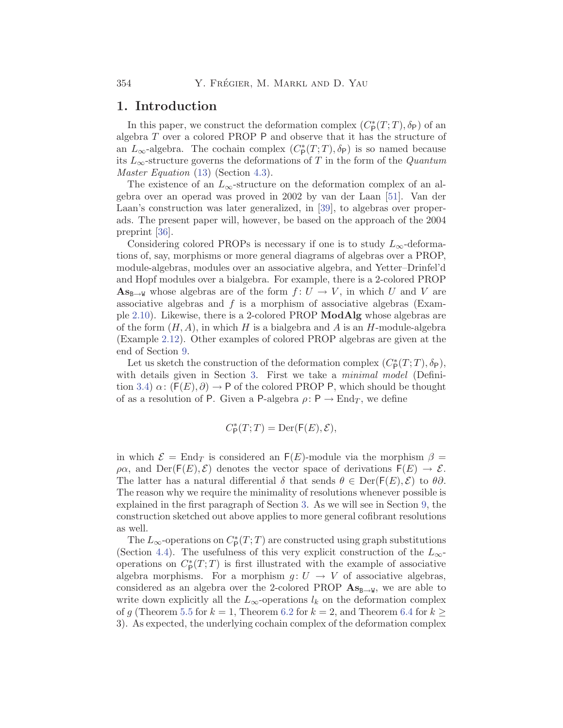## 1. Introduction

In this paper, we construct the deformation complex $(C^*_{\mathsf{P}}(T;T), \delta_{\mathsf{P}})$ of an algebra $T$ over a colored PROP $\mathsf{P}$ and observe that it has the structure of an $L_\infty$-algebra. The cochain complex $(C^*_{\mathsf{P}}(T;T), \delta_{\mathsf{P}})$ is so named because its $L_\infty$-structure governs the deformations of $T$ in the form of the *Quantum Master Equation* (13) (Section 4.3).

The existence of an $L_\infty$-structure on the deformation complex of an algebra over an operad was proved in 2002 by van der Laan [51]. Van der Laan's construction was later generalized, in [39], to algebras over properads. The present paper will, however, be based on the approach of the 2004 preprint [36].

Considering colored PROPs is necessary if one is to study $L_\infty$-deformations of, say, morphisms or more general diagrams of algebras over a PROP, module-algebras, modules over an associative algebra, and Yetter–Drinfel'd and Hopf modules over a bialgebra. For example, there is a 2-colored PROP $\mathbf{As}_{\mathtt{B}\to\mathtt{W}}$ whose algebras are of the form $f\colon U \to V$, in which $U$ and $V$ are associative algebras and $f$ is a morphism of associative algebras (Example 2.10). Likewise, there is a 2-colored PROP **ModAlg** whose algebras are of the form $(H, A)$, in which $H$ is a bialgebra and $A$ is an $H$-module-algebra (Example 2.12). Other examples of colored PROP algebras are given at the end of Section 9.

Let us sketch the construction of the deformation complex $(C^*_{\mathsf{P}}(T;T), \delta_{\mathsf{P}})$, with details given in Section 3. First we take a *minimal model* (Definition 3.4) $\alpha\colon (\mathsf{F}(E), \partial) \to \mathsf{P}$ of the colored PROP $\mathsf{P}$, which should be thought of as a resolution of $\mathsf{P}$. Given a $\mathsf{P}$-algebra $\rho\colon \mathsf{P} \to \mathrm{End}_T$, we define

$$C^*_{\mathsf{P}}(T;T) = \mathrm{Der}(\mathsf{F}(E), \mathcal{E}),$$

in which $\mathcal{E} = \mathrm{End}_T$ is considered an $\mathsf{F}(E)$-module via the morphism $\beta = \rho\alpha$, and $\mathrm{Der}(\mathsf{F}(E), \mathcal{E})$ denotes the vector space of derivations $\mathsf{F}(E) \to \mathcal{E}$. The latter has a natural differential $\delta$ that sends $\theta \in \mathrm{Der}(\mathsf{F}(E), \mathcal{E})$ to $\theta\partial$. The reason why we require the minimality of resolutions whenever possible is explained in the first paragraph of Section 3. As we will see in Section 9, the construction sketched out above applies to more general cofibrant resolutions as well.

The $L_\infty$-operations on $C^*_{\mathsf{P}}(T;T)$ are constructed using graph substitutions (Section 4.4). The usefulness of this very explicit construction of the $L_\infty$-operations on $C^*_{\mathsf{P}}(T;T)$ is first illustrated with the example of associative algebra morphisms. For a morphism $g\colon U \to V$ of associative algebras, considered as an algebra over the 2-colored PROP $\mathbf{As}_{\mathtt{B}\to\mathtt{W}}$, we are able to write down explicitly all the $L_\infty$-operations $l_k$ on the deformation complex of $g$ (Theorem 5.5 for $k = 1$, Theorem 6.2 for $k = 2$, and Theorem 6.4 for $k \geq 3$). As expected, the underlying cochain complex of the deformation complex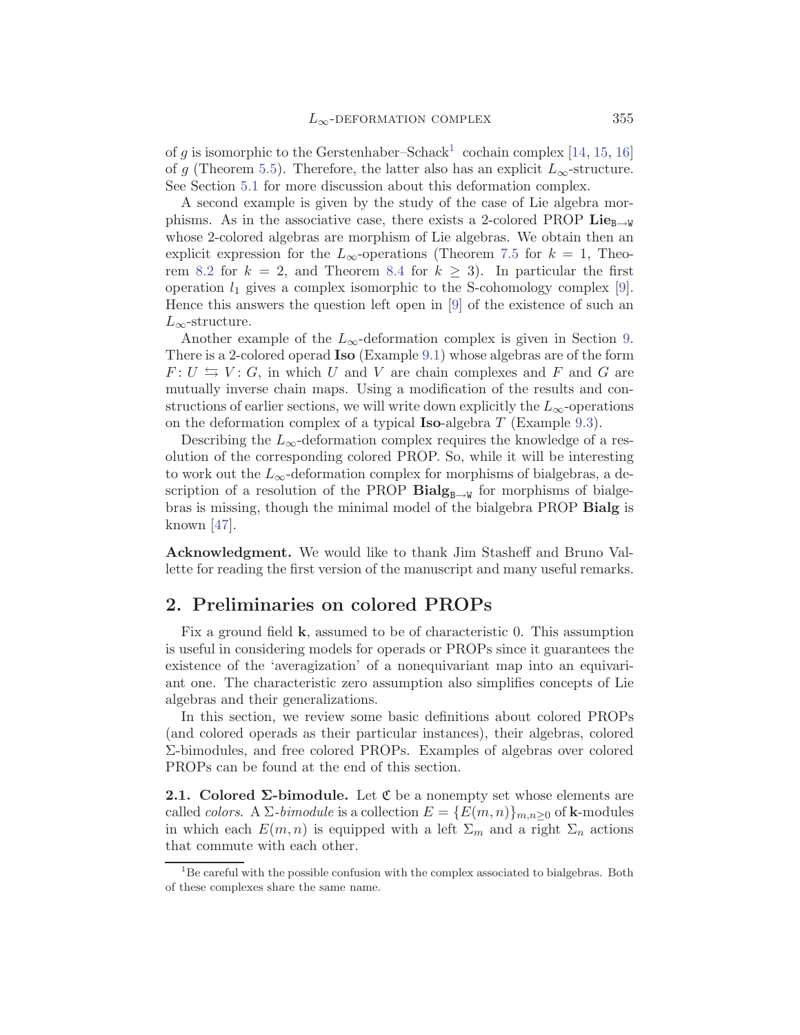of $g$ is isomorphic to the Gerstenhaber–Schack[1] cochain complex [14, 15, 16] of $g$ (Theorem 5.5). Therefore, the latter also has an explicit $L_\infty$-structure. See Section 5.1 for more discussion about this deformation complex.

A second example is given by the study of the case of Lie algebra morphisms. As in the associative case, there exists a 2-colored PROP $\mathbf{Lie}_{\mathtt{B}\to\mathtt{W}}$ whose 2-colored algebras are morphism of Lie algebras. We obtain then an explicit expression for the $L_\infty$-operations (Theorem 7.5 for $k = 1$, Theorem 8.2 for $k = 2$, and Theorem 8.4 for $k \geq 3$). In particular the first operation $l_1$ gives a complex isomorphic to the S-cohomology complex [9]. Hence this answers the question left open in [9] of the existence of such an $L_\infty$-structure.

Another example of the $L_\infty$-deformation complex is given in Section 9. There is a 2-colored operad **Iso** (Example 9.1) whose algebras are of the form $F\colon U \leftrightarrows V\colon G$, in which $U$ and $V$ are chain complexes and $F$ and $G$ are mutually inverse chain maps. Using a modification of the results and constructions of earlier sections, we will write down explicitly the $L_\infty$-operations on the deformation complex of a typical **Iso**-algebra $T$ (Example 9.3).

Describing the $L_\infty$-deformation complex requires the knowledge of a resolution of the corresponding colored PROP. So, while it will be interesting to work out the $L_\infty$-deformation complex for morphisms of bialgebras, a description of a resolution of the PROP $\mathbf{Bialg}_{\mathtt{B}\to\mathtt{W}}$ for morphisms of bialgebras is missing, though the minimal model of the bialgebra PROP **Bialg** is known [47].

**Acknowledgment.** We would like to thank Jim Stasheff and Bruno Vallette for reading the first version of the manuscript and many useful remarks.

## 2. Preliminaries on colored PROPs

Fix a ground field $\mathbf{k}$, assumed to be of characteristic 0. This assumption is useful in considering models for operads or PROPs since it guarantees the existence of the 'averagization' of a nonequivariant map into an equivariant one. The characteristic zero assumption also simplifies concepts of Lie algebras and their generalizations.

In this section, we review some basic definitions about colored PROPs (and colored operads as their particular instances), their algebras, colored $\Sigma$-bimodules, and free colored PROPs. Examples of algebras over colored PROPs can be found at the end of this section.

**2.1. Colored $\Sigma$-bimodule.** Let $\mathfrak{C}$ be a nonempty set whose elements are called *colors*. A $\Sigma$-*bimodule* is a collection $E = \{E(m,n)\}_{m,n\geq 0}$ of $\mathbf{k}$-modules in which each $E(m,n)$ is equipped with a left $\Sigma_m$ and a right $\Sigma_n$ actions that commute with each other.

[1] Be careful with the possible confusion with the complex associated to bialgebras. Both of these complexes share the same name.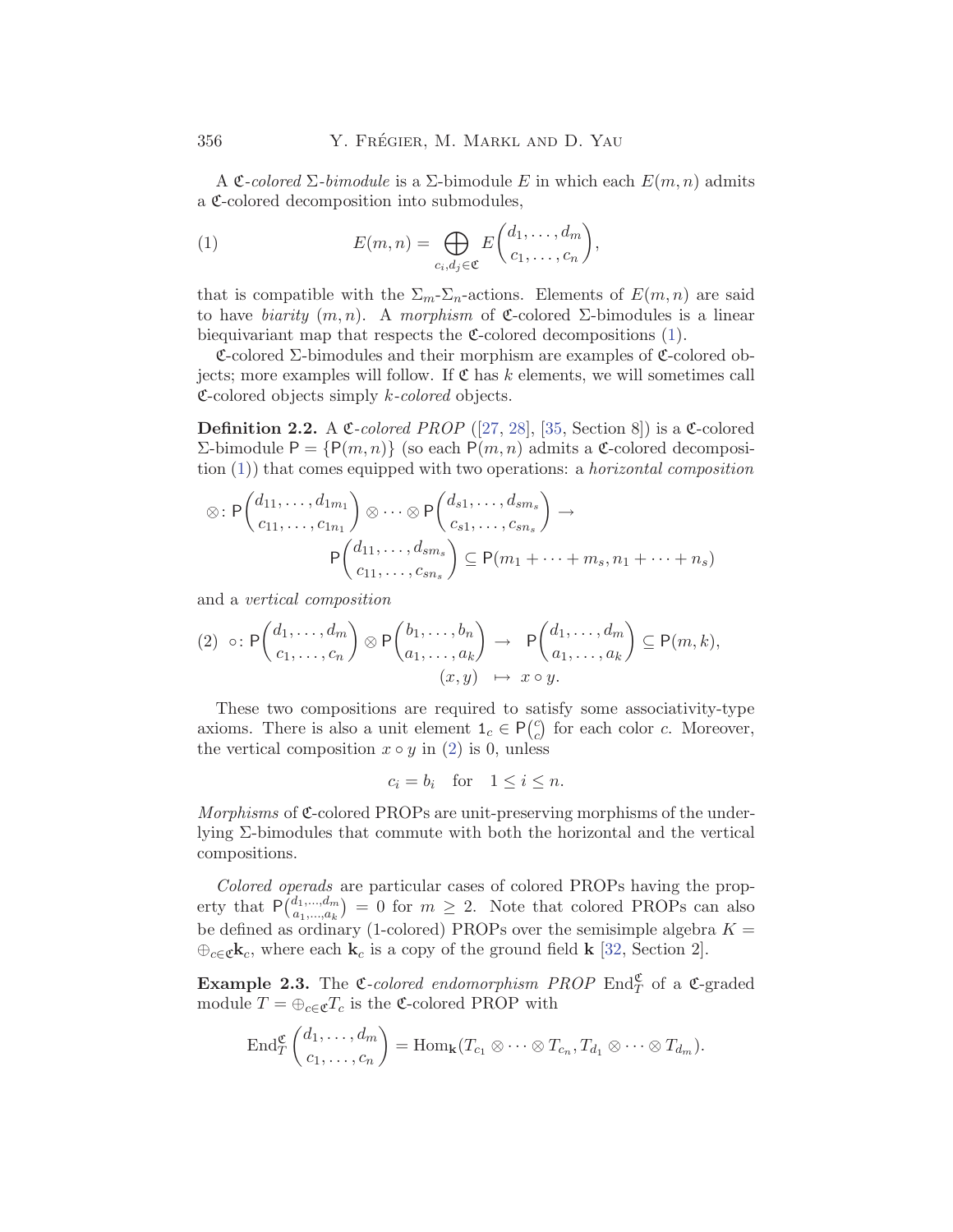A $\mathfrak{C}$*-colored* $\Sigma$*-bimodule* is a $\Sigma$-bimodule $E$ in which each $E(m,n)$ admits a $\mathfrak{C}$-colored decomposition into submodules,

$$E(m,n) = \bigoplus_{c_i,d_j \in \mathfrak{C}} E\binom{d_1,\ldots,d_m}{c_1,\ldots,c_n}, \tag{1}$$

that is compatible with the $\Sigma_m$-$\Sigma_n$-actions. Elements of $E(m,n)$ are said to have *biarity* $(m,n)$. A *morphism* of $\mathfrak{C}$-colored $\Sigma$-bimodules is a linear biequivariant map that respects the $\mathfrak{C}$-colored decompositions (1).

$\mathfrak{C}$-colored $\Sigma$-bimodules and their morphism are examples of $\mathfrak{C}$-colored objects; more examples will follow. If $\mathfrak{C}$ has $k$ elements, we will sometimes call $\mathfrak{C}$-colored objects simply $k$*-colored* objects.

**Definition 2.2.** A $\mathfrak{C}$*-colored PROP* ([27, 28], [35, Section 8]) is a $\mathfrak{C}$-colored $\Sigma$-bimodule $\mathsf{P} = \{\mathsf{P}(m,n)\}$ (so each $\mathsf{P}(m,n)$ admits a $\mathfrak{C}$-colored decomposition (1)) that comes equipped with two operations: a *horizontal composition*

$$\otimes\colon \mathsf{P}\binom{d_{11},\ldots,d_{1m_1}}{c_{11},\ldots,c_{1n_1}} \otimes \cdots \otimes \mathsf{P}\binom{d_{s1},\ldots,d_{sm_s}}{c_{s1},\ldots,c_{sn_s}} \to \mathsf{P}\binom{d_{11},\ldots,d_{sm_s}}{c_{11},\ldots,c_{sn_s}} \subseteq \mathsf{P}(m_1+\cdots+m_s, n_1+\cdots+n_s)$$

and a *vertical composition*

$$\circ\colon \mathsf{P}\binom{d_1,\ldots,d_m}{c_1,\ldots,c_n} \otimes \mathsf{P}\binom{b_1,\ldots,b_n}{a_1,\ldots,a_k} \to \mathsf{P}\binom{d_1,\ldots,d_m}{a_1,\ldots,a_k} \subseteq \mathsf{P}(m,k), \quad (x,y) \mapsto x \circ y. \tag{2}$$

These two compositions are required to satisfy some associativity-type axioms. There is also a unit element $\mathsf{1}_c \in \mathsf{P}\binom{c}{c}$ for each color $c$. Moreover, the vertical composition $x \circ y$ in (2) is 0, unless

$$c_i = b_i \quad \text{for} \quad 1 \le i \le n.$$

*Morphisms* of $\mathfrak{C}$-colored PROPs are unit-preserving morphisms of the underlying $\Sigma$-bimodules that commute with both the horizontal and the vertical compositions.

*Colored operads* are particular cases of colored PROPs having the property that $\mathsf{P}\binom{d_1,\ldots,d_m}{a_1,\ldots,a_k} = 0$ for $m \ge 2$. Note that colored PROPs can also be defined as ordinary (1-colored) PROPs over the semisimple algebra $K = \oplus_{c \in \mathfrak{C}} \mathbf{k}_c$, where each $\mathbf{k}_c$ is a copy of the ground field $\mathbf{k}$ [32, Section 2].

**Example 2.3.** The $\mathfrak{C}$*-colored endomorphism PROP* $\mathrm{End}_T^{\mathfrak{C}}$ of a $\mathfrak{C}$-graded module $T = \oplus_{c \in \mathfrak{C}} T_c$ is the $\mathfrak{C}$-colored PROP with

$$\mathrm{End}_T^{\mathfrak{C}}\binom{d_1,\ldots,d_m}{c_1,\ldots,c_n} = \mathrm{Hom}_{\mathbf{k}}(T_{c_1} \otimes \cdots \otimes T_{c_n}, T_{d_1} \otimes \cdots \otimes T_{d_m}).$$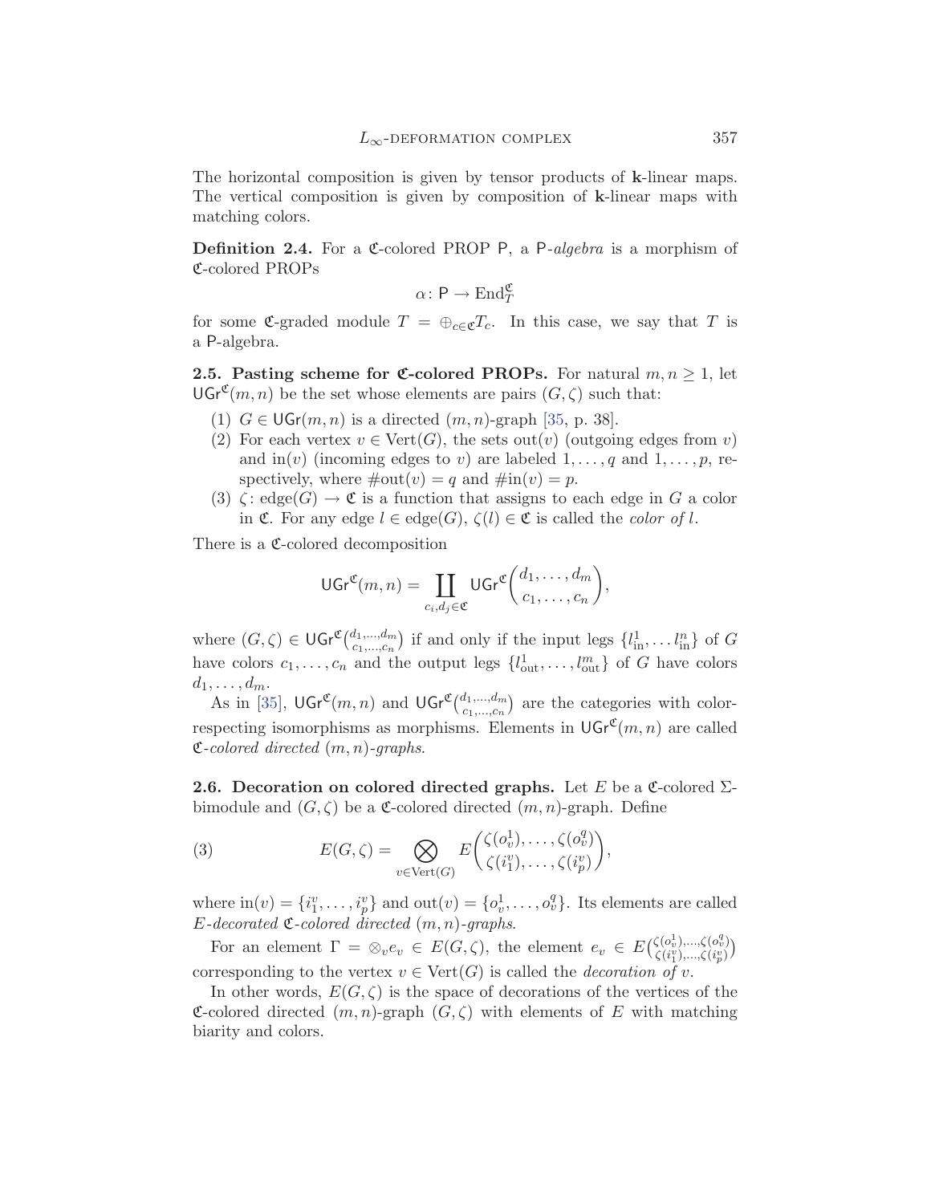The horizontal composition is given by tensor products of **k**-linear maps. The vertical composition is given by composition of **k**-linear maps with matching colors.

**Definition 2.4.** For a $\mathfrak{C}$-colored PROP $\mathsf{P}$, a $\mathsf{P}$-*algebra* is a morphism of $\mathfrak{C}$-colored PROPs

$$\alpha\colon \mathsf{P} \to \mathrm{End}_T^{\mathfrak{C}}$$

for some $\mathfrak{C}$-graded module $T = \oplus_{c \in \mathfrak{C}} T_c$. In this case, we say that $T$ is a $\mathsf{P}$-algebra.

**2.5. Pasting scheme for $\mathfrak{C}$-colored PROPs.** For natural $m, n \geq 1$, let $\mathsf{UGr}^{\mathfrak{C}}(m,n)$ be the set whose elements are pairs $(G, \zeta)$ such that:

1. $G \in \mathsf{UGr}(m,n)$ is a directed $(m,n)$-graph [35, p. 38].
2. For each vertex $v \in \mathrm{Vert}(G)$, the sets $\mathrm{out}(v)$ (outgoing edges from $v$) and $\mathrm{in}(v)$ (incoming edges to $v$) are labeled $1, \ldots, q$ and $1, \ldots, p$, respectively, where $\#\mathrm{out}(v) = q$ and $\#\mathrm{in}(v) = p$.
3. $\zeta\colon \mathrm{edge}(G) \to \mathfrak{C}$ is a function that assigns to each edge in $G$ a color in $\mathfrak{C}$. For any edge $l \in \mathrm{edge}(G)$, $\zeta(l) \in \mathfrak{C}$ is called the *color of* $l$.

There is a $\mathfrak{C}$-colored decomposition

$$\mathsf{UGr}^{\mathfrak{C}}(m,n) = \coprod_{c_i, d_j \in \mathfrak{C}} \mathsf{UGr}^{\mathfrak{C}}\binom{d_1, \ldots, d_m}{c_1, \ldots, c_n},$$

where $(G, \zeta) \in \mathsf{UGr}^{\mathfrak{C}}\binom{d_1, \ldots, d_m}{c_1, \ldots, c_n}$ if and only if the input legs $\{l_{\mathrm{in}}^1, \ldots l_{\mathrm{in}}^n\}$ of $G$ have colors $c_1, \ldots, c_n$ and the output legs $\{l_{\mathrm{out}}^1, \ldots, l_{\mathrm{out}}^m\}$ of $G$ have colors $d_1, \ldots, d_m$.

As in [35], $\mathsf{UGr}^{\mathfrak{C}}(m,n)$ and $\mathsf{UGr}^{\mathfrak{C}}\binom{d_1, \ldots, d_m}{c_1, \ldots, c_n}$ are the categories with color-respecting isomorphisms as morphisms. Elements in $\mathsf{UGr}^{\mathfrak{C}}(m,n)$ are called $\mathfrak{C}$-*colored directed* $(m,n)$-*graphs*.

**2.6. Decoration on colored directed graphs.** Let $E$ be a $\mathfrak{C}$-colored $\Sigma$-bimodule and $(G, \zeta)$ be a $\mathfrak{C}$-colored directed $(m,n)$-graph. Define

$$E(G, \zeta) = \bigotimes_{v \in \mathrm{Vert}(G)} E\binom{\zeta(o_v^1), \ldots, \zeta(o_v^q)}{\zeta(i_1^v), \ldots, \zeta(i_p^v)}, \tag{3}$$

where $\mathrm{in}(v) = \{i_1^v, \ldots, i_p^v\}$ and $\mathrm{out}(v) = \{o_v^1, \ldots, o_v^q\}$. Its elements are called $E$-*decorated* $\mathfrak{C}$-*colored directed* $(m,n)$-*graphs*.

For an element $\Gamma = \otimes_v e_v \in E(G, \zeta)$, the element $e_v \in E\binom{\zeta(o_v^1), \ldots, \zeta(o_v^q)}{\zeta(i_1^v), \ldots, \zeta(i_p^v)}$ corresponding to the vertex $v \in \mathrm{Vert}(G)$ is called the *decoration of* $v$.

In other words, $E(G, \zeta)$ is the space of decorations of the vertices of the $\mathfrak{C}$-colored directed $(m,n)$-graph $(G, \zeta)$ with elements of $E$ with matching biarity and colors.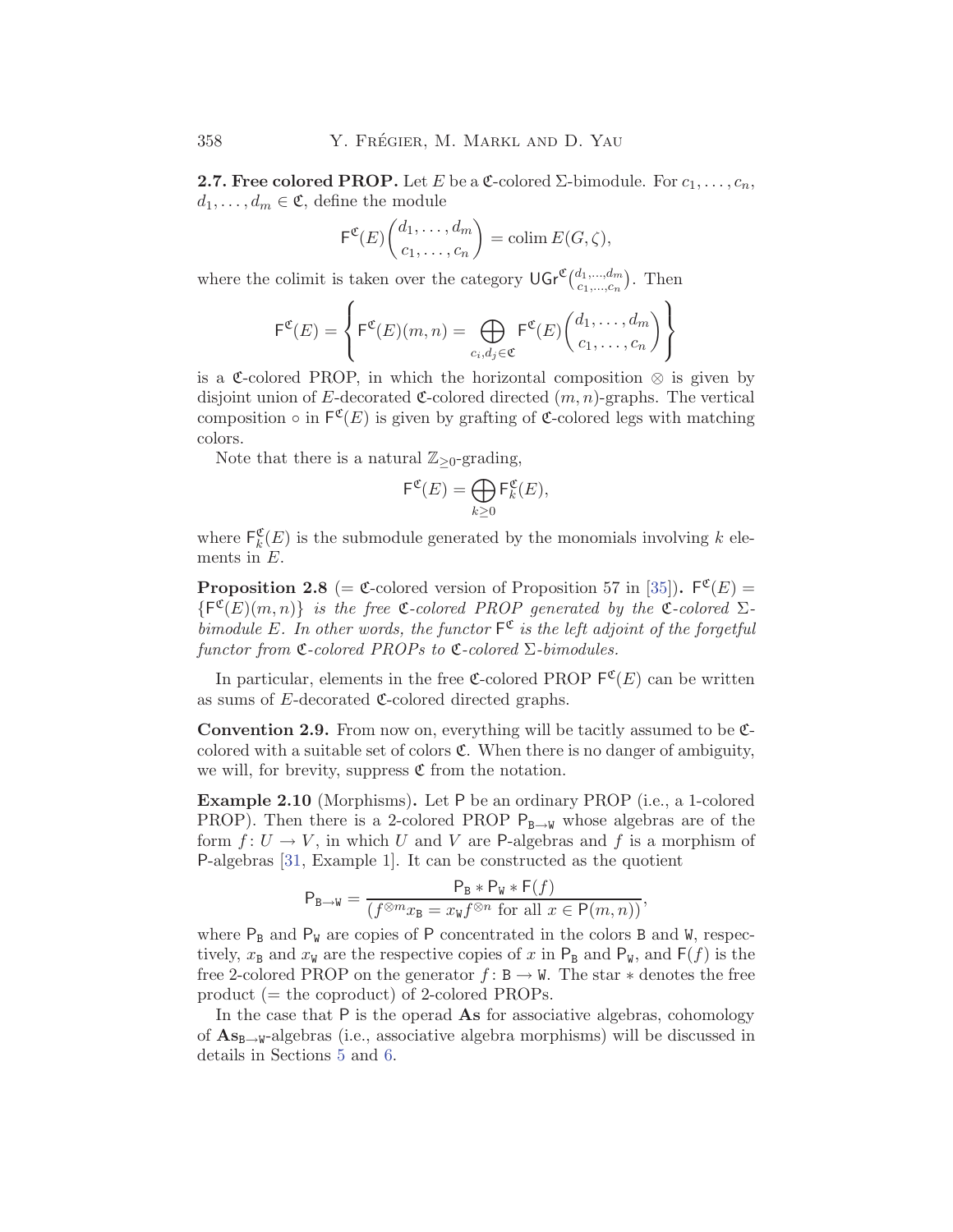**2.7. Free colored PROP.** Let $E$ be a $\mathfrak{C}$-colored $\Sigma$-bimodule. For $c_1, \ldots, c_n, d_1, \ldots, d_m \in \mathfrak{C}$, define the module

$$\mathsf{F}^{\mathfrak{C}}(E)\binom{d_1, \ldots, d_m}{c_1, \ldots, c_n} = \operatorname{colim} E(G, \zeta),$$

where the colimit is taken over the category $\mathsf{UGr}^{\mathfrak{C}}\binom{d_1,\ldots,d_m}{c_1,\ldots,c_n}$. Then

$$\mathsf{F}^{\mathfrak{C}}(E) = \left\{ \mathsf{F}^{\mathfrak{C}}(E)(m,n) = \bigoplus_{c_i, d_j \in \mathfrak{C}} \mathsf{F}^{\mathfrak{C}}(E)\binom{d_1, \ldots, d_m}{c_1, \ldots, c_n} \right\}$$

is a $\mathfrak{C}$-colored PROP, in which the horizontal composition $\otimes$ is given by disjoint union of $E$-decorated $\mathfrak{C}$-colored directed $(m,n)$-graphs. The vertical composition $\circ$ in $\mathsf{F}^{\mathfrak{C}}(E)$ is given by grafting of $\mathfrak{C}$-colored legs with matching colors.

Note that there is a natural $\mathbb{Z}_{\geq 0}$-grading,

$$\mathsf{F}^{\mathfrak{C}}(E) = \bigoplus_{k \geq 0} \mathsf{F}^{\mathfrak{C}}_k(E),$$

where $\mathsf{F}^{\mathfrak{C}}_k(E)$ is the submodule generated by the monomials involving $k$ elements in $E$.

**Proposition 2.8** (= $\mathfrak{C}$-colored version of Proposition 57 in [35])**.** $\mathsf{F}^{\mathfrak{C}}(E) = \{\mathsf{F}^{\mathfrak{C}}(E)(m,n)\}$ *is the free $\mathfrak{C}$-colored PROP generated by the $\mathfrak{C}$-colored $\Sigma$-bimodule $E$. In other words, the functor $\mathsf{F}^{\mathfrak{C}}$ is the left adjoint of the forgetful functor from $\mathfrak{C}$-colored PROPs to $\mathfrak{C}$-colored $\Sigma$-bimodules.*

In particular, elements in the free $\mathfrak{C}$-colored PROP $\mathsf{F}^{\mathfrak{C}}(E)$ can be written as sums of $E$-decorated $\mathfrak{C}$-colored directed graphs.

**Convention 2.9.** From now on, everything will be tacitly assumed to be $\mathfrak{C}$-colored with a suitable set of colors $\mathfrak{C}$. When there is no danger of ambiguity, we will, for brevity, suppress $\mathfrak{C}$ from the notation.

**Example 2.10** (Morphisms)**.** Let $\mathsf{P}$ be an ordinary PROP (i.e., a 1-colored PROP). Then there is a 2-colored PROP $\mathsf{P}_{\mathtt{B}\to\mathtt{W}}$ whose algebras are of the form $f\colon U \to V$, in which $U$ and $V$ are $\mathsf{P}$-algebras and $f$ is a morphism of $\mathsf{P}$-algebras [31, Example 1]. It can be constructed as the quotient

$$\mathsf{P}_{\mathtt{B}\to\mathtt{W}} = \frac{\mathsf{P}_{\mathtt{B}} * \mathsf{P}_{\mathtt{W}} * \mathsf{F}(f)}{(f^{\otimes m} x_{\mathtt{B}} = x_{\mathtt{W}} f^{\otimes n} \text{ for all } x \in \mathsf{P}(m,n))},$$

where $\mathsf{P}_{\mathtt{B}}$ and $\mathsf{P}_{\mathtt{W}}$ are copies of $\mathsf{P}$ concentrated in the colors $\mathtt{B}$ and $\mathtt{W}$, respectively, $x_{\mathtt{B}}$ and $x_{\mathtt{W}}$ are the respective copies of $x$ in $\mathsf{P}_{\mathtt{B}}$ and $\mathsf{P}_{\mathtt{W}}$, and $\mathsf{F}(f)$ is the free 2-colored PROP on the generator $f\colon \mathtt{B} \to \mathtt{W}$. The star $*$ denotes the free product (= the coproduct) of 2-colored PROPs.

In the case that $\mathsf{P}$ is the operad $\mathbf{As}$ for associative algebras, cohomology of $\mathbf{As}_{\mathtt{B}\to\mathtt{W}}$-algebras (i.e., associative algebra morphisms) will be discussed in details in Sections 5 and 6.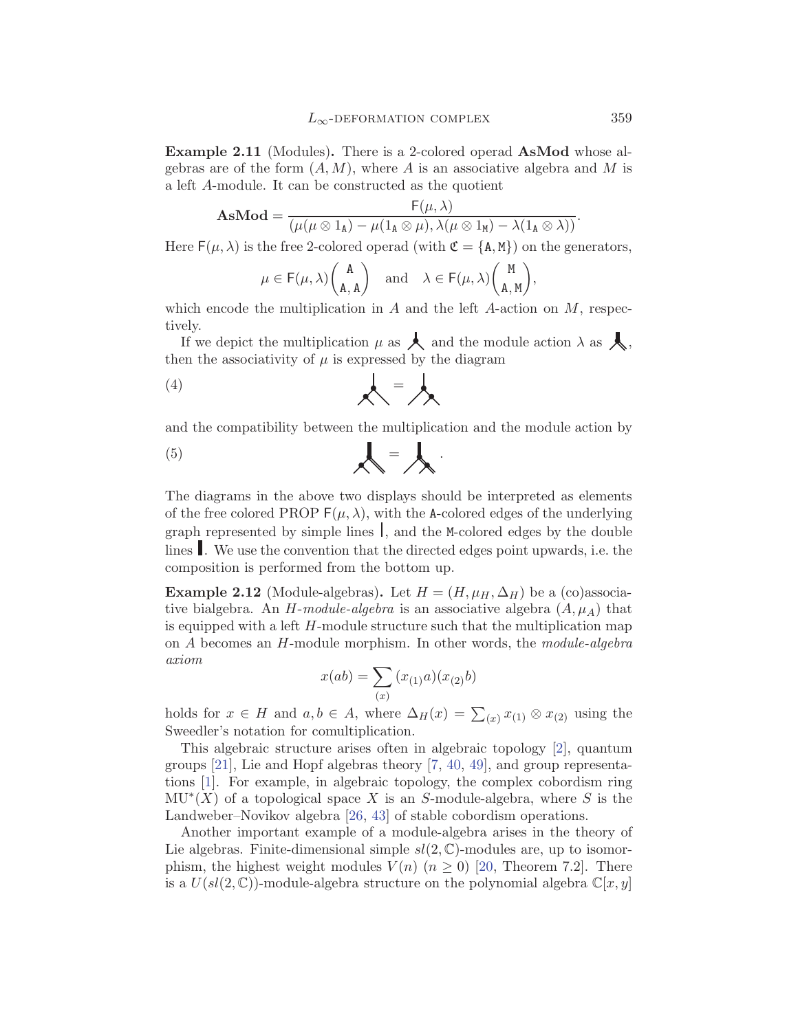**Example 2.11** (Modules)**.** There is a 2-colored operad **AsMod** whose algebras are of the form $(A, M)$, where $A$ is an associative algebra and $M$ is a left $A$-module. It can be constructed as the quotient

$$\mathbf{AsMod} = \frac{\mathsf{F}(\mu, \lambda)}{(\mu(\mu \otimes 1_{\mathtt{A}}) - \mu(1_{\mathtt{A}} \otimes \mu), \lambda(\mu \otimes 1_{\mathtt{M}}) - \lambda(1_{\mathtt{A}} \otimes \lambda))}.$$

Here $\mathsf{F}(\mu, \lambda)$ is the free 2-colored operad (with $\mathfrak{C} = \{\mathtt{A}, \mathtt{M}\}$) on the generators,

$$\mu \in \mathsf{F}(\mu, \lambda)\binom{\mathtt{A}}{\mathtt{A}, \mathtt{A}} \quad \text{and} \quad \lambda \in \mathsf{F}(\mu, \lambda)\binom{\mathtt{M}}{\mathtt{A}, \mathtt{M}},$$

which encode the multiplication in $A$ and the left $A$-action on $M$, respectively.

If we depict the multiplication $\mu$ as [diagram] and the module action $\lambda$ as [diagram], then the associativity of $\mu$ is expressed by the diagram

(4) [diagram] = [diagram]

and the compatibility between the multiplication and the module action by

(5) [diagram] = [diagram] .

The diagrams in the above two displays should be interpreted as elements of the free colored PROP $\mathsf{F}(\mu, \lambda)$, with the $\mathtt{A}$-colored edges of the underlying graph represented by simple lines |, and the $\mathtt{M}$-colored edges by the double lines ‖. We use the convention that the directed edges point upwards, i.e. the composition is performed from the bottom up.

**Example 2.12** (Module-algebras)**.** Let $H = (H, \mu_H, \Delta_H)$ be a (co)associative bialgebra. An *H-module-algebra* is an associative algebra $(A, \mu_A)$ that is equipped with a left $H$-module structure such that the multiplication map on $A$ becomes an $H$-module morphism. In other words, the *module-algebra axiom*

$$x(ab) = \sum_{(x)} (x_{(1)}a)(x_{(2)}b)$$

holds for $x \in H$ and $a, b \in A$, where $\Delta_H(x) = \sum_{(x)} x_{(1)} \otimes x_{(2)}$ using the Sweedler's notation for comultiplication.

This algebraic structure arises often in algebraic topology [2], quantum groups [21], Lie and Hopf algebras theory [7, 40, 49], and group representations [1]. For example, in algebraic topology, the complex cobordism ring $\mathrm{MU}^*(X)$ of a topological space $X$ is an $S$-module-algebra, where $S$ is the Landweber–Novikov algebra [26, 43] of stable cobordism operations.

Another important example of a module-algebra arises in the theory of Lie algebras. Finite-dimensional simple $sl(2, \mathbb{C})$-modules are, up to isomorphism, the highest weight modules $V(n)$ $(n \geq 0)$ [20, Theorem 7.2]. There is a $U(sl(2, \mathbb{C}))$-module-algebra structure on the polynomial algebra $\mathbb{C}[x, y]$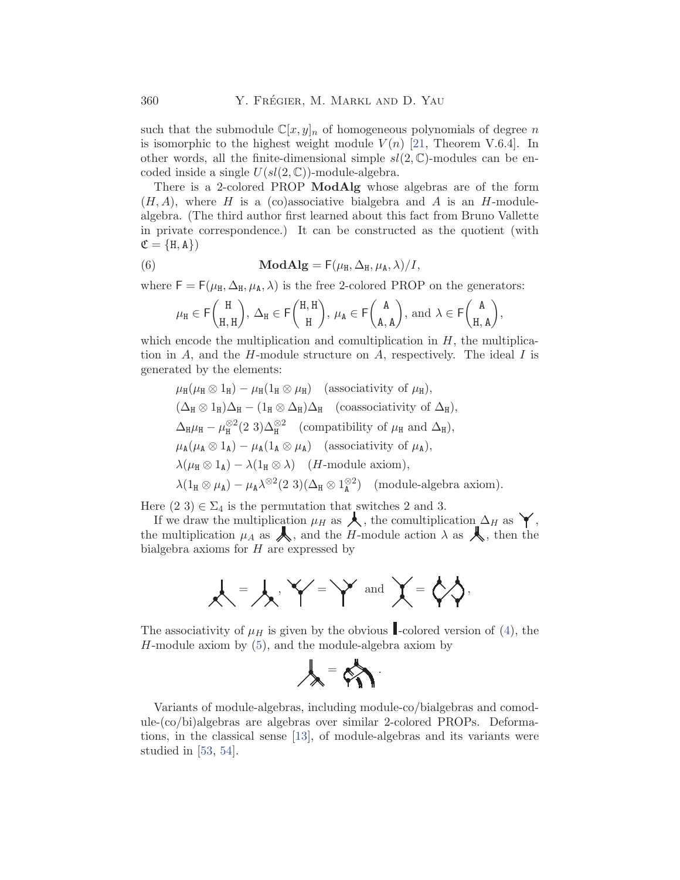such that the submodule $\mathbb{C}[x,y]_n$ of homogeneous polynomials of degree $n$ is isomorphic to the highest weight module $V(n)$ [21, Theorem V.6.4]. In other words, all the finite-dimensional simple $sl(2,\mathbb{C})$-modules can be encoded inside a single $U(sl(2,\mathbb{C}))$-module-algebra.

There is a 2-colored PROP **ModAlg** whose algebras are of the form $(H, A)$, where $H$ is a (co)associative bialgebra and $A$ is an $H$-module-algebra. (The third author first learned about this fact from Bruno Vallette in private correspondence.) It can be constructed as the quotient (with $\mathfrak{C} = \{\mathtt{H}, \mathtt{A}\}$)

$$\mathbf{ModAlg} = \mathsf{F}(\mu_{\mathtt{H}}, \Delta_{\mathtt{H}}, \mu_{\mathtt{A}}, \lambda)/I, \tag{6}$$

where $\mathsf{F} = \mathsf{F}(\mu_{\mathtt{H}}, \Delta_{\mathtt{H}}, \mu_{\mathtt{A}}, \lambda)$ is the free 2-colored PROP on the generators:

$$\mu_{\mathtt{H}} \in \mathsf{F}\binom{\mathtt{H}}{\mathtt{H},\mathtt{H}},\ \Delta_{\mathtt{H}} \in \mathsf{F}\binom{\mathtt{H},\mathtt{H}}{\mathtt{H}},\ \mu_{\mathtt{A}} \in \mathsf{F}\binom{\mathtt{A}}{\mathtt{A},\mathtt{A}},\ \text{and}\ \lambda \in \mathsf{F}\binom{\mathtt{A}}{\mathtt{H},\mathtt{A}},$$

which encode the multiplication and comultiplication in $H$, the multiplication in $A$, and the $H$-module structure on $A$, respectively. The ideal $I$ is generated by the elements:

$$\begin{aligned}
&\mu_{\mathtt{H}}(\mu_{\mathtt{H}} \otimes 1_{\mathtt{H}}) - \mu_{\mathtt{H}}(1_{\mathtt{H}} \otimes \mu_{\mathtt{H}}) \quad \text{(associativity of } \mu_{\mathtt{H}}\text{)},\\
&(\Delta_{\mathtt{H}} \otimes 1_{\mathtt{H}})\Delta_{\mathtt{H}} - (1_{\mathtt{H}} \otimes \Delta_{\mathtt{H}})\Delta_{\mathtt{H}} \quad \text{(coassociativity of } \Delta_{\mathtt{H}}\text{)},\\
&\Delta_{\mathtt{H}}\mu_{\mathtt{H}} - \mu_{\mathtt{H}}^{\otimes 2}(2\ 3)\Delta_{\mathtt{H}}^{\otimes 2} \quad \text{(compatibility of } \mu_{\mathtt{H}} \text{ and } \Delta_{\mathtt{H}}\text{)},\\
&\mu_{\mathtt{A}}(\mu_{\mathtt{A}} \otimes 1_{\mathtt{A}}) - \mu_{\mathtt{A}}(1_{\mathtt{A}} \otimes \mu_{\mathtt{A}}) \quad \text{(associativity of } \mu_{\mathtt{A}}\text{)},\\
&\lambda(\mu_{\mathtt{H}} \otimes 1_{\mathtt{A}}) - \lambda(1_{\mathtt{H}} \otimes \lambda) \quad (H\text{-module axiom}),\\
&\lambda(1_{\mathtt{H}} \otimes \mu_{\mathtt{A}}) - \mu_{\mathtt{A}}\lambda^{\otimes 2}(2\ 3)(\Delta_{\mathtt{H}} \otimes 1_{\mathtt{A}}^{\otimes 2}) \quad \text{(module-algebra axiom)}.
\end{aligned}$$

Here $(2\ 3) \in \Sigma_4$ is the permutation that switches 2 and 3.

If we draw the multiplication $\mu_H$ as ⅄, the comultiplication $\Delta_H$ as Y, the multiplication $\mu_A$ as ⅄, and the $H$-module action $\lambda$ as ⅄, then the bialgebra axioms for $H$ are expressed by

[diagrams: associativity, coassociativity and compatibility relations]

The associativity of $\mu_H$ is given by the obvious ▌-colored version of (4), the $H$-module axiom by (5), and the module-algebra axiom by

[diagram: module-algebra axiom]

Variants of module-algebras, including module-co/bialgebras and comodule-(co/bi)algebras are algebras over similar 2-colored PROPs. Deformations, in the classical sense [13], of module-algebras and its variants were studied in [53, 54].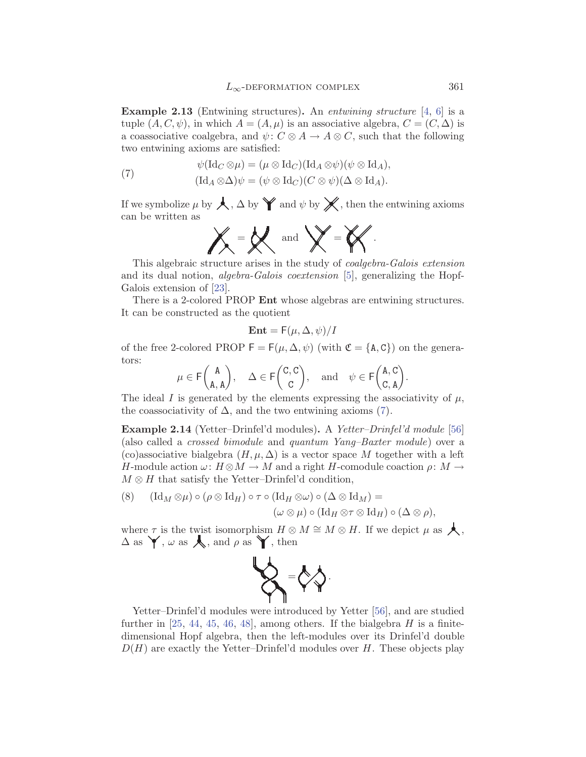**Example 2.13** (Entwining structures)**.** An *entwining structure* [4, 6] is a tuple $(A, C, \psi)$, in which $A = (A, \mu)$ is an associative algebra, $C = (C, \Delta)$ is a coassociative coalgebra, and $\psi \colon C \otimes A \to A \otimes C$, such that the following two entwining axioms are satisfied:

$$
\begin{aligned}
&\psi(\mathrm{Id}_C \otimes \mu) = (\mu \otimes \mathrm{Id}_C)(\mathrm{Id}_A \otimes \psi)(\psi \otimes \mathrm{Id}_A), \\
&(\mathrm{Id}_A \otimes \Delta)\psi = (\psi \otimes \mathrm{Id}_C)(C \otimes \psi)(\Delta \otimes \mathrm{Id}_A).
\end{aligned}
\tag{7}
$$

If we symbolize $\mu$ by ⅄, $\Delta$ by Y and $\psi$ by ✕, then the entwining axioms can be written as

[diagram] $=$ [diagram] and [diagram] $=$ [diagram].

This algebraic structure arises in the study of *coalgebra-Galois extension* and its dual notion, *algebra-Galois coextension* [5], generalizing the Hopf-Galois extension of [23].

There is a 2-colored PROP **Ent** whose algebras are entwining structures. It can be constructed as the quotient

$$
\mathbf{Ent} = \mathsf{F}(\mu, \Delta, \psi)/I
$$

of the free 2-colored PROP $\mathsf{F} = \mathsf{F}(\mu, \Delta, \psi)$ (with $\mathfrak{C} = \{\mathtt{A}, \mathtt{C}\}$) on the generators:

$$
\mu \in \mathsf{F}\binom{\mathtt{A}}{\mathtt{A}, \mathtt{A}}, \quad \Delta \in \mathsf{F}\binom{\mathtt{C}, \mathtt{C}}{\mathtt{C}}, \quad \text{and} \quad \psi \in \mathsf{F}\binom{\mathtt{A}, \mathtt{C}}{\mathtt{C}, \mathtt{A}}.
$$

The ideal $I$ is generated by the elements expressing the associativity of $\mu$, the coassociativity of $\Delta$, and the two entwining axioms (7).

**Example 2.14** (Yetter–Drinfel'd modules)**.** A *Yetter–Drinfel'd module* [56] (also called a *crossed bimodule* and *quantum Yang–Baxter module*) over a (co)associative bialgebra $(H, \mu, \Delta)$ is a vector space $M$ together with a left $H$-module action $\omega \colon H \otimes M \to M$ and a right $H$-comodule coaction $\rho \colon M \to M \otimes H$ that satisfy the Yetter–Drinfel'd condition,

$$
\begin{aligned}
(8) \quad &(\mathrm{Id}_M \otimes \mu) \circ (\rho \otimes \mathrm{Id}_H) \circ \tau \circ (\mathrm{Id}_H \otimes \omega) \circ (\Delta \otimes \mathrm{Id}_M) = \\
&\qquad\qquad (\omega \otimes \mu) \circ (\mathrm{Id}_H \otimes \tau \otimes \mathrm{Id}_H) \circ (\Delta \otimes \rho),
\end{aligned}
$$

where $\tau$ is the twist isomorphism $H \otimes M \cong M \otimes H$. If we depict $\mu$ as ⅄, $\Delta$ as Y, $\omega$ as ⅄, and $\rho$ as Y, then

[diagram] $=$ [diagram].

Yetter–Drinfel'd modules were introduced by Yetter [56], and are studied further in [25, 44, 45, 46, 48], among others. If the bialgebra $H$ is a finite-dimensional Hopf algebra, then the left-modules over its Drinfel'd double $D(H)$ are exactly the Yetter–Drinfel'd modules over $H$. These objects play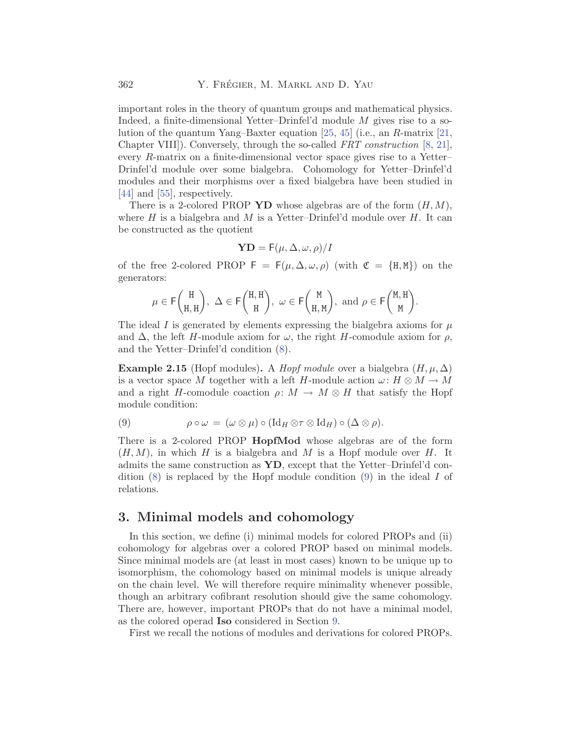important roles in the theory of quantum groups and mathematical physics. Indeed, a finite-dimensional Yetter–Drinfel'd module $M$ gives rise to a solution of the quantum Yang–Baxter equation [25, 45] (i.e., an $R$-matrix [21, Chapter VIII]). Conversely, through the so-called *FRT construction* [8, 21], every $R$-matrix on a finite-dimensional vector space gives rise to a Yetter–Drinfel'd module over some bialgebra. Cohomology for Yetter–Drinfel'd modules and their morphisms over a fixed bialgebra have been studied in [44] and [55], respectively.

There is a 2-colored PROP **YD** whose algebras are of the form $(H, M)$, where $H$ is a bialgebra and $M$ is a Yetter–Drinfel'd module over $H$. It can be constructed as the quotient

$$\mathbf{YD} = \mathsf{F}(\mu, \Delta, \omega, \rho)/I$$

of the free 2-colored PROP $\mathsf{F} = \mathsf{F}(\mu, \Delta, \omega, \rho)$ (with $\mathfrak{C} = \{\mathtt{H}, \mathtt{M}\}$) on the generators:

$$\mu \in \mathsf{F}\binom{\mathtt{H}}{\mathtt{H},\mathtt{H}},\ \Delta \in \mathsf{F}\binom{\mathtt{H},\mathtt{H}}{\mathtt{H}},\ \omega \in \mathsf{F}\binom{\mathtt{M}}{\mathtt{H},\mathtt{M}},\ \text{and}\ \rho \in \mathsf{F}\binom{\mathtt{M},\mathtt{H}}{\mathtt{M}}.$$

The ideal $I$ is generated by elements expressing the bialgebra axioms for $\mu$ and $\Delta$, the left $H$-module axiom for $\omega$, the right $H$-comodule axiom for $\rho$, and the Yetter–Drinfel'd condition (8).

**Example 2.15** (Hopf modules)**.** A *Hopf module* over a bialgebra $(H, \mu, \Delta)$ is a vector space $M$ together with a left $H$-module action $\omega\colon H \otimes M \to M$ and a right $H$-comodule coaction $\rho\colon M \to M \otimes H$ that satisfy the Hopf module condition:

$$\rho \circ \omega = (\omega \otimes \mu) \circ (\mathrm{Id}_H \otimes \tau \otimes \mathrm{Id}_H) \circ (\Delta \otimes \rho). \tag{9}$$

There is a 2-colored PROP **HopfMod** whose algebras are of the form $(H, M)$, in which $H$ is a bialgebra and $M$ is a Hopf module over $H$. It admits the same construction as **YD**, except that the Yetter–Drinfel'd condition (8) is replaced by the Hopf module condition (9) in the ideal $I$ of relations.

## 3. Minimal models and cohomology

In this section, we define (i) minimal models for colored PROPs and (ii) cohomology for algebras over a colored PROP based on minimal models. Since minimal models are (at least in most cases) known to be unique up to isomorphism, the cohomology based on minimal models is unique already on the chain level. We will therefore require minimality whenever possible, though an arbitrary cofibrant resolution should give the same cohomology. There are, however, important PROPs that do not have a minimal model, as the colored operad **Iso** considered in Section 9.

First we recall the notions of modules and derivations for colored PROPs.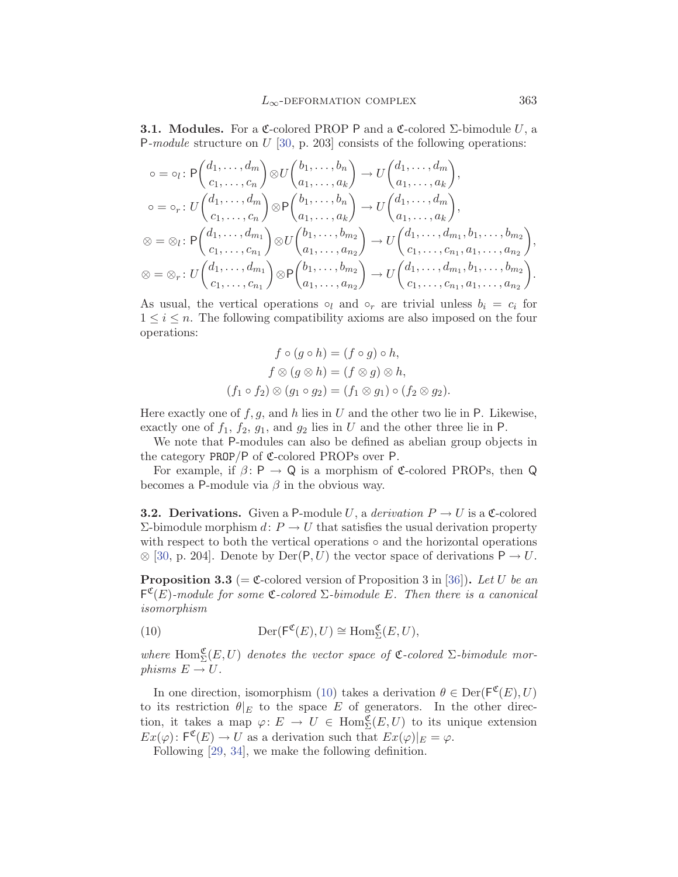**3.1. Modules.** For a $\mathfrak{C}$-colored PROP $\mathsf{P}$ and a $\mathfrak{C}$-colored $\Sigma$-bimodule $U$, a $\mathsf{P}$-*module* structure on $U$ [30, p. 203] consists of the following operations:

$$\circ = \circ_l \colon \mathsf{P}\binom{d_1, \ldots, d_m}{c_1, \ldots, c_n} \otimes U\binom{b_1, \ldots, b_n}{a_1, \ldots, a_k} \to U\binom{d_1, \ldots, d_m}{a_1, \ldots, a_k},$$

$$\circ = \circ_r \colon U\binom{d_1, \ldots, d_m}{c_1, \ldots, c_n} \otimes \mathsf{P}\binom{b_1, \ldots, b_n}{a_1, \ldots, a_k} \to U\binom{d_1, \ldots, d_m}{a_1, \ldots, a_k},$$

$$\otimes = \otimes_l \colon \mathsf{P}\binom{d_1, \ldots, d_{m_1}}{c_1, \ldots, c_{n_1}} \otimes U\binom{b_1, \ldots, b_{m_2}}{a_1, \ldots, a_{n_2}} \to U\binom{d_1, \ldots, d_{m_1}, b_1, \ldots, b_{m_2}}{c_1, \ldots, c_{n_1}, a_1, \ldots, a_{n_2}},$$

$$\otimes = \otimes_r \colon U\binom{d_1, \ldots, d_{m_1}}{c_1, \ldots, c_{n_1}} \otimes \mathsf{P}\binom{b_1, \ldots, b_{m_2}}{a_1, \ldots, a_{n_2}} \to U\binom{d_1, \ldots, d_{m_1}, b_1, \ldots, b_{m_2}}{c_1, \ldots, c_{n_1}, a_1, \ldots, a_{n_2}}.$$

As usual, the vertical operations $\circ_l$ and $\circ_r$ are trivial unless $b_i = c_i$ for $1 \leq i \leq n$. The following compatibility axioms are also imposed on the four operations:

$$f \circ (g \circ h) = (f \circ g) \circ h,$$
$$f \otimes (g \otimes h) = (f \otimes g) \otimes h,$$
$$(f_1 \circ f_2) \otimes (g_1 \circ g_2) = (f_1 \otimes g_1) \circ (f_2 \otimes g_2).$$

Here exactly one of $f, g$, and $h$ lies in $U$ and the other two lie in $\mathsf{P}$. Likewise, exactly one of $f_1$, $f_2$, $g_1$, and $g_2$ lies in $U$ and the other three lie in $\mathsf{P}$.

We note that $\mathsf{P}$-modules can also be defined as abelian group objects in the category $\mathtt{PROP}/\mathsf{P}$ of $\mathfrak{C}$-colored PROPs over $\mathsf{P}$.

For example, if $\beta \colon \mathsf{P} \to \mathsf{Q}$ is a morphism of $\mathfrak{C}$-colored PROPs, then $\mathsf{Q}$ becomes a $\mathsf{P}$-module via $\beta$ in the obvious way.

**3.2. Derivations.** Given a $\mathsf{P}$-module $U$, a *derivation* $P \to U$ is a $\mathfrak{C}$-colored $\Sigma$-bimodule morphism $d \colon P \to U$ that satisfies the usual derivation property with respect to both the vertical operations $\circ$ and the horizontal operations $\otimes$ [30, p. 204]. Denote by $\operatorname{Der}(\mathsf{P}, U)$ the vector space of derivations $\mathsf{P} \to U$.

**Proposition 3.3** (= $\mathfrak{C}$-colored version of Proposition 3 in [36])**.** *Let $U$ be an $\mathsf{F}^{\mathfrak{C}}(E)$-module for some $\mathfrak{C}$-colored $\Sigma$-bimodule $E$. Then there is a canonical isomorphism*

$$\operatorname{Der}(\mathsf{F}^{\mathfrak{C}}(E), U) \cong \operatorname{Hom}^{\mathfrak{C}}_{\Sigma}(E, U), \tag{10}$$

*where $\operatorname{Hom}^{\mathfrak{C}}_{\Sigma}(E, U)$ denotes the vector space of $\mathfrak{C}$-colored $\Sigma$-bimodule morphisms $E \to U$.*

In one direction, isomorphism (10) takes a derivation $\theta \in \operatorname{Der}(\mathsf{F}^{\mathfrak{C}}(E), U)$ to its restriction $\theta|_E$ to the space $E$ of generators. In the other direction, it takes a map $\varphi \colon E \to U \in \operatorname{Hom}^{\mathfrak{C}}_{\Sigma}(E, U)$ to its unique extension $Ex(\varphi) \colon \mathsf{F}^{\mathfrak{C}}(E) \to U$ as a derivation such that $Ex(\varphi)|_E = \varphi$.

Following [29, 34], we make the following definition.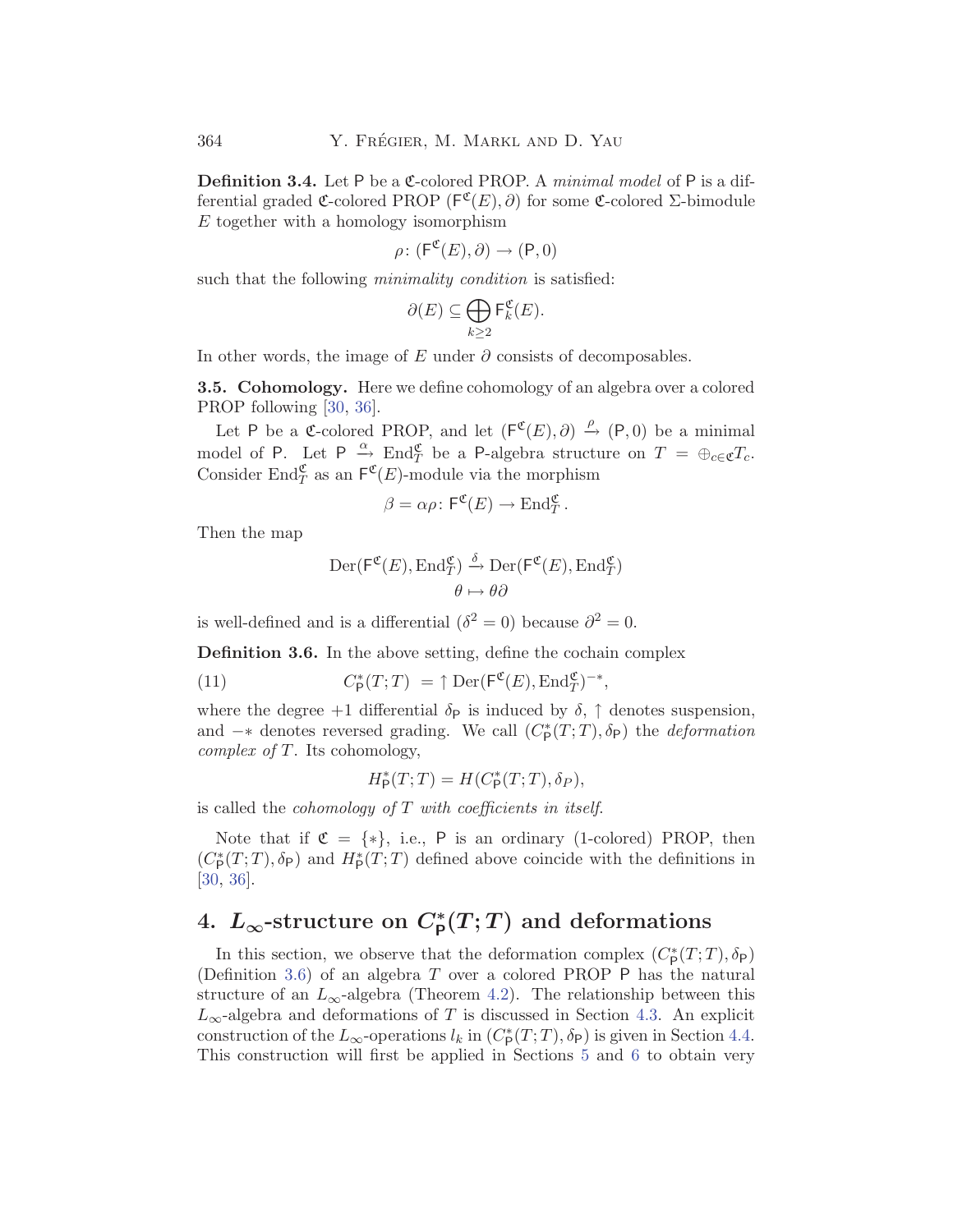**Definition 3.4.** Let $\mathsf{P}$ be a $\mathfrak{C}$-colored PROP. A *minimal model* of $\mathsf{P}$ is a differential graded $\mathfrak{C}$-colored PROP $(\mathsf{F}^{\mathfrak{C}}(E), \partial)$ for some $\mathfrak{C}$-colored $\Sigma$-bimodule $E$ together with a homology isomorphism

$$\rho\colon (\mathsf{F}^{\mathfrak{C}}(E), \partial) \to (\mathsf{P}, 0)$$

such that the following *minimality condition* is satisfied:

$$\partial(E) \subseteq \bigoplus_{k \geq 2} \mathsf{F}^{\mathfrak{C}}_k(E).$$

In other words, the image of $E$ under $\partial$ consists of decomposables.

**3.5. Cohomology.** Here we define cohomology of an algebra over a colored PROP following [30, 36].

Let $\mathsf{P}$ be a $\mathfrak{C}$-colored PROP, and let $(\mathsf{F}^{\mathfrak{C}}(E), \partial) \xrightarrow{\rho} (\mathsf{P}, 0)$ be a minimal model of $\mathsf{P}$. Let $\mathsf{P} \xrightarrow{\alpha} \mathrm{End}^{\mathfrak{C}}_T$ be a $\mathsf{P}$-algebra structure on $T = \oplus_{c \in \mathfrak{C}} T_c$. Consider $\mathrm{End}^{\mathfrak{C}}_T$ as an $\mathsf{F}^{\mathfrak{C}}(E)$-module via the morphism

$$\beta = \alpha\rho\colon \mathsf{F}^{\mathfrak{C}}(E) \to \mathrm{End}^{\mathfrak{C}}_T.$$

Then the map

$$\mathrm{Der}(\mathsf{F}^{\mathfrak{C}}(E), \mathrm{End}^{\mathfrak{C}}_T) \xrightarrow{\delta} \mathrm{Der}(\mathsf{F}^{\mathfrak{C}}(E), \mathrm{End}^{\mathfrak{C}}_T)$$
$$\theta \mapsto \theta\partial$$

is well-defined and is a differential ($\delta^2 = 0$) because $\partial^2 = 0$.

**Definition 3.6.** In the above setting, define the cochain complex

$$C^*_{\mathsf{P}}(T;T) \ = \uparrow \mathrm{Der}(\mathsf{F}^{\mathfrak{C}}(E), \mathrm{End}^{\mathfrak{C}}_T)^{-*}, \tag{11}$$

where the degree $+1$ differential $\delta_{\mathsf{P}}$ is induced by $\delta$, $\uparrow$ denotes suspension, and $-*$ denotes reversed grading. We call $(C^*_{\mathsf{P}}(T;T), \delta_{\mathsf{P}})$ the *deformation complex of* $T$. Its cohomology,

$$H^*_{\mathsf{P}}(T;T) = H(C^*_{\mathsf{P}}(T;T), \delta_P),$$

is called the *cohomology of* $T$ *with coefficients in itself*.

Note that if $\mathfrak{C} = \{*\}$, i.e., $\mathsf{P}$ is an ordinary (1-colored) PROP, then $(C^*_{\mathsf{P}}(T;T), \delta_{\mathsf{P}})$ and $H^*_{\mathsf{P}}(T;T)$ defined above coincide with the definitions in [30, 36].

# 4. $L_\infty$-structure on $C^*_{\mathsf{P}}(T;T)$ and deformations

In this section, we observe that the deformation complex $(C^*_{\mathsf{P}}(T;T), \delta_{\mathsf{P}})$ (Definition 3.6) of an algebra $T$ over a colored PROP $\mathsf{P}$ has the natural structure of an $L_\infty$-algebra (Theorem 4.2). The relationship between this $L_\infty$-algebra and deformations of $T$ is discussed in Section 4.3. An explicit construction of the $L_\infty$-operations $l_k$ in $(C^*_{\mathsf{P}}(T;T), \delta_{\mathsf{P}})$ is given in Section 4.4. This construction will first be applied in Sections 5 and 6 to obtain very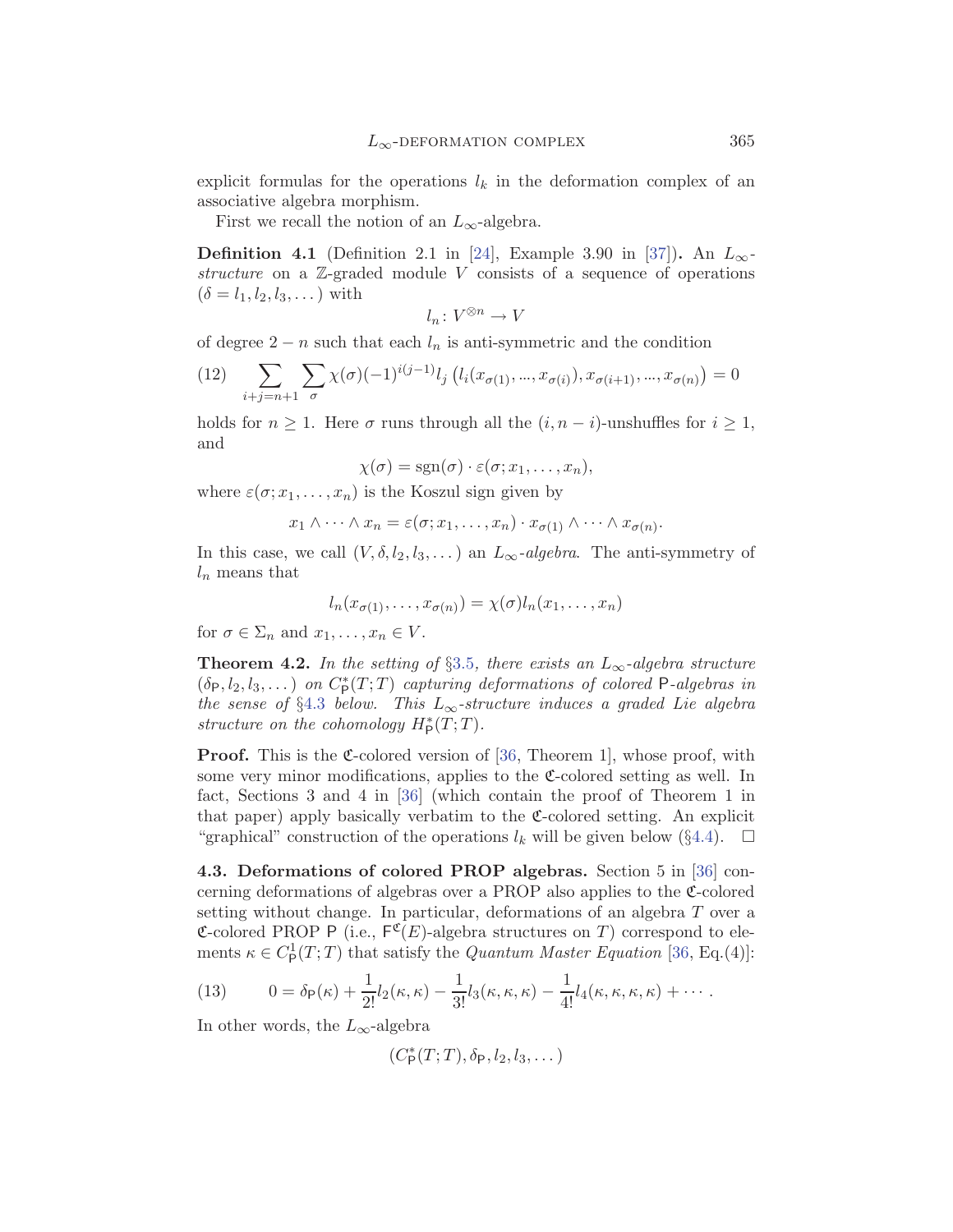explicit formulas for the operations $l_k$ in the deformation complex of an associative algebra morphism.

First we recall the notion of an $L_\infty$-algebra.

**Definition 4.1** (Definition 2.1 in [24], Example 3.90 in [37])**.** An $L_\infty$-*structure* on a $\mathbb{Z}$-graded module $V$ consists of a sequence of operations $(\delta = l_1, l_2, l_3, \dots)$ with

$$l_n \colon V^{\otimes n} \to V$$

of degree $2 - n$ such that each $l_n$ is anti-symmetric and the condition

$$\sum_{i+j=n+1} \sum_{\sigma} \chi(\sigma)(-1)^{i(j-1)} l_j \left( l_i(x_{\sigma(1)}, \dots, x_{\sigma(i)}), x_{\sigma(i+1)}, \dots, x_{\sigma(n)} \right) = 0 \tag{12}$$

holds for $n \geq 1$. Here $\sigma$ runs through all the $(i, n-i)$-unshuffles for $i \geq 1$, and

$$\chi(\sigma) = \operatorname{sgn}(\sigma) \cdot \varepsilon(\sigma; x_1, \dots, x_n),$$

where $\varepsilon(\sigma; x_1, \dots, x_n)$ is the Koszul sign given by

$$x_1 \wedge \cdots \wedge x_n = \varepsilon(\sigma; x_1, \dots, x_n) \cdot x_{\sigma(1)} \wedge \cdots \wedge x_{\sigma(n)}.$$

In this case, we call $(V, \delta, l_2, l_3, \dots)$ an $L_\infty$-*algebra*. The anti-symmetry of $l_n$ means that

$$l_n(x_{\sigma(1)}, \dots, x_{\sigma(n)}) = \chi(\sigma) l_n(x_1, \dots, x_n)$$

for $\sigma \in \Sigma_n$ and $x_1, \dots, x_n \in V$.

**Theorem 4.2.** *In the setting of §3.5, there exists an $L_\infty$-algebra structure $(\delta_{\mathsf{P}}, l_2, l_3, \dots)$ on $C^*_{\mathsf{P}}(T;T)$ capturing deformations of colored $\mathsf{P}$-algebras in the sense of §4.3 below. This $L_\infty$-structure induces a graded Lie algebra structure on the cohomology $H^*_{\mathsf{P}}(T;T)$.*

**Proof.** This is the $\mathfrak{C}$-colored version of [36, Theorem 1], whose proof, with some very minor modifications, applies to the $\mathfrak{C}$-colored setting as well. In fact, Sections 3 and 4 in [36] (which contain the proof of Theorem 1 in that paper) apply basically verbatim to the $\mathfrak{C}$-colored setting. An explicit "graphical" construction of the operations $l_k$ will be given below (§4.4). $\square$

**4.3. Deformations of colored PROP algebras.** Section 5 in [36] concerning deformations of algebras over a PROP also applies to the $\mathfrak{C}$-colored setting without change. In particular, deformations of an algebra $T$ over a $\mathfrak{C}$-colored PROP $\mathsf{P}$ (i.e., $\mathsf{F}^{\mathfrak{C}}(E)$-algebra structures on $T$) correspond to elements $\kappa \in C^1_{\mathsf{P}}(T;T)$ that satisfy the *Quantum Master Equation* [36, Eq.(4)]:

$$0 = \delta_{\mathsf{P}}(\kappa) + \frac{1}{2!} l_2(\kappa, \kappa) - \frac{1}{3!} l_3(\kappa, \kappa, \kappa) - \frac{1}{4!} l_4(\kappa, \kappa, \kappa, \kappa) + \cdots. \tag{13}$$

In other words, the $L_\infty$-algebra

$$(C^*_{\mathsf{P}}(T;T), \delta_{\mathsf{P}}, l_2, l_3, \dots)$$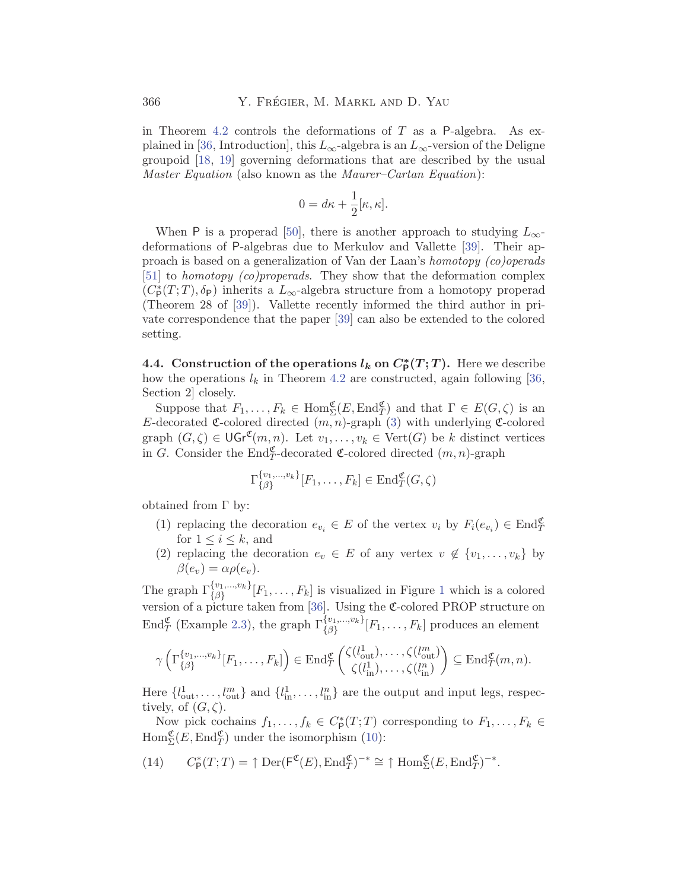in Theorem 4.2 controls the deformations of $T$ as a $\mathsf{P}$-algebra. As explained in [36, Introduction], this $L_\infty$-algebra is an $L_\infty$-version of the Deligne groupoid [18, 19] governing deformations that are described by the usual *Master Equation* (also known as the *Maurer–Cartan Equation*):

$$0 = d\kappa + \frac{1}{2}[\kappa, \kappa].$$

When $\mathsf{P}$ is a properad [50], there is another approach to studying $L_\infty$-deformations of $\mathsf{P}$-algebras due to Merkulov and Vallette [39]. Their approach is based on a generalization of Van der Laan's *homotopy (co)operads* [51] to *homotopy (co)properads*. They show that the deformation complex $(C^*_{\mathsf{P}}(T;T), \delta_{\mathsf{P}})$ inherits a $L_\infty$-algebra structure from a homotopy properad (Theorem 28 of [39]). Vallette recently informed the third author in private correspondence that the paper [39] can also be extended to the colored setting.

**4.4. Construction of the operations $l_k$ on $C^*_{\mathsf{P}}(T;T)$.** Here we describe how the operations $l_k$ in Theorem 4.2 are constructed, again following [36, Section 2] closely.

Suppose that $F_1, \ldots, F_k \in \mathrm{Hom}^{\mathfrak{C}}_{\Sigma}(E, \mathrm{End}^{\mathfrak{C}}_T)$ and that $\Gamma \in E(G, \zeta)$ is an $E$-decorated $\mathfrak{C}$-colored directed $(m,n)$-graph (3) with underlying $\mathfrak{C}$-colored graph $(G,\zeta) \in \mathsf{UGr}^{\mathfrak{C}}(m,n)$. Let $v_1, \ldots, v_k \in \mathrm{Vert}(G)$ be $k$ distinct vertices in $G$. Consider the $\mathrm{End}^{\mathfrak{C}}_T$-decorated $\mathfrak{C}$-colored directed $(m,n)$-graph

$$\Gamma^{\{v_1,\ldots,v_k\}}_{\{\beta\}}[F_1, \ldots, F_k] \in \mathrm{End}^{\mathfrak{C}}_T(G,\zeta)$$

obtained from $\Gamma$ by:

1. replacing the decoration $e_{v_i} \in E$ of the vertex $v_i$ by $F_i(e_{v_i}) \in \mathrm{End}^{\mathfrak{C}}_T$ for $1 \le i \le k$, and
2. replacing the decoration $e_v \in E$ of any vertex $v \notin \{v_1, \ldots, v_k\}$ by $\beta(e_v) = \alpha\rho(e_v)$.

The graph $\Gamma^{\{v_1,\ldots,v_k\}}_{\{\beta\}}[F_1, \ldots, F_k]$ is visualized in Figure 1 which is a colored version of a picture taken from [36]. Using the $\mathfrak{C}$-colored PROP structure on $\mathrm{End}^{\mathfrak{C}}_T$ (Example 2.3), the graph $\Gamma^{\{v_1,\ldots,v_k\}}_{\{\beta\}}[F_1, \ldots, F_k]$ produces an element

$$\gamma\left(\Gamma^{\{v_1,\ldots,v_k\}}_{\{\beta\}}[F_1, \ldots, F_k]\right) \in \mathrm{End}^{\mathfrak{C}}_T\begin{pmatrix}\zeta(l^1_{\mathrm{out}}), \ldots, \zeta(l^m_{\mathrm{out}}) \\ \zeta(l^1_{\mathrm{in}}), \ldots, \zeta(l^n_{\mathrm{in}})\end{pmatrix} \subseteq \mathrm{End}^{\mathfrak{C}}_T(m,n).$$

Here $\{l^1_{\mathrm{out}}, \ldots, l^m_{\mathrm{out}}\}$ and $\{l^1_{\mathrm{in}}, \ldots, l^n_{\mathrm{in}}\}$ are the output and input legs, respectively, of $(G,\zeta)$.

Now pick cochains $f_1, \ldots, f_k \in C^*_{\mathsf{P}}(T;T)$ corresponding to $F_1, \ldots, F_k \in \mathrm{Hom}^{\mathfrak{C}}_{\Sigma}(E, \mathrm{End}^{\mathfrak{C}}_T)$ under the isomorphism (10):

$$C^*_{\mathsf{P}}(T;T) = \uparrow \mathrm{Der}(\mathsf{F}^{\mathfrak{C}}(E), \mathrm{End}^{\mathfrak{C}}_T)^{-*} \cong \uparrow \mathrm{Hom}^{\mathfrak{C}}_{\Sigma}(E, \mathrm{End}^{\mathfrak{C}}_T)^{-*}. \tag{14}$$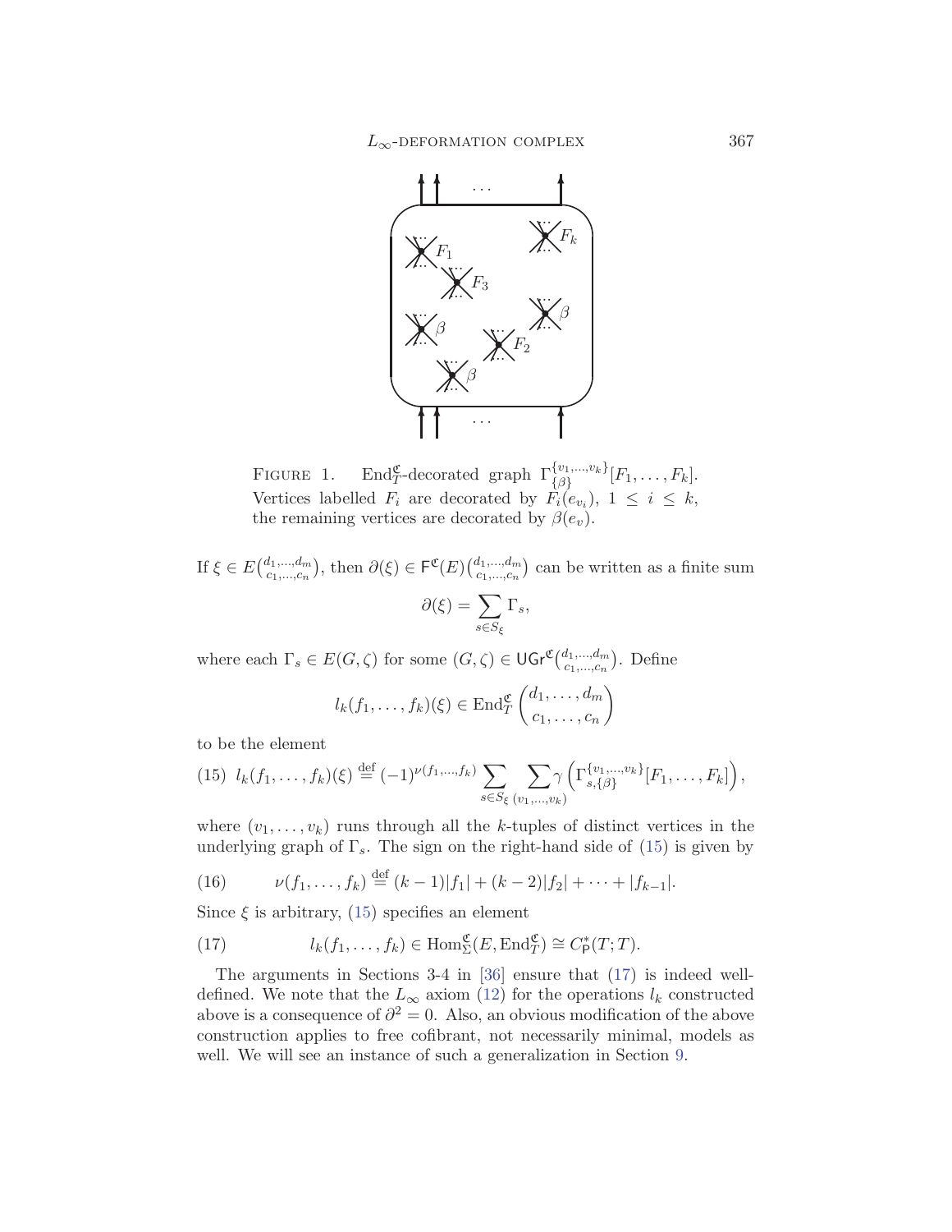FIGURE 1. $\mathrm{End}_T^{\mathfrak{C}}$-decorated graph $\Gamma^{\{v_1,\ldots,v_k\}}_{\{\beta\}}[F_1,\ldots,F_k]$. Vertices labelled $F_i$ are decorated by $F_i(e_{v_i})$, $1 \leq i \leq k$, the remaining vertices are decorated by $\beta(e_v)$.

If $\xi \in E\binom{d_1,\ldots,d_m}{c_1,\ldots,c_n}$, then $\partial(\xi) \in \mathsf{F}^{\mathfrak{C}}(E)\binom{d_1,\ldots,d_m}{c_1,\ldots,c_n}$ can be written as a finite sum

$$\partial(\xi) = \sum_{s \in S_\xi} \Gamma_s,$$

where each $\Gamma_s \in E(G,\zeta)$ for some $(G,\zeta) \in \mathsf{UGr}^{\mathfrak{C}}\binom{d_1,\ldots,d_m}{c_1,\ldots,c_n}$. Define

$$l_k(f_1,\ldots,f_k)(\xi) \in \mathrm{End}_T^{\mathfrak{C}}\begin{pmatrix} d_1,\ldots,d_m \\ c_1,\ldots,c_n \end{pmatrix}$$

to be the element

$$(15)\quad l_k(f_1,\ldots,f_k)(\xi) \overset{\text{def}}{=} (-1)^{\nu(f_1,\ldots,f_k)} \sum_{s \in S_\xi} \sum_{(v_1,\ldots,v_k)} \gamma\left(\Gamma^{\{v_1,\ldots,v_k\}}_{s,\{\beta\}}[F_1,\ldots,F_k]\right),$$

where $(v_1,\ldots,v_k)$ runs through all the $k$-tuples of distinct vertices in the underlying graph of $\Gamma_s$. The sign on the right-hand side of (15) is given by

$$(16)\qquad \nu(f_1,\ldots,f_k) \overset{\text{def}}{=} (k-1)|f_1| + (k-2)|f_2| + \cdots + |f_{k-1}|.$$

Since $\xi$ is arbitrary, (15) specifies an element

$$(17)\qquad l_k(f_1,\ldots,f_k) \in \mathrm{Hom}_\Sigma^{\mathfrak{C}}(E, \mathrm{End}_T^{\mathfrak{C}}) \cong C^*_{\mathsf{P}}(T;T).$$

The arguments in Sections 3-4 in [36] ensure that (17) is indeed well-defined. We note that the $L_\infty$ axiom (12) for the operations $l_k$ constructed above is a consequence of $\partial^2 = 0$. Also, an obvious modification of the above construction applies to free cofibrant, not necessarily minimal, models as well. We will see an instance of such a generalization in Section 9.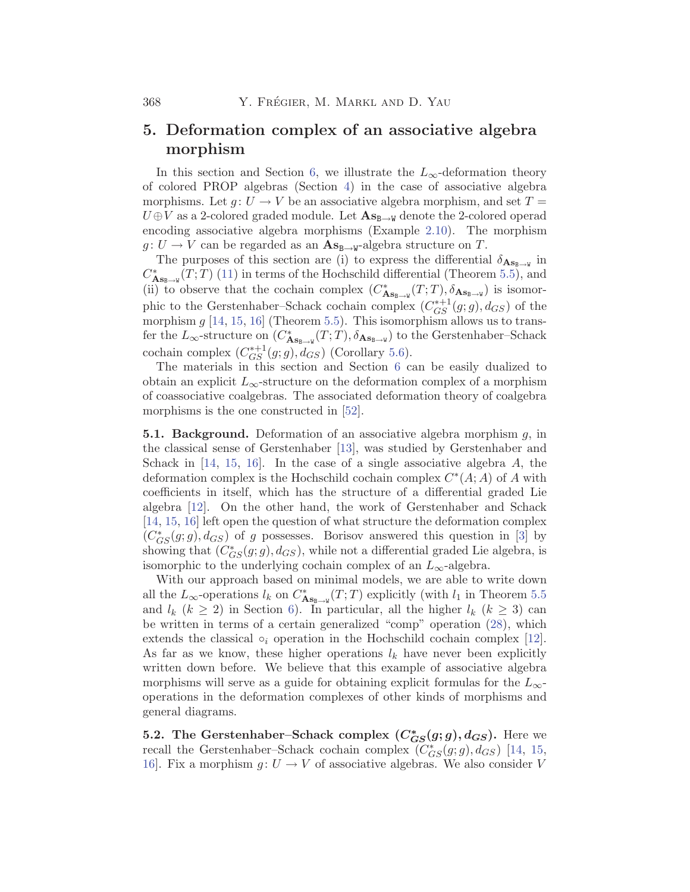## 5. Deformation complex of an associative algebra morphism

In this section and Section 6, we illustrate the $L_\infty$-deformation theory of colored PROP algebras (Section 4) in the case of associative algebra morphisms. Let $g\colon U \to V$ be an associative algebra morphism, and set $T = U \oplus V$ as a 2-colored graded module. Let $\mathbf{As}_{\mathtt{B}\to\mathtt{W}}$ denote the 2-colored operad encoding associative algebra morphisms (Example 2.10). The morphism $g\colon U \to V$ can be regarded as an $\mathbf{As}_{\mathtt{B}\to\mathtt{W}}$-algebra structure on $T$.

The purposes of this section are (i) to express the differential $\delta_{\mathbf{As}_{\mathtt{B}\to\mathtt{W}}}$ in $C^*_{\mathbf{As}_{\mathtt{B}\to\mathtt{W}}}(T;T)$ (11) in terms of the Hochschild differential (Theorem 5.5), and (ii) to observe that the cochain complex $(C^*_{\mathbf{As}_{\mathtt{B}\to\mathtt{W}}}(T;T), \delta_{\mathbf{As}_{\mathtt{B}\to\mathtt{W}}})$ is isomorphic to the Gerstenhaber–Schack cochain complex $(C^{*+1}_{GS}(g;g), d_{GS})$ of the morphism $g$ [14, 15, 16] (Theorem 5.5). This isomorphism allows us to transfer the $L_\infty$-structure on $(C^*_{\mathbf{As}_{\mathtt{B}\to\mathtt{W}}}(T;T), \delta_{\mathbf{As}_{\mathtt{B}\to\mathtt{W}}})$ to the Gerstenhaber–Schack cochain complex $(C^{*+1}_{GS}(g;g), d_{GS})$ (Corollary 5.6).

The materials in this section and Section 6 can be easily dualized to obtain an explicit $L_\infty$-structure on the deformation complex of a morphism of coassociative coalgebras. The associated deformation theory of coalgebra morphisms is the one constructed in [52].

**5.1. Background.** Deformation of an associative algebra morphism $g$, in the classical sense of Gerstenhaber [13], was studied by Gerstenhaber and Schack in [14, 15, 16]. In the case of a single associative algebra $A$, the deformation complex is the Hochschild cochain complex $C^*(A;A)$ of $A$ with coefficients in itself, which has the structure of a differential graded Lie algebra [12]. On the other hand, the work of Gerstenhaber and Schack [14, 15, 16] left open the question of what structure the deformation complex $(C^*_{GS}(g;g), d_{GS})$ of $g$ possesses. Borisov answered this question in [3] by showing that $(C^*_{GS}(g;g), d_{GS})$, while not a differential graded Lie algebra, is isomorphic to the underlying cochain complex of an $L_\infty$-algebra.

With our approach based on minimal models, we are able to write down all the $L_\infty$-operations $l_k$ on $C^*_{\mathbf{As}_{\mathtt{B}\to\mathtt{W}}}(T;T)$ explicitly (with $l_1$ in Theorem 5.5 and $l_k$ ($k \geq 2$) in Section 6). In particular, all the higher $l_k$ ($k \geq 3$) can be written in terms of a certain generalized "comp" operation (28), which extends the classical $\circ_i$ operation in the Hochschild cochain complex [12]. As far as we know, these higher operations $l_k$ have never been explicitly written down before. We believe that this example of associative algebra morphisms will serve as a guide for obtaining explicit formulas for the $L_\infty$-operations in the deformation complexes of other kinds of morphisms and general diagrams.

**5.2. The Gerstenhaber–Schack complex $(C^*_{GS}(g;g), d_{GS})$.** Here we recall the Gerstenhaber–Schack cochain complex $(C^*_{GS}(g;g), d_{GS})$ [14, 15, 16]. Fix a morphism $g\colon U \to V$ of associative algebras. We also consider $V$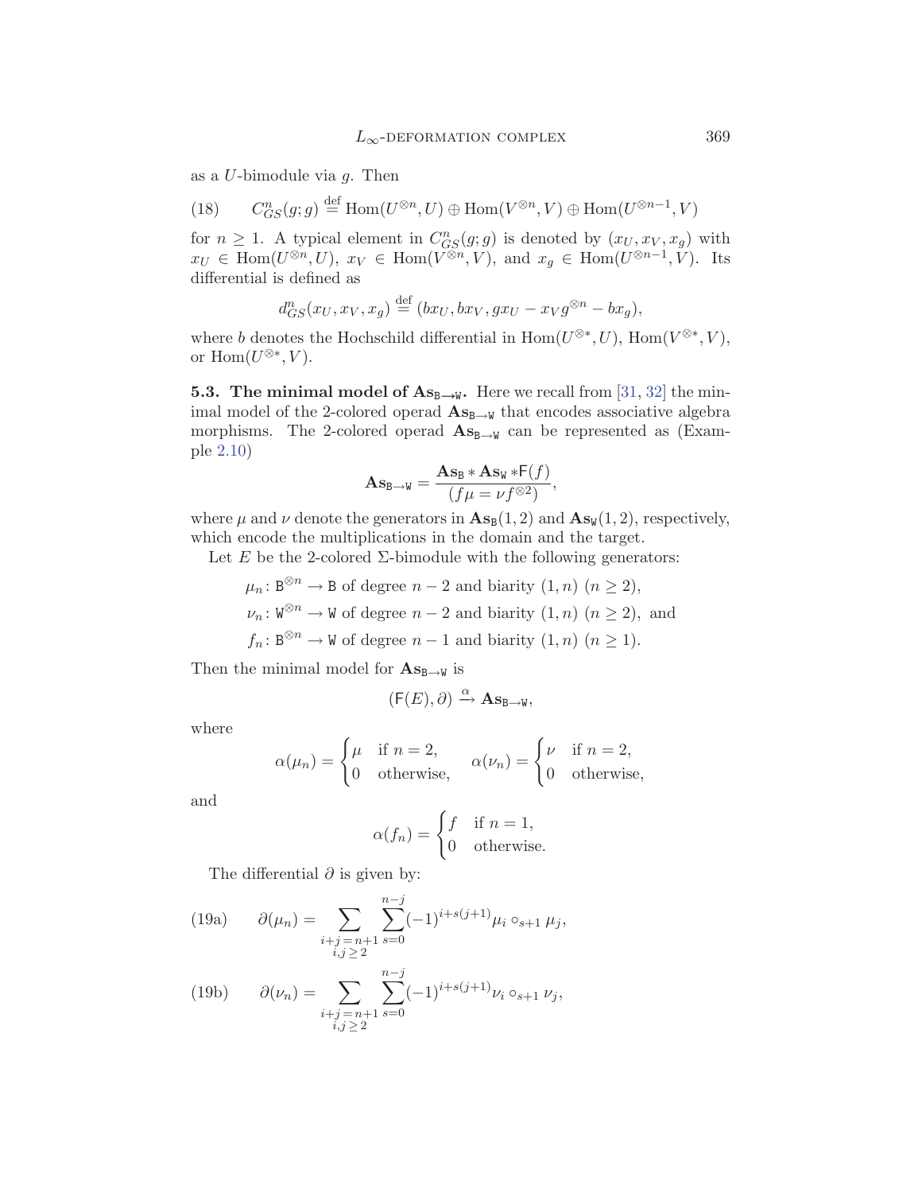as a $U$-bimodule via $g$. Then

$$C^n_{GS}(g;g) \overset{\text{def}}{=} \operatorname{Hom}(U^{\otimes n}, U) \oplus \operatorname{Hom}(V^{\otimes n}, V) \oplus \operatorname{Hom}(U^{\otimes n-1}, V) \tag{18}$$

for $n \geq 1$. A typical element in $C^n_{GS}(g;g)$ is denoted by $(x_U, x_V, x_g)$ with $x_U \in \operatorname{Hom}(U^{\otimes n}, U)$, $x_V \in \operatorname{Hom}(V^{\otimes n}, V)$, and $x_g \in \operatorname{Hom}(U^{\otimes n-1}, V)$. Its differential is defined as

$$d^n_{GS}(x_U, x_V, x_g) \overset{\text{def}}{=} (bx_U, bx_V, gx_U - x_V g^{\otimes n} - bx_g),$$

where $b$ denotes the Hochschild differential in $\operatorname{Hom}(U^{\otimes *}, U)$, $\operatorname{Hom}(V^{\otimes *}, V)$, or $\operatorname{Hom}(U^{\otimes *}, V)$.

**5.3. The minimal model of $\mathbf{As}_{\mathtt{B}\to\mathtt{W}}$.** Here we recall from [31, 32] the minimal model of the 2-colored operad $\mathbf{As}_{\mathtt{B}\to\mathtt{W}}$ that encodes associative algebra morphisms. The 2-colored operad $\mathbf{As}_{\mathtt{B}\to\mathtt{W}}$ can be represented as (Example 2.10)

$$\mathbf{As}_{\mathtt{B}\to\mathtt{W}} = \frac{\mathbf{As}_{\mathtt{B}} * \mathbf{As}_{\mathtt{W}} * \mathsf{F}(f)}{(f\mu = \nu f^{\otimes 2})},$$

where $\mu$ and $\nu$ denote the generators in $\mathbf{As}_{\mathtt{B}}(1,2)$ and $\mathbf{As}_{\mathtt{W}}(1,2)$, respectively, which encode the multiplications in the domain and the target.

Let $E$ be the 2-colored $\Sigma$-bimodule with the following generators:

$\mu_n \colon \mathtt{B}^{\otimes n} \to \mathtt{B}$ of degree $n-2$ and biarity $(1,n)$ $(n \geq 2)$,

$\nu_n \colon \mathtt{W}^{\otimes n} \to \mathtt{W}$ of degree $n-2$ and biarity $(1,n)$ $(n \geq 2)$, and

$f_n \colon \mathtt{B}^{\otimes n} \to \mathtt{W}$ of degree $n-1$ and biarity $(1,n)$ $(n \geq 1)$.

Then the minimal model for $\mathbf{As}_{\mathtt{B}\to\mathtt{W}}$ is

$$(\mathsf{F}(E), \partial) \xrightarrow{\alpha} \mathbf{As}_{\mathtt{B}\to\mathtt{W}},$$

where

$$\alpha(\mu_n) = \begin{cases} \mu & \text{if } n = 2, \\ 0 & \text{otherwise,} \end{cases} \qquad \alpha(\nu_n) = \begin{cases} \nu & \text{if } n = 2, \\ 0 & \text{otherwise,} \end{cases}$$

and

$$\alpha(f_n) = \begin{cases} f & \text{if } n = 1, \\ 0 & \text{otherwise.} \end{cases}$$

The differential $\partial$ is given by:

$$\partial(\mu_n) = \sum_{\substack{i+j=n+1 \\ i,j \geq 2}} \sum_{s=0}^{n-j} (-1)^{i+s(j+1)} \mu_i \circ_{s+1} \mu_j, \tag{19a}$$

$$\partial(\nu_n) = \sum_{\substack{i+j=n+1 \\ i,j \geq 2}} \sum_{s=0}^{n-j} (-1)^{i+s(j+1)} \nu_i \circ_{s+1} \nu_j, \tag{19b}$$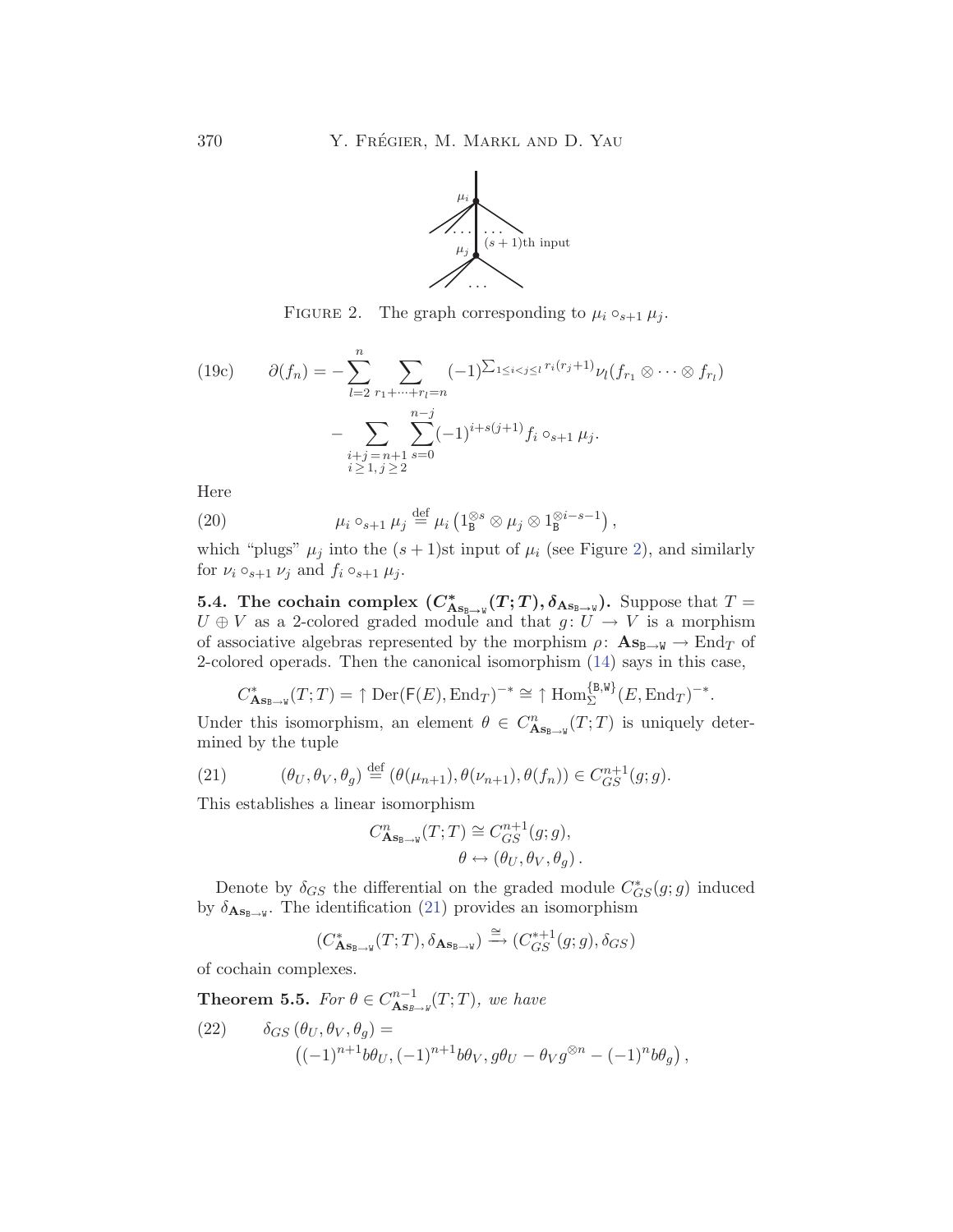FIGURE 2. The graph corresponding to $\mu_i \circ_{s+1} \mu_j$.

$$\partial(f_n) = -\sum_{l=2}^{n} \sum_{r_1+\cdots+r_l=n} (-1)^{\sum_{1\le i<j\le l} r_i(r_j+1)} \nu_l(f_{r_1} \otimes \cdots \otimes f_{r_l}) \tag{19c}$$
$$- \sum_{\substack{i+j=n+1 \\ i\ge 1,\, j\ge 2}} \sum_{s=0}^{n-j} (-1)^{i+s(j+1)} f_i \circ_{s+1} \mu_j.$$

Here

$$\mu_i \circ_{s+1} \mu_j \overset{\text{def}}{=} \mu_i \left(1_{\mathtt{B}}^{\otimes s} \otimes \mu_j \otimes 1_{\mathtt{B}}^{\otimes i-s-1}\right), \tag{20}$$

which "plugs" $\mu_j$ into the $(s+1)$st input of $\mu_i$ (see Figure 2), and similarly for $\nu_i \circ_{s+1} \nu_j$ and $f_i \circ_{s+1} \mu_j$.

**5.4. The cochain complex $(C^*_{\mathbf{As}_{\mathtt{B}\to\mathtt{W}}}(T;T), \delta_{\mathbf{As}_{\mathtt{B}\to\mathtt{W}}})$.** Suppose that $T = U \oplus V$ as a 2-colored graded module and that $g\colon U \to V$ is a morphism of associative algebras represented by the morphism $\rho\colon \mathbf{As}_{\mathtt{B}\to\mathtt{W}} \to \mathrm{End}_T$ of 2-colored operads. Then the canonical isomorphism (14) says in this case,

$$C^*_{\mathbf{As}_{\mathtt{B}\to\mathtt{W}}}(T;T) = \uparrow \mathrm{Der}(\mathsf{F}(E), \mathrm{End}_T)^{-*} \cong \uparrow \mathrm{Hom}^{\{\mathtt{B},\mathtt{W}\}}_{\Sigma}(E, \mathrm{End}_T)^{-*}.$$

Under this isomorphism, an element $\theta \in C^n_{\mathbf{As}_{\mathtt{B}\to\mathtt{W}}}(T;T)$ is uniquely determined by the tuple

$$(\theta_U, \theta_V, \theta_g) \overset{\text{def}}{=} (\theta(\mu_{n+1}), \theta(\nu_{n+1}), \theta(f_n)) \in C^{n+1}_{GS}(g;g). \tag{21}$$

This establishes a linear isomorphism

$$C^n_{\mathbf{As}_{\mathtt{B}\to\mathtt{W}}}(T;T) \cong C^{n+1}_{GS}(g;g),$$
$$\theta \leftrightarrow (\theta_U, \theta_V, \theta_g).$$

Denote by $\delta_{GS}$ the differential on the graded module $C^*_{GS}(g;g)$ induced by $\delta_{\mathbf{As}_{\mathtt{B}\to\mathtt{W}}}$. The identification (21) provides an isomorphism

$$(C^*_{\mathbf{As}_{\mathtt{B}\to\mathtt{W}}}(T;T), \delta_{\mathbf{As}_{\mathtt{B}\to\mathtt{W}}}) \xrightarrow{\cong} (C^{*+1}_{GS}(g;g), \delta_{GS})$$

of cochain complexes.

**Theorem 5.5.** *For $\theta \in C^{n-1}_{\mathbf{As}_{\mathtt{B}\to\mathtt{W}}}(T;T)$, we have*

$$\delta_{GS}(\theta_U, \theta_V, \theta_g) = \left((-1)^{n+1} b\theta_U, (-1)^{n+1} b\theta_V, g\theta_U - \theta_V g^{\otimes n} - (-1)^n b\theta_g\right), \tag{22}$$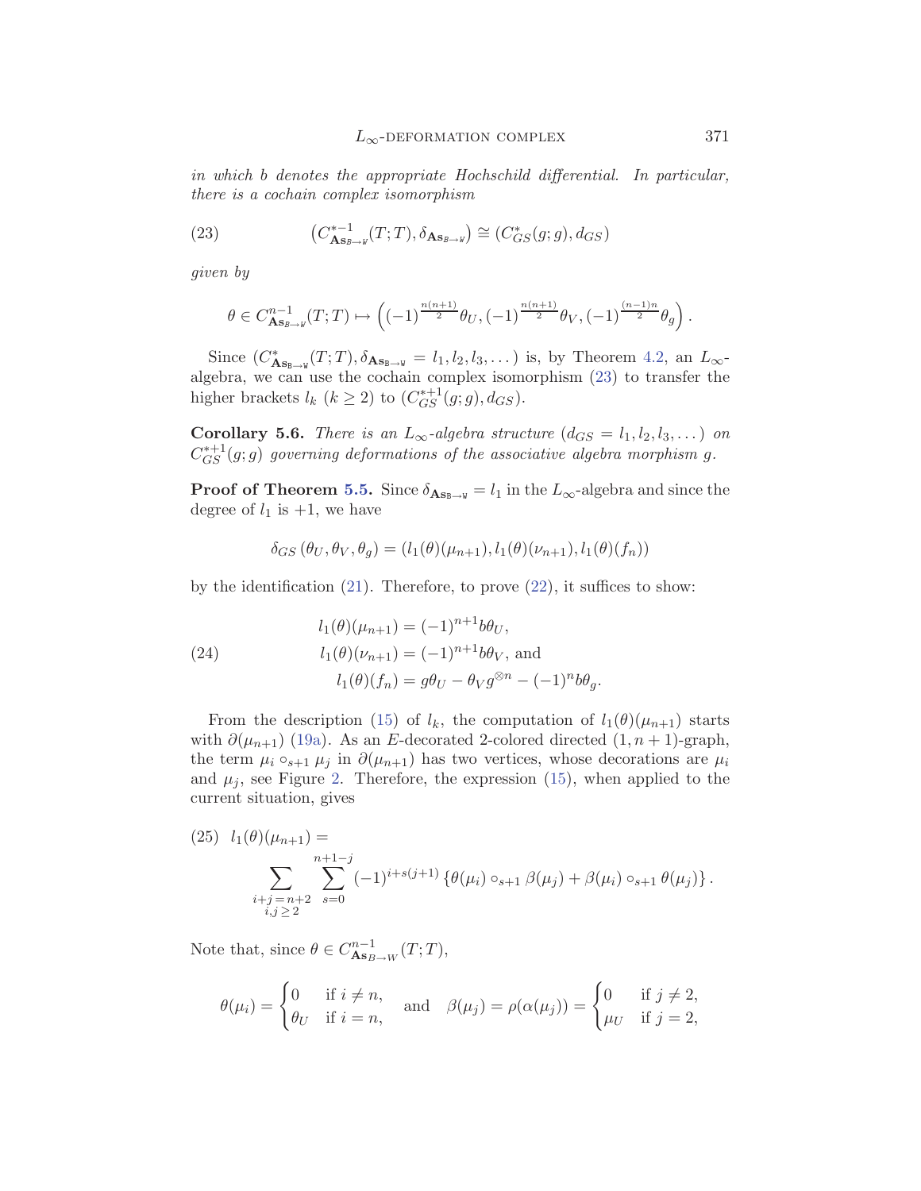*in which $b$ denotes the appropriate Hochschild differential. In particular, there is a cochain complex isomorphism*

$$
\left(C^{*-1}_{\mathbf{As}_{B\to W}}(T;T), \delta_{\mathbf{As}_{B\to W}}\right) \cong \left(C^*_{GS}(g;g), d_{GS}\right) \tag{23}
$$

*given by*

$$
\theta \in C^{n-1}_{\mathbf{As}_{B\to W}}(T;T) \mapsto \left((-1)^{\frac{n(n+1)}{2}}\theta_U, (-1)^{\frac{n(n+1)}{2}}\theta_V, (-1)^{\frac{(n-1)n}{2}}\theta_g\right).
$$

Since $(C^*_{\mathbf{As}_{B\to W}}(T;T), \delta_{\mathbf{As}_{B\to W}} = l_1, l_2, l_3, \dots)$ is, by Theorem 4.2, an $L_\infty$-algebra, we can use the cochain complex isomorphism (23) to transfer the higher brackets $l_k$ $(k \geq 2)$ to $(C^{*+1}_{GS}(g;g), d_{GS})$.

**Corollary 5.6.** *There is an $L_\infty$-algebra structure $(d_{GS} = l_1, l_2, l_3, \dots)$ on $C^{*+1}_{GS}(g;g)$ governing deformations of the associative algebra morphism $g$.*

**Proof of Theorem 5.5.** Since $\delta_{\mathbf{As}_{B\to W}} = l_1$ in the $L_\infty$-algebra and since the degree of $l_1$ is $+1$, we have

$$
\delta_{GS}\left(\theta_U, \theta_V, \theta_g\right) = \left(l_1(\theta)(\mu_{n+1}), l_1(\theta)(\nu_{n+1}), l_1(\theta)(f_n)\right)
$$

by the identification (21). Therefore, to prove (22), it suffices to show:

$$
\begin{aligned}
l_1(\theta)(\mu_{n+1}) &= (-1)^{n+1} b\theta_U, \\
l_1(\theta)(\nu_{n+1}) &= (-1)^{n+1} b\theta_V, \text{ and} \\
l_1(\theta)(f_n) &= g\theta_U - \theta_V g^{\otimes n} - (-1)^n b\theta_g.
\end{aligned} \tag{24}
$$

From the description (15) of $l_k$, the computation of $l_1(\theta)(\mu_{n+1})$ starts with $\partial(\mu_{n+1})$ (19a). As an $E$-decorated 2-colored directed $(1, n+1)$-graph, the term $\mu_i \circ_{s+1} \mu_j$ in $\partial(\mu_{n+1})$ has two vertices, whose decorations are $\mu_i$ and $\mu_j$, see Figure 2. Therefore, the expression (15), when applied to the current situation, gives

$$
l_1(\theta)(\mu_{n+1}) = \sum_{\substack{i+j=n+2 \\ i,j\geq 2}} \sum_{s=0}^{n+1-j} (-1)^{i+s(j+1)} \left\{\theta(\mu_i) \circ_{s+1} \beta(\mu_j) + \beta(\mu_i) \circ_{s+1} \theta(\mu_j)\right\}. \tag{25}
$$

Note that, since $\theta \in C^{n-1}_{\mathbf{As}_{B\to W}}(T;T)$,

$$
\theta(\mu_i) = \begin{cases} 0 & \text{if } i \neq n, \\ \theta_U & \text{if } i = n, \end{cases} \quad \text{and} \quad \beta(\mu_j) = \rho(\alpha(\mu_j)) = \begin{cases} 0 & \text{if } j \neq 2, \\ \mu_U & \text{if } j = 2, \end{cases}
$$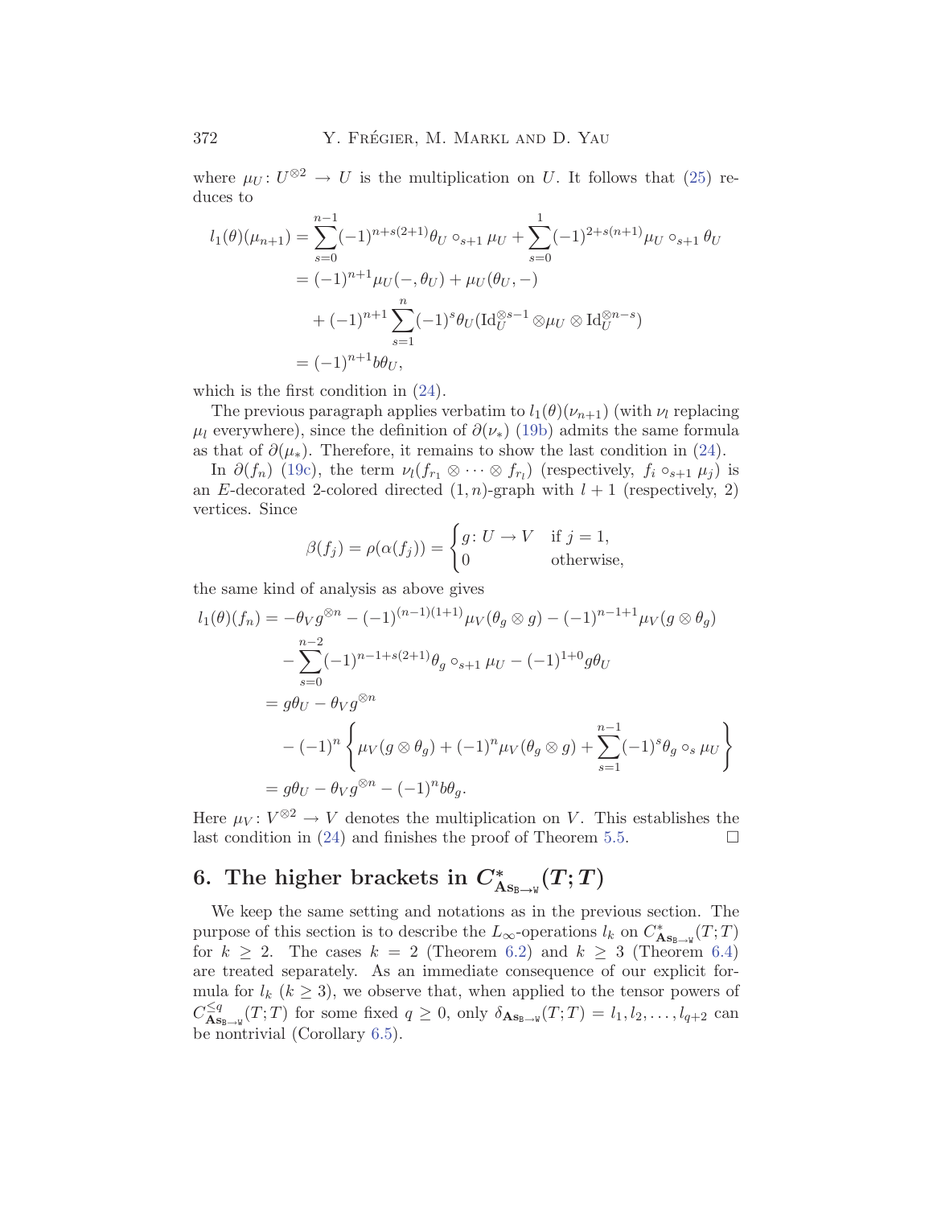where $\mu_U\colon U^{\otimes 2} \to U$ is the multiplication on $U$. It follows that (25) reduces to

$$
\begin{aligned}
l_1(\theta)(\mu_{n+1}) &= \sum_{s=0}^{n-1}(-1)^{n+s(2+1)}\theta_U \circ_{s+1} \mu_U + \sum_{s=0}^{1}(-1)^{2+s(n+1)}\mu_U \circ_{s+1} \theta_U \\
&= (-1)^{n+1}\mu_U(-,\theta_U) + \mu_U(\theta_U,-) \\
&\quad + (-1)^{n+1}\sum_{s=1}^{n}(-1)^s\theta_U(\mathrm{Id}_U^{\otimes s-1}\otimes\mu_U\otimes\mathrm{Id}_U^{\otimes n-s}) \\
&= (-1)^{n+1}b\theta_U,
\end{aligned}
$$

which is the first condition in (24).

The previous paragraph applies verbatim to $l_1(\theta)(\nu_{n+1})$ (with $\nu_l$ replacing $\mu_l$ everywhere), since the definition of $\partial(\nu_*)$ (19b) admits the same formula as that of $\partial(\mu_*)$. Therefore, it remains to show the last condition in (24).

In $\partial(f_n)$ (19c), the term $\nu_l(f_{r_1}\otimes\cdots\otimes f_{r_l})$ (respectively, $f_i\circ_{s+1}\mu_j$) is an $E$-decorated 2-colored directed $(1,n)$-graph with $l+1$ (respectively, 2) vertices. Since

$$
\beta(f_j) = \rho(\alpha(f_j)) = \begin{cases} g\colon U\to V & \text{if } j=1,\\ 0 & \text{otherwise,}\end{cases}
$$

the same kind of analysis as above gives

$$
\begin{aligned}
l_1(\theta)(f_n) &= -\theta_V g^{\otimes n} - (-1)^{(n-1)(1+1)}\mu_V(\theta_g\otimes g) - (-1)^{n-1+1}\mu_V(g\otimes\theta_g) \\
&\quad - \sum_{s=0}^{n-2}(-1)^{n-1+s(2+1)}\theta_g\circ_{s+1}\mu_U - (-1)^{1+0}g\theta_U \\
&= g\theta_U - \theta_V g^{\otimes n} \\
&\quad - (-1)^n\left\{\mu_V(g\otimes\theta_g) + (-1)^n\mu_V(\theta_g\otimes g) + \sum_{s=1}^{n-1}(-1)^s\theta_g\circ_s\mu_U\right\} \\
&= g\theta_U - \theta_V g^{\otimes n} - (-1)^n b\theta_g.
\end{aligned}
$$

Here $\mu_V\colon V^{\otimes 2}\to V$ denotes the multiplication on $V$. This establishes the last condition in (24) and finishes the proof of Theorem 5.5. $\square$

## 6. The higher brackets in $C^*_{\mathbf{As}_{\mathtt{B}\to\mathtt{W}}}(T;T)$

We keep the same setting and notations as in the previous section. The purpose of this section is to describe the $L_\infty$-operations $l_k$ on $C^*_{\mathbf{As}_{\mathtt{B}\to\mathtt{W}}}(T;T)$ for $k\geq 2$. The cases $k=2$ (Theorem 6.2) and $k\geq 3$ (Theorem 6.4) are treated separately. As an immediate consequence of our explicit formula for $l_k$ ($k\geq 3$), we observe that, when applied to the tensor powers of $C^{\leq q}_{\mathbf{As}_{\mathtt{B}\to\mathtt{W}}}(T;T)$ for some fixed $q\geq 0$, only $\delta_{\mathbf{As}_{\mathtt{B}\to\mathtt{W}}}(T;T) = l_1, l_2, \ldots, l_{q+2}$ can be nontrivial (Corollary 6.5).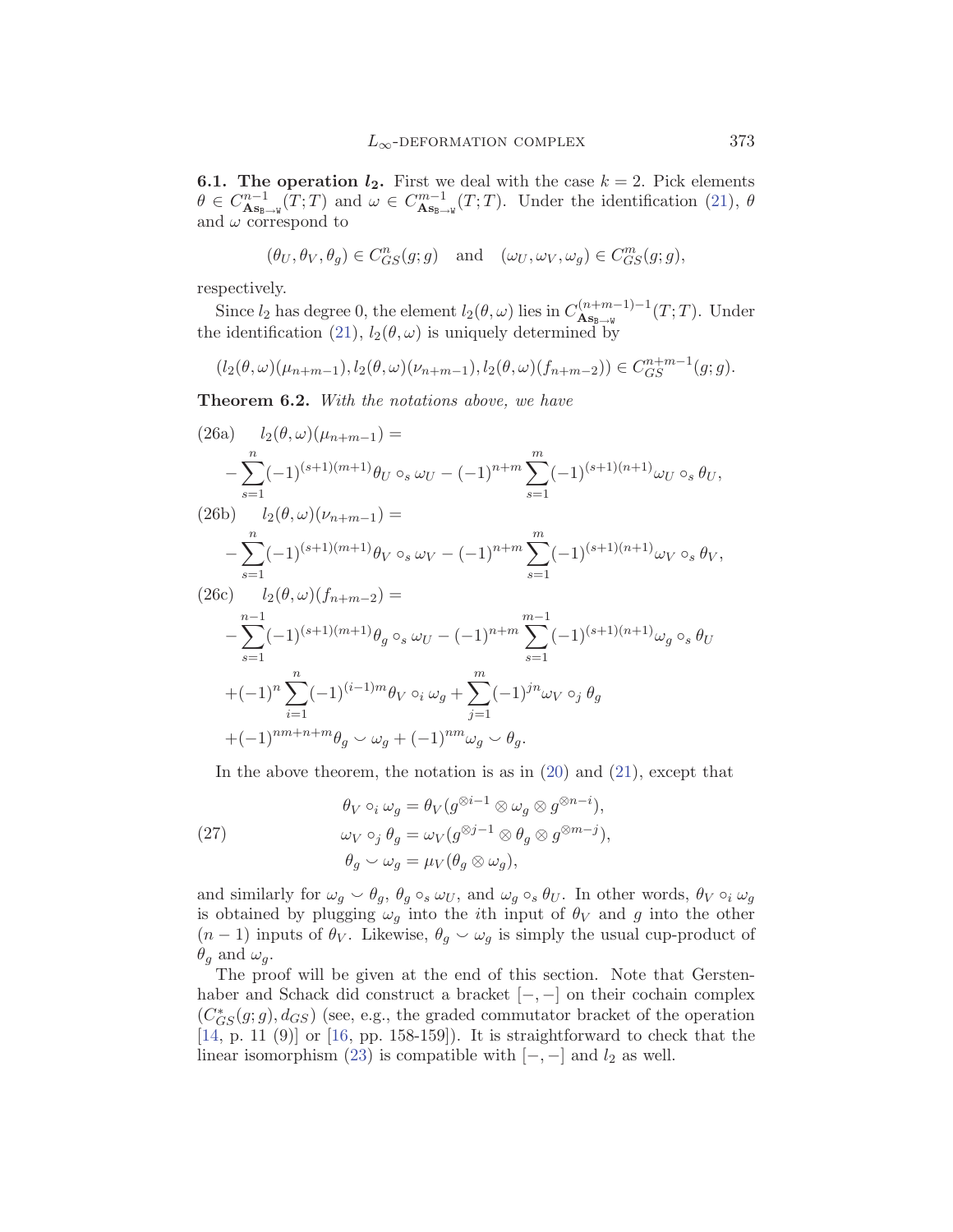**6.1. The operation $l_2$.** First we deal with the case $k = 2$. Pick elements $\theta \in C^{n-1}_{\mathbf{As}_{\mathtt{B}\to\mathtt{W}}}(T;T)$ and $\omega \in C^{m-1}_{\mathbf{As}_{\mathtt{B}\to\mathtt{W}}}(T;T)$. Under the identification (21), $\theta$ and $\omega$ correspond to

$$(\theta_U, \theta_V, \theta_g) \in C^n_{GS}(g;g) \quad \text{and} \quad (\omega_U, \omega_V, \omega_g) \in C^m_{GS}(g;g),$$

respectively.

Since $l_2$ has degree 0, the element $l_2(\theta, \omega)$ lies in $C^{(n+m-1)-1}_{\mathbf{As}_{\mathtt{B}\to\mathtt{W}}}(T;T)$. Under the identification (21), $l_2(\theta, \omega)$ is uniquely determined by

$$(l_2(\theta,\omega)(\mu_{n+m-1}), l_2(\theta,\omega)(\nu_{n+m-1}), l_2(\theta,\omega)(f_{n+m-2})) \in C^{n+m-1}_{GS}(g;g).$$

**Theorem 6.2.** *With the notations above, we have*

$$\text{(26a)} \quad l_2(\theta,\omega)(\mu_{n+m-1}) = \\ -\sum_{s=1}^{n}(-1)^{(s+1)(m+1)}\theta_U \circ_s \omega_U - (-1)^{n+m}\sum_{s=1}^{m}(-1)^{(s+1)(n+1)}\omega_U \circ_s \theta_U,$$

$$\text{(26b)} \quad l_2(\theta,\omega)(\nu_{n+m-1}) = \\ -\sum_{s=1}^{n}(-1)^{(s+1)(m+1)}\theta_V \circ_s \omega_V - (-1)^{n+m}\sum_{s=1}^{m}(-1)^{(s+1)(n+1)}\omega_V \circ_s \theta_V,$$

$$\text{(26c)} \quad l_2(\theta,\omega)(f_{n+m-2}) = \\ -\sum_{s=1}^{n-1}(-1)^{(s+1)(m+1)}\theta_g \circ_s \omega_U - (-1)^{n+m}\sum_{s=1}^{m-1}(-1)^{(s+1)(n+1)}\omega_g \circ_s \theta_U \\ +(-1)^n\sum_{i=1}^{n}(-1)^{(i-1)m}\theta_V \circ_i \omega_g + \sum_{j=1}^{m}(-1)^{jn}\omega_V \circ_j \theta_g \\ +(-1)^{nm+n+m}\theta_g \smile \omega_g + (-1)^{nm}\omega_g \smile \theta_g.$$

In the above theorem, the notation is as in (20) and (21), except that

$$\text{(27)} \quad \begin{aligned} \theta_V \circ_i \omega_g &= \theta_V(g^{\otimes i-1} \otimes \omega_g \otimes g^{\otimes n-i}), \\ \omega_V \circ_j \theta_g &= \omega_V(g^{\otimes j-1} \otimes \theta_g \otimes g^{\otimes m-j}), \\ \theta_g \smile \omega_g &= \mu_V(\theta_g \otimes \omega_g), \end{aligned}$$

and similarly for $\omega_g \smile \theta_g$, $\theta_g \circ_s \omega_U$, and $\omega_g \circ_s \theta_U$. In other words, $\theta_V \circ_i \omega_g$ is obtained by plugging $\omega_g$ into the $i$th input of $\theta_V$ and $g$ into the other $(n-1)$ inputs of $\theta_V$. Likewise, $\theta_g \smile \omega_g$ is simply the usual cup-product of $\theta_g$ and $\omega_g$.

The proof will be given at the end of this section. Note that Gerstenhaber and Schack did construct a bracket $[-,-]$ on their cochain complex $(C^*_{GS}(g;g), d_{GS})$ (see, e.g., the graded commutator bracket of the operation [14, p. 11 (9)] or [16, pp. 158-159]). It is straightforward to check that the linear isomorphism (23) is compatible with $[-,-]$ and $l_2$ as well.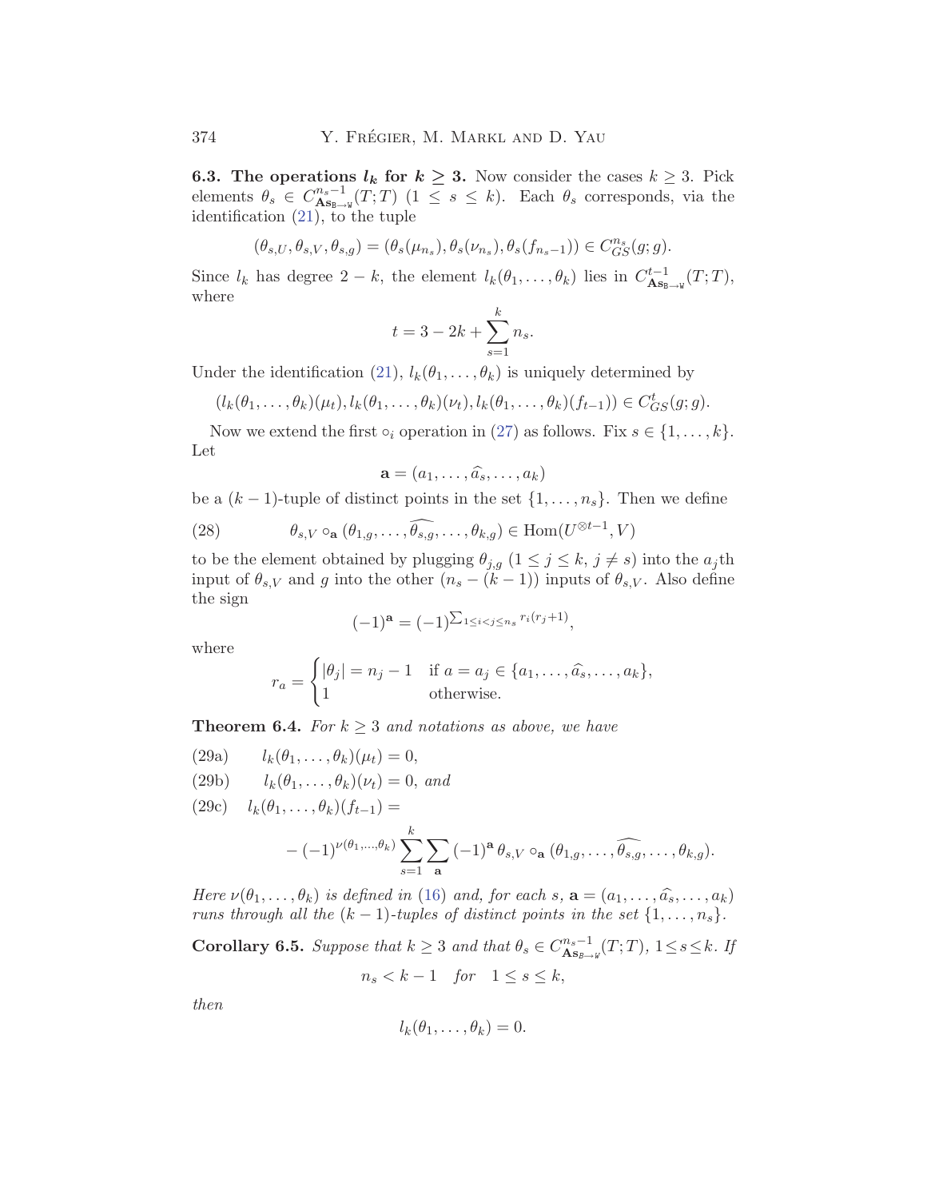**6.3. The operations $l_k$ for $k \geq 3$.** Now consider the cases $k \geq 3$. Pick elements $\theta_s \in C^{n_s-1}_{\mathbf{As}_{\mathtt{B}\to\mathtt{W}}}(T;T)$ $(1 \leq s \leq k)$. Each $\theta_s$ corresponds, via the identification (21), to the tuple

$$(\theta_{s,U}, \theta_{s,V}, \theta_{s,g}) = (\theta_s(\mu_{n_s}), \theta_s(\nu_{n_s}), \theta_s(f_{n_s-1})) \in C^{n_s}_{GS}(g;g).$$

Since $l_k$ has degree $2-k$, the element $l_k(\theta_1, \ldots, \theta_k)$ lies in $C^{t-1}_{\mathbf{As}_{\mathtt{B}\to\mathtt{W}}}(T;T)$, where

$$t = 3 - 2k + \sum_{s=1}^{k} n_s.$$

Under the identification (21), $l_k(\theta_1, \ldots, \theta_k)$ is uniquely determined by

$$(l_k(\theta_1, \ldots, \theta_k)(\mu_t), l_k(\theta_1, \ldots, \theta_k)(\nu_t), l_k(\theta_1, \ldots, \theta_k)(f_{t-1})) \in C^t_{GS}(g;g).$$

Now we extend the first $\circ_i$ operation in (27) as follows. Fix $s \in \{1, \ldots, k\}$. Let

$$\mathbf{a} = (a_1, \ldots, \widehat{a_s}, \ldots, a_k)$$

be a $(k-1)$-tuple of distinct points in the set $\{1, \ldots, n_s\}$. Then we define

$$\theta_{s,V} \circ_{\mathbf{a}} (\theta_{1,g}, \ldots, \widehat{\theta_{s,g}}, \ldots, \theta_{k,g}) \in \mathrm{Hom}(U^{\otimes t-1}, V) \tag{28}$$

to be the element obtained by plugging $\theta_{j,g}$ $(1 \leq j \leq k,\ j \neq s)$ into the $a_j$th input of $\theta_{s,V}$ and $g$ into the other $(n_s - (k-1))$ inputs of $\theta_{s,V}$. Also define the sign

$$(-1)^{\mathbf{a}} = (-1)^{\sum_{1 \leq i < j \leq n_s} r_i(r_j+1)},$$

where

$$r_a = \begin{cases} |\theta_j| = n_j - 1 & \text{if } a = a_j \in \{a_1, \ldots, \widehat{a_s}, \ldots, a_k\}, \\ 1 & \text{otherwise.} \end{cases}$$

**Theorem 6.4.** *For $k \geq 3$ and notations as above, we have*

$$l_k(\theta_1, \ldots, \theta_k)(\mu_t) = 0, \tag{29a}$$

$$l_k(\theta_1, \ldots, \theta_k)(\nu_t) = 0, \text{ and} \tag{29b}$$

$$l_k(\theta_1, \ldots, \theta_k)(f_{t-1}) = - (-1)^{\nu(\theta_1, \ldots, \theta_k)} \sum_{s=1}^{k} \sum_{\mathbf{a}} (-1)^{\mathbf{a}} \, \theta_{s,V} \circ_{\mathbf{a}} (\theta_{1,g}, \ldots, \widehat{\theta_{s,g}}, \ldots, \theta_{k,g}). \tag{29c}$$

*Here $\nu(\theta_1, \ldots, \theta_k)$ is defined in (16) and, for each $s$, $\mathbf{a} = (a_1, \ldots, \widehat{a_s}, \ldots, a_k)$ runs through all the $(k-1)$-tuples of distinct points in the set $\{1, \ldots, n_s\}$.*

**Corollary 6.5.** *Suppose that $k \geq 3$ and that $\theta_s \in C^{n_s-1}_{\mathbf{As}_{\mathtt{B}\to\mathtt{W}}}(T;T)$, $1 \leq s \leq k$. If*

$$n_s < k - 1 \quad \text{for} \quad 1 \leq s \leq k,$$

*then*

$$l_k(\theta_1, \ldots, \theta_k) = 0.$$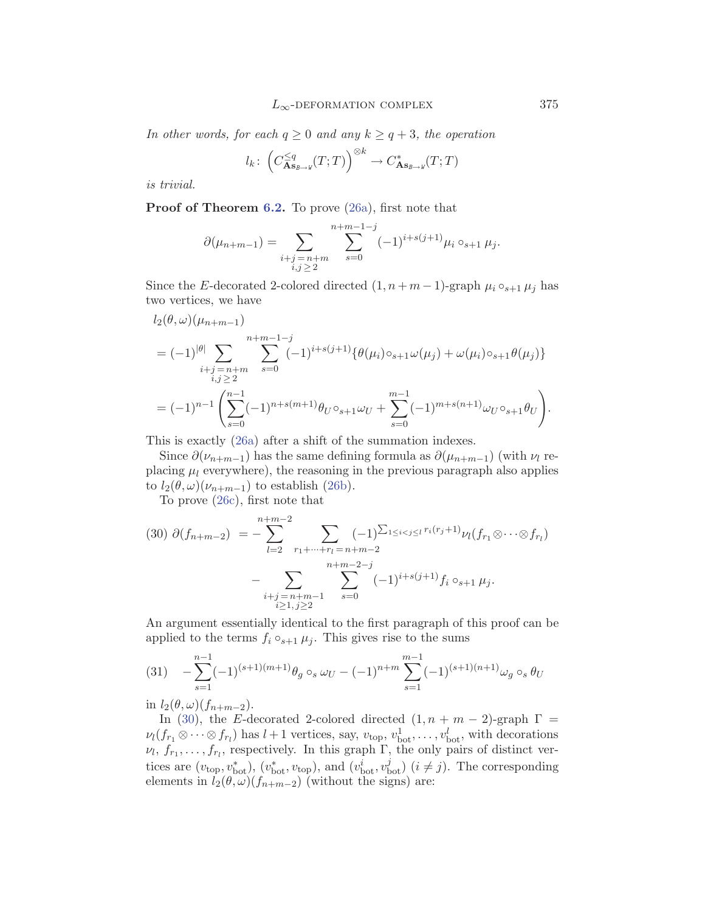*In other words, for each $q \geq 0$ and any $k \geq q+3$, the operation*

$$l_k\colon \left(C^{\leq q}_{\mathbf{As}_{\mathcal{B}\to\mathcal{W}}}(T;T)\right)^{\otimes k} \to C^{*}_{\mathbf{As}_{\mathcal{B}\to\mathcal{W}}}(T;T)$$

*is trivial.*

**Proof of Theorem 6.2.** To prove (26a), first note that

$$\partial(\mu_{n+m-1}) = \sum_{\substack{i+j=n+m\\ i,j\geq 2}} \sum_{s=0}^{n+m-1-j} (-1)^{i+s(j+1)} \mu_i \circ_{s+1} \mu_j.$$

Since the $E$-decorated 2-colored directed $(1, n+m-1)$-graph $\mu_i \circ_{s+1} \mu_j$ has two vertices, we have

$$\begin{aligned}
&l_2(\theta,\omega)(\mu_{n+m-1})\\
&= (-1)^{|\theta|} \sum_{\substack{i+j=n+m\\ i,j\geq 2}} \sum_{s=0}^{n+m-1-j} (-1)^{i+s(j+1)} \{\theta(\mu_i)\circ_{s+1}\omega(\mu_j) + \omega(\mu_i)\circ_{s+1}\theta(\mu_j)\}\\
&= (-1)^{n-1}\left(\sum_{s=0}^{n-1}(-1)^{n+s(m+1)}\theta_U \circ_{s+1}\omega_U + \sum_{s=0}^{m-1}(-1)^{m+s(n+1)}\omega_U\circ_{s+1}\theta_U\right).
\end{aligned}$$

This is exactly (26a) after a shift of the summation indexes.

Since $\partial(\nu_{n+m-1})$ has the same defining formula as $\partial(\mu_{n+m-1})$ (with $\nu_l$ replacing $\mu_l$ everywhere), the reasoning in the previous paragraph also applies to $l_2(\theta,\omega)(\nu_{n+m-1})$ to establish (26b).

To prove (26c), first note that

$$\begin{aligned}
(30)\ \partial(f_{n+m-2}) &= -\sum_{l=2}^{n+m-2} \sum_{r_1+\cdots+r_l=n+m-2} (-1)^{\sum_{1\leq i<j\leq l} r_i(r_j+1)} \nu_l(f_{r_1}\otimes\cdots\otimes f_{r_l})\\
&\quad - \sum_{\substack{i+j=n+m-1\\ i\geq 1,\, j\geq 2}} \sum_{s=0}^{n+m-2-j} (-1)^{i+s(j+1)} f_i \circ_{s+1} \mu_j.
\end{aligned}$$

An argument essentially identical to the first paragraph of this proof can be applied to the terms $f_i \circ_{s+1} \mu_j$. This gives rise to the sums

$$(31) \quad -\sum_{s=1}^{n-1}(-1)^{(s+1)(m+1)}\theta_g \circ_s \omega_U - (-1)^{n+m}\sum_{s=1}^{m-1}(-1)^{(s+1)(n+1)}\omega_g\circ_s\theta_U$$

in $l_2(\theta,\omega)(f_{n+m-2})$.

In (30), the $E$-decorated 2-colored directed $(1, n+m-2)$-graph $\Gamma = \nu_l(f_{r_1}\otimes\cdots\otimes f_{r_l})$ has $l+1$ vertices, say, $v_{\mathrm{top}}, v^1_{\mathrm{bot}}, \ldots, v^l_{\mathrm{bot}}$, with decorations $\nu_l, f_{r_1}, \ldots, f_{r_l}$, respectively. In this graph $\Gamma$, the only pairs of distinct vertices are $(v_{\mathrm{top}}, v^*_{\mathrm{bot}})$, $(v^*_{\mathrm{bot}}, v_{\mathrm{top}})$, and $(v^i_{\mathrm{bot}}, v^j_{\mathrm{bot}})$ $(i\neq j)$. The corresponding elements in $l_2(\theta,\omega)(f_{n+m-2})$ (without the signs) are: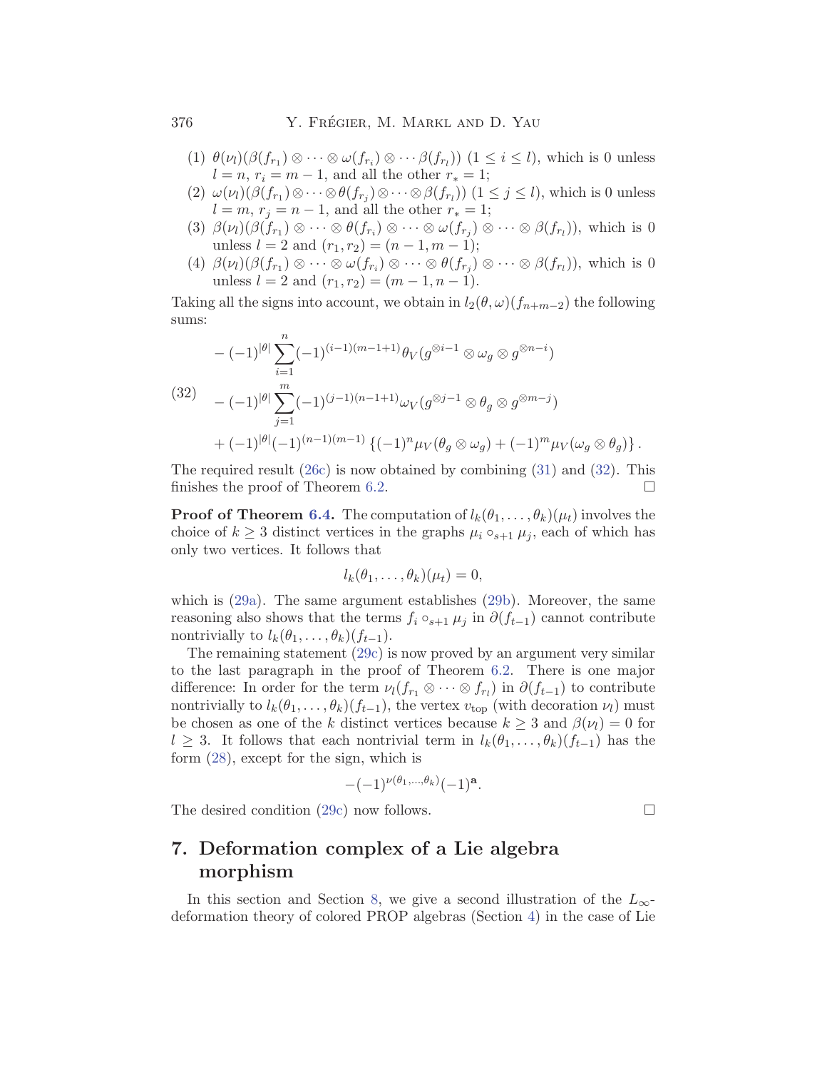1. $\theta(\nu_l)(\beta(f_{r_1}) \otimes \cdots \otimes \omega(f_{r_i}) \otimes \cdots \beta(f_{r_l}))$ $(1 \leq i \leq l)$, which is 0 unless $l = n$, $r_i = m-1$, and all the other $r_* = 1$;
2. $\omega(\nu_l)(\beta(f_{r_1}) \otimes \cdots \otimes \theta(f_{r_j}) \otimes \cdots \otimes \beta(f_{r_l}))$ $(1 \leq j \leq l)$, which is 0 unless $l = m$, $r_j = n-1$, and all the other $r_* = 1$;
3. $\beta(\nu_l)(\beta(f_{r_1}) \otimes \cdots \otimes \theta(f_{r_i}) \otimes \cdots \otimes \omega(f_{r_j}) \otimes \cdots \otimes \beta(f_{r_l}))$, which is 0 unless $l = 2$ and $(r_1, r_2) = (n-1, m-1)$;
4. $\beta(\nu_l)(\beta(f_{r_1}) \otimes \cdots \otimes \omega(f_{r_i}) \otimes \cdots \otimes \theta(f_{r_j}) \otimes \cdots \otimes \beta(f_{r_l}))$, which is 0 unless $l = 2$ and $(r_1, r_2) = (m-1, n-1)$.

Taking all the signs into account, we obtain in $l_2(\theta, \omega)(f_{n+m-2})$ the following sums:

$$
\begin{aligned}
& -(-1)^{|\theta|} \sum_{i=1}^{n} (-1)^{(i-1)(m-1+1)} \theta_V(g^{\otimes i-1} \otimes \omega_g \otimes g^{\otimes n-i}) \\
(32) \quad & -(-1)^{|\theta|} \sum_{j=1}^{m} (-1)^{(j-1)(n-1+1)} \omega_V(g^{\otimes j-1} \otimes \theta_g \otimes g^{\otimes m-j}) \\
& +(-1)^{|\theta|}(-1)^{(n-1)(m-1)} \left\{ (-1)^n \mu_V(\theta_g \otimes \omega_g) + (-1)^m \mu_V(\omega_g \otimes \theta_g) \right\}.
\end{aligned}
$$

The required result (26c) is now obtained by combining (31) and (32). This finishes the proof of Theorem 6.2. $\square$

**Proof of Theorem 6.4.** The computation of $l_k(\theta_1, \ldots, \theta_k)(\mu_t)$ involves the choice of $k \geq 3$ distinct vertices in the graphs $\mu_i \circ_{s+1} \mu_j$, each of which has only two vertices. It follows that

$$l_k(\theta_1, \ldots, \theta_k)(\mu_t) = 0,$$

which is (29a). The same argument establishes (29b). Moreover, the same reasoning also shows that the terms $f_i \circ_{s+1} \mu_j$ in $\partial(f_{t-1})$ cannot contribute nontrivially to $l_k(\theta_1, \ldots, \theta_k)(f_{t-1})$.

The remaining statement (29c) is now proved by an argument very similar to the last paragraph in the proof of Theorem 6.2. There is one major difference: In order for the term $\nu_l(f_{r_1} \otimes \cdots \otimes f_{r_l})$ in $\partial(f_{t-1})$ to contribute nontrivially to $l_k(\theta_1, \ldots, \theta_k)(f_{t-1})$, the vertex $v_{\text{top}}$ (with decoration $\nu_l$) must be chosen as one of the $k$ distinct vertices because $k \geq 3$ and $\beta(\nu_l) = 0$ for $l \geq 3$. It follows that each nontrivial term in $l_k(\theta_1, \ldots, \theta_k)(f_{t-1})$ has the form (28), except for the sign, which is

$$-(-1)^{\nu(\theta_1, \ldots, \theta_k)}(-1)^{\mathbf{a}}.$$

The desired condition (29c) now follows. $\square$

## 7. Deformation complex of a Lie algebra morphism

In this section and Section 8, we give a second illustration of the $L_\infty$-deformation theory of colored PROP algebras (Section 4) in the case of Lie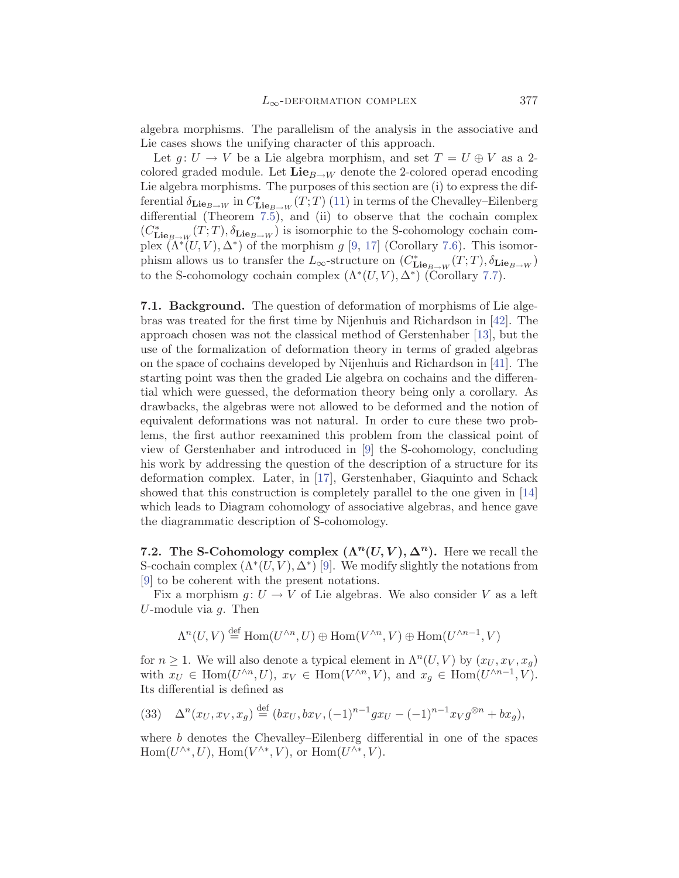algebra morphisms. The parallelism of the analysis in the associative and Lie cases shows the unifying character of this approach.

Let $g\colon U \to V$ be a Lie algebra morphism, and set $T = U \oplus V$ as a 2-colored graded module. Let $\mathbf{Lie}_{B\to W}$ denote the 2-colored operad encoding Lie algebra morphisms. The purposes of this section are (i) to express the differential $\delta_{\mathbf{Lie}_{B\to W}}$ in $C^*_{\mathbf{Lie}_{B\to W}}(T;T)$ (11) in terms of the Chevalley–Eilenberg differential (Theorem 7.5), and (ii) to observe that the cochain complex $(C^*_{\mathbf{Lie}_{B\to W}}(T;T), \delta_{\mathbf{Lie}_{B\to W}})$ is isomorphic to the S-cohomology cochain complex $(\Lambda^*(U,V), \Delta^*)$ of the morphism $g$ [9, 17] (Corollary 7.6). This isomorphism allows us to transfer the $L_\infty$-structure on $(C^*_{\mathbf{Lie}_{B\to W}}(T;T), \delta_{\mathbf{Lie}_{B\to W}})$ to the S-cohomology cochain complex $(\Lambda^*(U,V), \Delta^*)$ (Corollary 7.7).

**7.1. Background.** The question of deformation of morphisms of Lie algebras was treated for the first time by Nijenhuis and Richardson in [42]. The approach chosen was not the classical method of Gerstenhaber [13], but the use of the formalization of deformation theory in terms of graded algebras on the space of cochains developed by Nijenhuis and Richardson in [41]. The starting point was then the graded Lie algebra on cochains and the differential which were guessed, the deformation theory being only a corollary. As drawbacks, the algebras were not allowed to be deformed and the notion of equivalent deformations was not natural. In order to cure these two problems, the first author reexamined this problem from the classical point of view of Gerstenhaber and introduced in [9] the S-cohomology, concluding his work by addressing the question of the description of a structure for its deformation complex. Later, in [17], Gerstenhaber, Giaquinto and Schack showed that this construction is completely parallel to the one given in [14] which leads to Diagram cohomology of associative algebras, and hence gave the diagrammatic description of S-cohomology.

**7.2. The S-Cohomology complex $(\Lambda^n(U,V), \Delta^n)$.** Here we recall the S-cochain complex $(\Lambda^*(U,V), \Delta^*)$ [9]. We modify slightly the notations from [9] to be coherent with the present notations.

Fix a morphism $g\colon U \to V$ of Lie algebras. We also consider $V$ as a left $U$-module via $g$. Then

$$\Lambda^n(U,V) \overset{\text{def}}{=} \operatorname{Hom}(U^{\wedge n}, U) \oplus \operatorname{Hom}(V^{\wedge n}, V) \oplus \operatorname{Hom}(U^{\wedge n-1}, V)$$

for $n \geq 1$. We will also denote a typical element in $\Lambda^n(U,V)$ by $(x_U, x_V, x_g)$ with $x_U \in \operatorname{Hom}(U^{\wedge n}, U)$, $x_V \in \operatorname{Hom}(V^{\wedge n}, V)$, and $x_g \in \operatorname{Hom}(U^{\wedge n-1}, V)$. Its differential is defined as

$$\Delta^n(x_U, x_V, x_g) \overset{\text{def}}{=} (bx_U, bx_V, (-1)^{n-1} g x_U - (-1)^{n-1} x_V g^{\otimes n} + bx_g), \tag{33}$$

where $b$ denotes the Chevalley–Eilenberg differential in one of the spaces $\operatorname{Hom}(U^{\wedge *}, U)$, $\operatorname{Hom}(V^{\wedge *}, V)$, or $\operatorname{Hom}(U^{\wedge *}, V)$.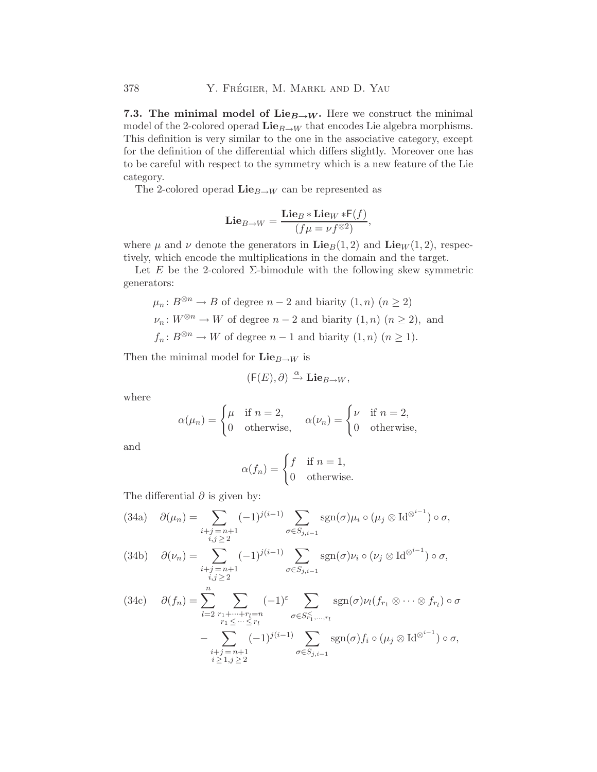**7.3. The minimal model of $\mathbf{Lie}_{B\to W}$.** Here we construct the minimal model of the 2-colored operad $\mathbf{Lie}_{B\to W}$ that encodes Lie algebra morphisms. This definition is very similar to the one in the associative category, except for the definition of the differential which differs slightly. Moreover one has to be careful with respect to the symmetry which is a new feature of the Lie category.

The 2-colored operad $\mathbf{Lie}_{B\to W}$ can be represented as

$$\mathbf{Lie}_{B\to W} = \frac{\mathbf{Lie}_B * \mathbf{Lie}_W * \mathsf{F}(f)}{(f\mu = \nu f^{\otimes 2})},$$

where $\mu$ and $\nu$ denote the generators in $\mathbf{Lie}_B(1,2)$ and $\mathbf{Lie}_W(1,2)$, respectively, which encode the multiplications in the domain and the target.

Let $E$ be the 2-colored $\Sigma$-bimodule with the following skew symmetric generators:

$\mu_n \colon B^{\otimes n} \to B$ of degree $n-2$ and biarity $(1,n)$ $(n \geq 2)$

$\nu_n \colon W^{\otimes n} \to W$ of degree $n-2$ and biarity $(1,n)$ $(n \geq 2)$, and

$f_n \colon B^{\otimes n} \to W$ of degree $n-1$ and biarity $(1,n)$ $(n \geq 1)$.

Then the minimal model for $\mathbf{Lie}_{B\to W}$ is

$$(\mathsf{F}(E), \partial) \xrightarrow{\alpha} \mathbf{Lie}_{B\to W},$$

where

$$\alpha(\mu_n) = \begin{cases} \mu & \text{if } n = 2, \\ 0 & \text{otherwise,} \end{cases} \qquad \alpha(\nu_n) = \begin{cases} \nu & \text{if } n = 2, \\ 0 & \text{otherwise,} \end{cases}$$

and

$$\alpha(f_n) = \begin{cases} f & \text{if } n = 1, \\ 0 & \text{otherwise.} \end{cases}$$

The differential $\partial$ is given by:

$$\text{(34a)} \quad \partial(\mu_n) = \sum_{\substack{i+j=n+1 \\ i,j \geq 2}} (-1)^{j(i-1)} \sum_{\sigma \in S_{j,i-1}} \operatorname{sgn}(\sigma) \mu_i \circ (\mu_j \otimes \mathrm{Id}^{\otimes^{i-1}}) \circ \sigma,$$

$$\text{(34b)} \quad \partial(\nu_n) = \sum_{\substack{i+j=n+1 \\ i,j \geq 2}} (-1)^{j(i-1)} \sum_{\sigma \in S_{j,i-1}} \operatorname{sgn}(\sigma) \nu_i \circ (\nu_j \otimes \mathrm{Id}^{\otimes^{i-1}}) \circ \sigma,$$

$$\begin{aligned}\text{(34c)} \quad \partial(f_n) = &\sum_{l=2}^{n} \sum_{\substack{r_1+\cdots+r_l=n \\ r_1 \leq \cdots \leq r_l}} (-1)^{\varepsilon} \sum_{\sigma \in S^{<}_{r_1,\ldots,r_l}} \operatorname{sgn}(\sigma) \nu_l (f_{r_1} \otimes \cdots \otimes f_{r_l}) \circ \sigma \\ &- \sum_{\substack{i+j=n+1 \\ i \geq 1, j \geq 2}} (-1)^{j(i-1)} \sum_{\sigma \in S_{j,i-1}} \operatorname{sgn}(\sigma) f_i \circ (\mu_j \otimes \mathrm{Id}^{\otimes^{i-1}}) \circ \sigma,\end{aligned}$$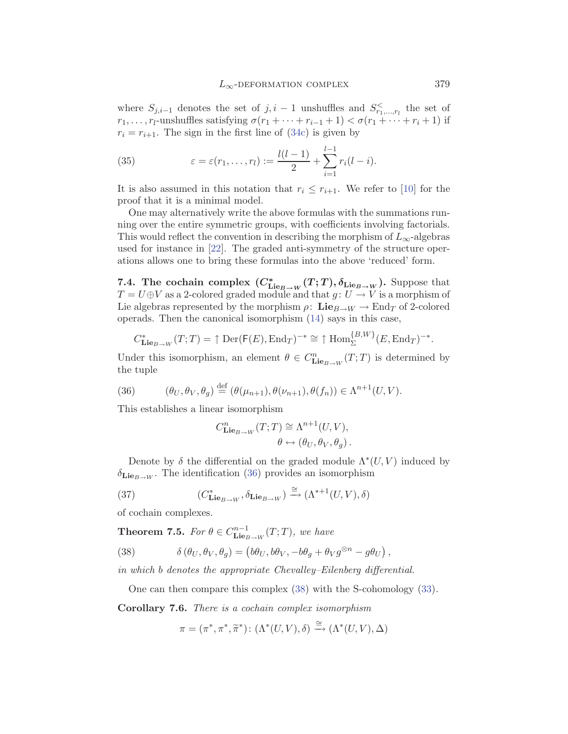where $S_{j,i-1}$ denotes the set of $j, i-1$ unshuffles and $S^{<}_{r_1,\ldots,r_l}$ the set of $r_1, \ldots, r_l$-unshuffles satisfying $\sigma(r_1 + \cdots + r_{i-1} + 1) < \sigma(r_1 + \cdots + r_i + 1)$ if $r_i = r_{i+1}$. The sign in the first line of (34c) is given by

$$\varepsilon = \varepsilon(r_1, \ldots, r_l) := \frac{l(l-1)}{2} + \sum_{i=1}^{l-1} r_i(l-i). \tag{35}$$

It is also assumed in this notation that $r_i \le r_{i+1}$. We refer to [10] for the proof that it is a minimal model.

One may alternatively write the above formulas with the summations running over the entire symmetric groups, with coefficients involving factorials. This would reflect the convention in describing the morphism of $L_\infty$-algebras used for instance in [22]. The graded anti-symmetry of the structure operations allows one to bring these formulas into the above 'reduced' form.

**7.4. The cochain complex $(C^*_{\mathbf{Lie}_{B\to W}}(T;T), \delta_{\mathbf{Lie}_{B\to W}})$.** Suppose that $T = U \oplus V$ as a 2-colored graded module and that $g\colon U \to V$ is a morphism of Lie algebras represented by the morphism $\rho\colon \mathbf{Lie}_{B\to W} \to \mathrm{End}_T$ of 2-colored operads. Then the canonical isomorphism (14) says in this case,

$$C^*_{\mathbf{Lie}_{B\to W}}(T;T) = \uparrow \mathrm{Der}(\mathsf{F}(E), \mathrm{End}_T)^{-*} \cong \uparrow \mathrm{Hom}^{\{B,W\}}_{\Sigma}(E, \mathrm{End}_T)^{-*}.$$

Under this isomorphism, an element $\theta \in C^n_{\mathbf{Lie}_{B\to W}}(T;T)$ is determined by the tuple

$$(\theta_U, \theta_V, \theta_g) \overset{\mathrm{def}}{=} (\theta(\mu_{n+1}), \theta(\nu_{n+1}), \theta(f_n)) \in \Lambda^{n+1}(U,V). \tag{36}$$

This establishes a linear isomorphism

$$\begin{aligned} C^n_{\mathbf{Lie}_{B\to W}}(T;T) &\cong \Lambda^{n+1}(U,V), \\ \theta &\leftrightarrow (\theta_U, \theta_V, \theta_g). \end{aligned}$$

Denote by $\delta$ the differential on the graded module $\Lambda^*(U,V)$ induced by $\delta_{\mathbf{Lie}_{B\to W}}$. The identification (36) provides an isomorphism

$$(C^*_{\mathbf{Lie}_{B\to W}}, \delta_{\mathbf{Lie}_{B\to W}}) \xrightarrow{\cong} (\Lambda^{*+1}(U,V), \delta) \tag{37}$$

of cochain complexes.

**Theorem 7.5.** *For $\theta \in C^{n-1}_{\mathbf{Lie}_{B\to W}}(T;T)$, we have*

$$\delta\,(\theta_U, \theta_V, \theta_g) = \left(b\theta_U, b\theta_V, -b\theta_g + \theta_V g^{\otimes n} - g\theta_U\right), \tag{38}$$

*in which $b$ denotes the appropriate Chevalley–Eilenberg differential.*

One can then compare this complex (38) with the S-cohomology (33).

**Corollary 7.6.** *There is a cochain complex isomorphism*

$$\pi = (\pi^*, \pi^*, \widetilde{\pi}^*) \colon (\Lambda^*(U,V), \delta) \xrightarrow{\cong} (\Lambda^*(U,V), \Delta)$$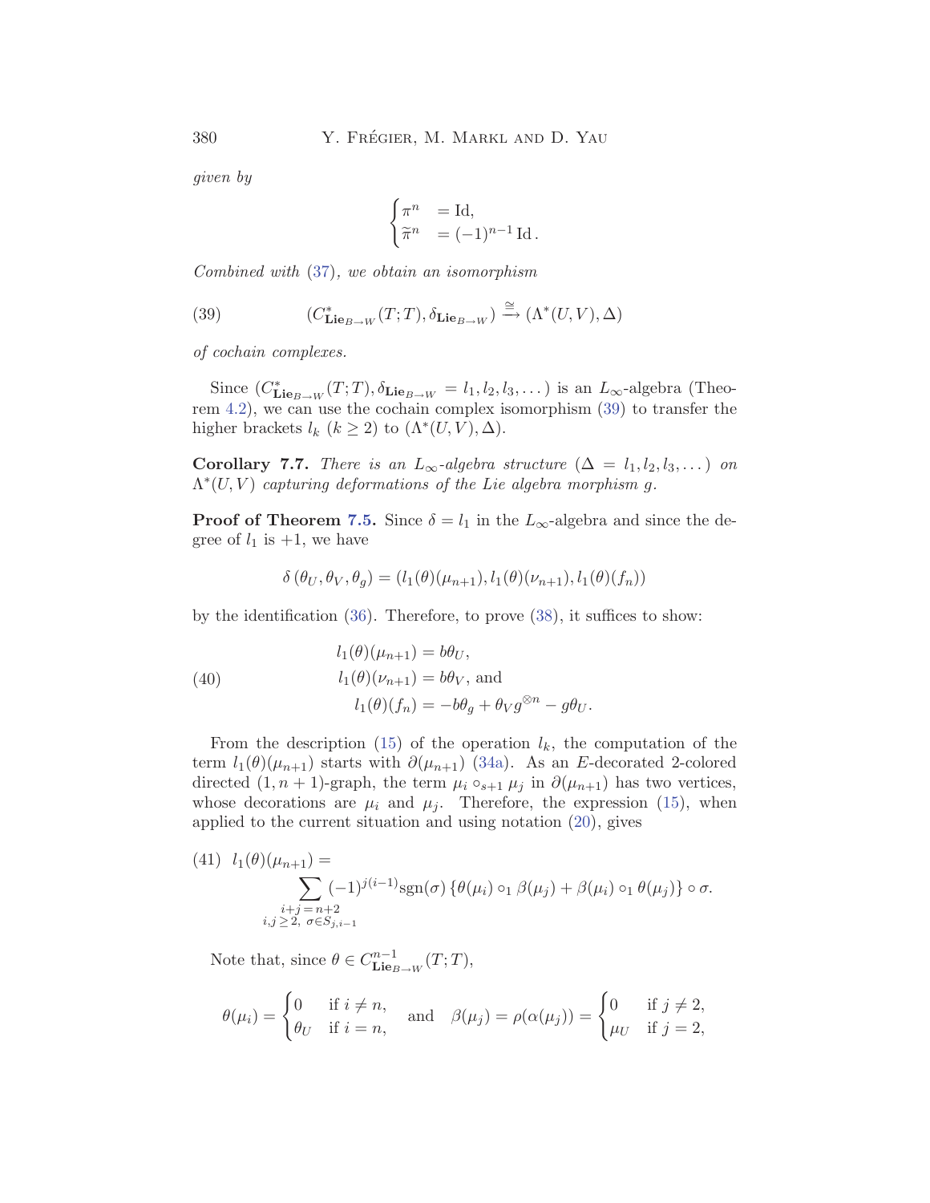*given by*

$$\begin{cases} \pi^n & = \mathrm{Id}, \\ \widetilde{\pi}^n & = (-1)^{n-1}\,\mathrm{Id}. \end{cases}$$

*Combined with* (37)*, we obtain an isomorphism*

$$(C^*_{\mathbf{Lie}_{B\to W}}(T;T), \delta_{\mathbf{Lie}_{B\to W}}) \xrightarrow{\cong} (\Lambda^*(U,V), \Delta) \tag{39}$$

*of cochain complexes.*

Since $(C^*_{\mathbf{Lie}_{B\to W}}(T;T), \delta_{\mathbf{Lie}_{B\to W}} = l_1, l_2, l_3, \dots)$ is an $L_\infty$-algebra (Theorem 4.2), we can use the cochain complex isomorphism (39) to transfer the higher brackets $l_k$ $(k \geq 2)$ to $(\Lambda^*(U,V), \Delta)$.

**Corollary 7.7.** *There is an $L_\infty$-algebra structure $(\Delta = l_1, l_2, l_3, \dots)$ on $\Lambda^*(U,V)$ capturing deformations of the Lie algebra morphism $g$.*

**Proof of Theorem 7.5.** Since $\delta = l_1$ in the $L_\infty$-algebra and since the degree of $l_1$ is $+1$, we have

$$\delta\,(\theta_U, \theta_V, \theta_g) = (l_1(\theta)(\mu_{n+1}), l_1(\theta)(\nu_{n+1}), l_1(\theta)(f_n))$$

by the identification (36). Therefore, to prove (38), it suffices to show:

$$\begin{aligned} l_1(\theta)(\mu_{n+1}) &= b\theta_U, \\ l_1(\theta)(\nu_{n+1}) &= b\theta_V, \text{ and} \\ l_1(\theta)(f_n) &= -b\theta_g + \theta_V g^{\otimes n} - g\theta_U. \end{aligned} \tag{40}$$

From the description (15) of the operation $l_k$, the computation of the term $l_1(\theta)(\mu_{n+1})$ starts with $\partial(\mu_{n+1})$ (34a). As an $E$-decorated 2-colored directed $(1, n+1)$-graph, the term $\mu_i \circ_{s+1} \mu_j$ in $\partial(\mu_{n+1})$ has two vertices, whose decorations are $\mu_i$ and $\mu_j$. Therefore, the expression (15), when applied to the current situation and using notation (20), gives

$$l_1(\theta)(\mu_{n+1}) = \sum_{\substack{i+j=n+2 \\ i,j\geq 2,\ \sigma\in S_{j,i-1}}} (-1)^{j(i-1)}\mathrm{sgn}(\sigma)\,\{\theta(\mu_i)\circ_1 \beta(\mu_j) + \beta(\mu_i)\circ_1 \theta(\mu_j)\}\circ\sigma. \tag{41}$$

Note that, since $\theta \in C^{n-1}_{\mathbf{Lie}_{B\to W}}(T;T)$,

$$\theta(\mu_i) = \begin{cases} 0 & \text{if } i \neq n, \\ \theta_U & \text{if } i = n, \end{cases} \quad \text{and} \quad \beta(\mu_j) = \rho(\alpha(\mu_j)) = \begin{cases} 0 & \text{if } j \neq 2, \\ \mu_U & \text{if } j = 2, \end{cases}$$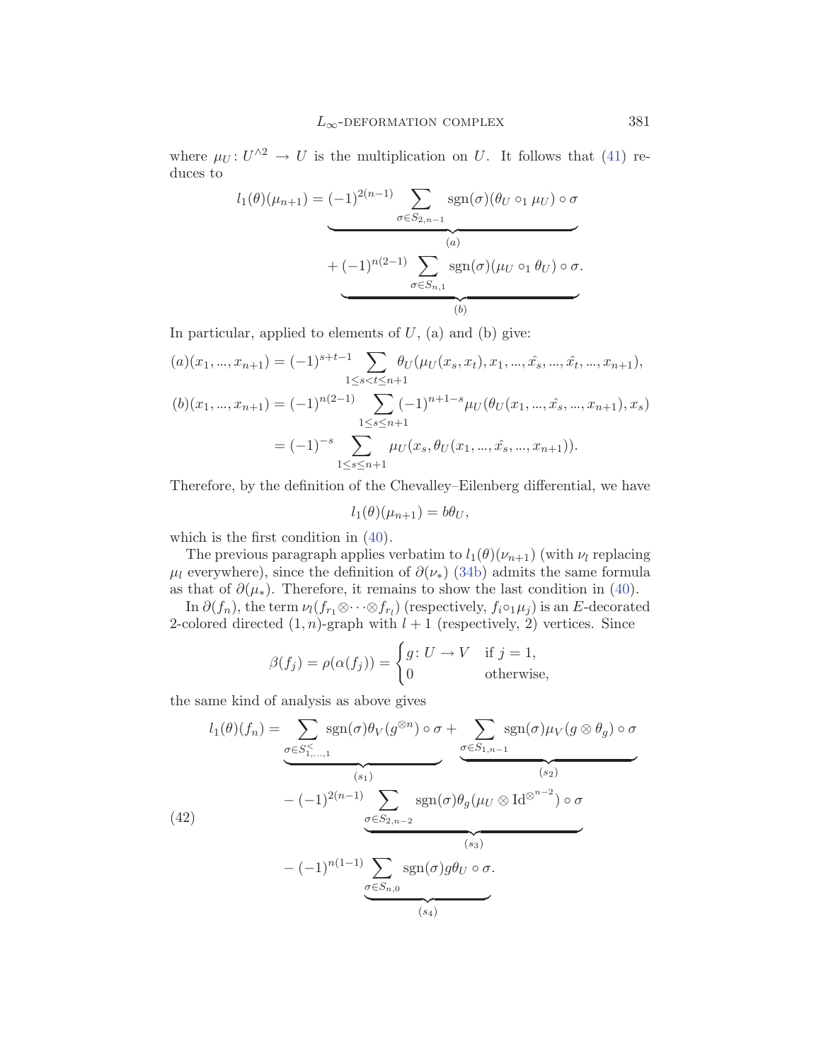where $\mu_U\colon U^{\wedge 2} \to U$ is the multiplication on $U$. It follows that (41) reduces to

$$l_1(\theta)(\mu_{n+1}) = \underbrace{(-1)^{2(n-1)} \sum_{\sigma \in S_{2,n-1}} \operatorname{sgn}(\sigma)(\theta_U \circ_1 \mu_U) \circ \sigma}_{(a)}$$
$$+ \underbrace{(-1)^{n(2-1)} \sum_{\sigma \in S_{n,1}} \operatorname{sgn}(\sigma)(\mu_U \circ_1 \theta_U) \circ \sigma}_{(b)}.$$

In particular, applied to elements of $U$, (a) and (b) give:

$$(a)(x_1, ..., x_{n+1}) = (-1)^{s+t-1} \sum_{1 \le s < t \le n+1} \theta_U(\mu_U(x_s, x_t), x_1, ..., \hat{x_s}, ..., \hat{x_t}, ..., x_{n+1}),$$
$$(b)(x_1, ..., x_{n+1}) = (-1)^{n(2-1)} \sum_{1 \le s \le n+1} (-1)^{n+1-s} \mu_U(\theta_U(x_1, ..., \hat{x_s}, ..., x_{n+1}), x_s)$$
$$= (-1)^{-s} \sum_{1 \le s \le n+1} \mu_U(x_s, \theta_U(x_1, ..., \hat{x_s}, ..., x_{n+1})).$$

Therefore, by the definition of the Chevalley–Eilenberg differential, we have

$$l_1(\theta)(\mu_{n+1}) = b\theta_U,$$

which is the first condition in (40).

The previous paragraph applies verbatim to $l_1(\theta)(\nu_{n+1})$ (with $\nu_l$ replacing $\mu_l$ everywhere), since the definition of $\partial(\nu_*)$ (34b) admits the same formula as that of $\partial(\mu_*)$. Therefore, it remains to show the last condition in (40).

In $\partial(f_n)$, the term $\nu_l(f_{r_1} \otimes \cdots \otimes f_{r_l})$ (respectively, $f_i \circ_1 \mu_j$) is an $E$-decorated 2-colored directed $(1,n)$-graph with $l+1$ (respectively, 2) vertices. Since

$$\beta(f_j) = \rho(\alpha(f_j)) = \begin{cases} g\colon U \to V & \text{if } j = 1, \\ 0 & \text{otherwise,} \end{cases}$$

the same kind of analysis as above gives

$$(42) \qquad \begin{aligned} l_1(\theta)(f_n) = {} & \underbrace{\sum_{\sigma \in S^<_{1,\dots,1}} \operatorname{sgn}(\sigma)\theta_V(g^{\otimes n}) \circ \sigma}_{(s_1)} + \underbrace{\sum_{\sigma \in S_{1,n-1}} \operatorname{sgn}(\sigma)\mu_V(g \otimes \theta_g) \circ \sigma}_{(s_2)} \\ & - (-1)^{2(n-1)} \underbrace{\sum_{\sigma \in S_{2,n-2}} \operatorname{sgn}(\sigma)\theta_g(\mu_U \otimes \operatorname{Id}^{\otimes^{n-2}}) \circ \sigma}_{(s_3)} \\ & - (-1)^{n(1-1)} \underbrace{\sum_{\sigma \in S_{n,0}} \operatorname{sgn}(\sigma) g\theta_U \circ \sigma}_{(s_4)}. \end{aligned}$$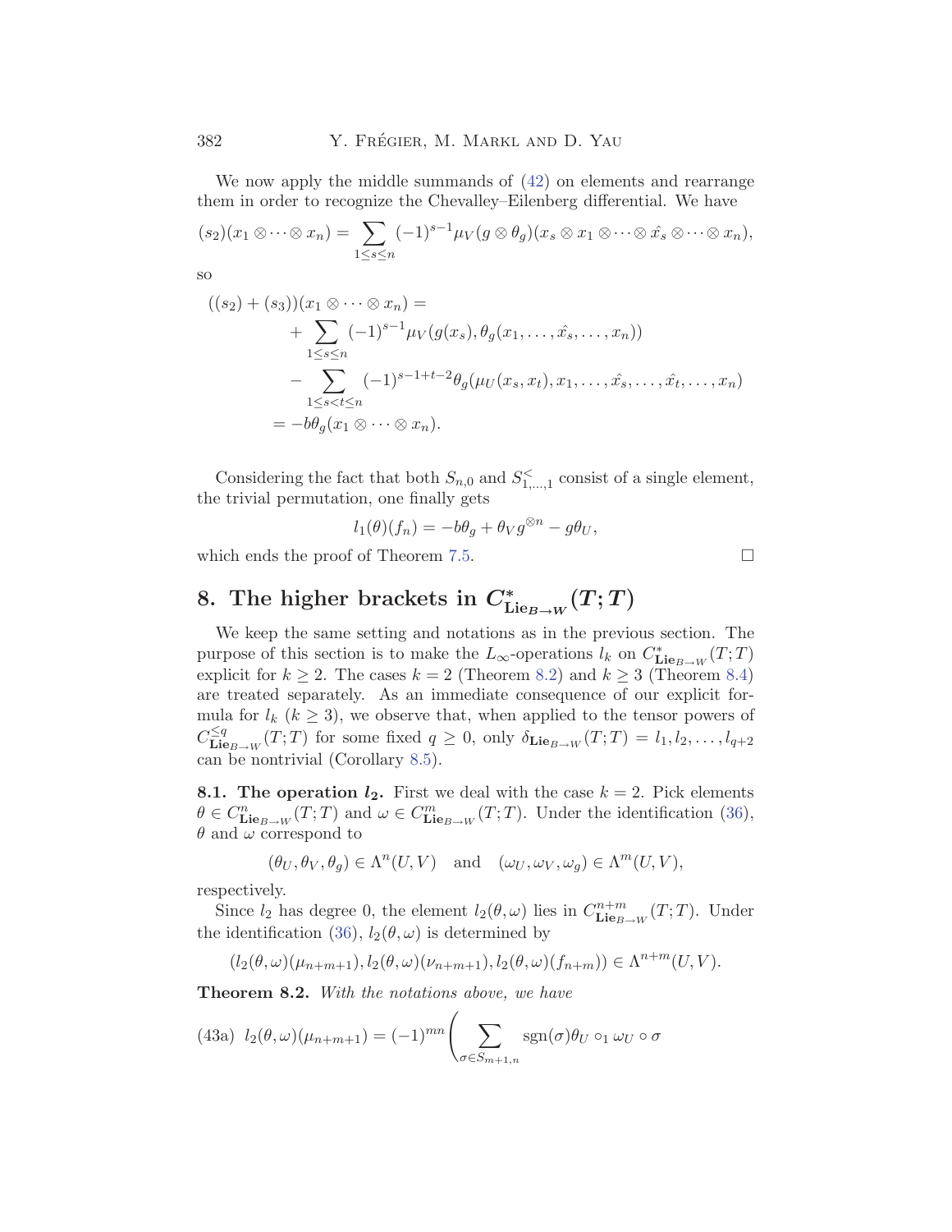We now apply the middle summands of (42) on elements and rearrange them in order to recognize the Chevalley–Eilenberg differential. We have

$$(s_2)(x_1 \otimes \cdots \otimes x_n) = \sum_{1 \le s \le n} (-1)^{s-1} \mu_V(g \otimes \theta_g)(x_s \otimes x_1 \otimes \cdots \otimes \hat{x_s} \otimes \cdots \otimes x_n),$$

so

$$\begin{aligned}
((s_2) + (s_3))(x_1 \otimes \cdots \otimes x_n) = \\
&+ \sum_{1 \le s \le n} (-1)^{s-1} \mu_V(g(x_s), \theta_g(x_1, \ldots, \hat{x_s}, \ldots, x_n)) \\
&- \sum_{1 \le s < t \le n} (-1)^{s-1+t-2} \theta_g(\mu_U(x_s, x_t), x_1, \ldots, \hat{x_s}, \ldots, \hat{x_t}, \ldots, x_n) \\
&= -b\theta_g(x_1 \otimes \cdots \otimes x_n).
\end{aligned}$$

Considering the fact that both $S_{n,0}$ and $S^{<}_{1,\ldots,1}$ consist of a single element, the trivial permutation, one finally gets

$$l_1(\theta)(f_n) = -b\theta_g + \theta_V g^{\otimes n} - g\theta_U,$$

which ends the proof of Theorem 7.5. □

## 8. The higher brackets in $C^*_{\mathbf{Lie}_{B\to W}}(T;T)$

We keep the same setting and notations as in the previous section. The purpose of this section is to make the $L_\infty$-operations $l_k$ on $C^*_{\mathbf{Lie}_{B\to W}}(T;T)$ explicit for $k \ge 2$. The cases $k = 2$ (Theorem 8.2) and $k \ge 3$ (Theorem 8.4) are treated separately. As an immediate consequence of our explicit formula for $l_k$ ($k \ge 3$), we observe that, when applied to the tensor powers of $C^{\le q}_{\mathbf{Lie}_{B\to W}}(T;T)$ for some fixed $q \ge 0$, only $\delta_{\mathbf{Lie}_{B\to W}}(T;T) = l_1, l_2, \ldots, l_{q+2}$ can be nontrivial (Corollary 8.5).

**8.1. The operation $l_2$.** First we deal with the case $k = 2$. Pick elements $\theta \in C^n_{\mathbf{Lie}_{B\to W}}(T;T)$ and $\omega \in C^m_{\mathbf{Lie}_{B\to W}}(T;T)$. Under the identification (36), $\theta$ and $\omega$ correspond to

$$(\theta_U, \theta_V, \theta_g) \in \Lambda^n(U,V) \quad \text{and} \quad (\omega_U, \omega_V, \omega_g) \in \Lambda^m(U,V),$$

respectively.

Since $l_2$ has degree 0, the element $l_2(\theta,\omega)$ lies in $C^{n+m}_{\mathbf{Lie}_{B\to W}}(T;T)$. Under the identification (36), $l_2(\theta,\omega)$ is determined by

$$(l_2(\theta,\omega)(\mu_{n+m+1}), l_2(\theta,\omega)(\nu_{n+m+1}), l_2(\theta,\omega)(f_{n+m})) \in \Lambda^{n+m}(U,V).$$

**Theorem 8.2.** *With the notations above, we have*

$$l_2(\theta,\omega)(\mu_{n+m+1}) = (-1)^{mn}\Bigg(\sum_{\sigma \in S_{m+1,n}} \operatorname{sgn}(\sigma)\theta_U \circ_1 \omega_U \circ \sigma \tag{43a}$$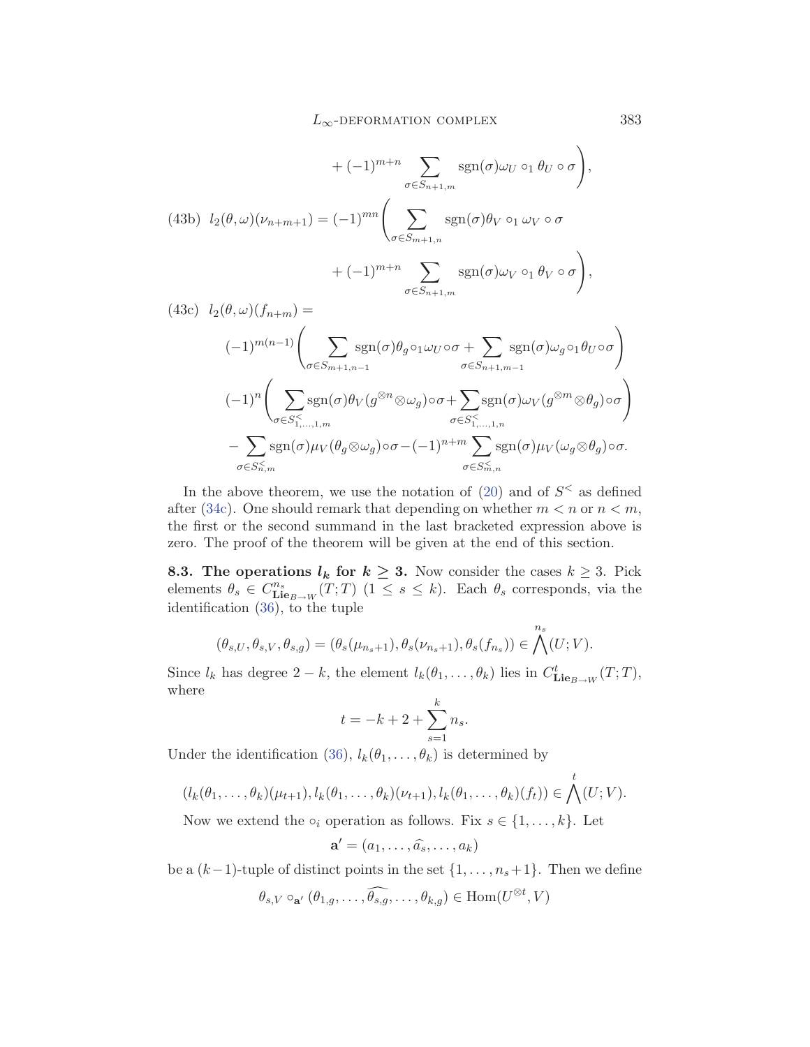$$+ (-1)^{m+n} \sum_{\sigma \in S_{n+1,m}} \operatorname{sgn}(\sigma) \omega_U \circ_1 \theta_U \circ \sigma \Bigg),$$

(43b)
$$l_2(\theta, \omega)(\nu_{n+m+1}) = (-1)^{mn} \Bigg( \sum_{\sigma \in S_{m+1,n}} \operatorname{sgn}(\sigma) \theta_V \circ_1 \omega_V \circ \sigma + (-1)^{m+n} \sum_{\sigma \in S_{n+1,m}} \operatorname{sgn}(\sigma) \omega_V \circ_1 \theta_V \circ \sigma \Bigg),$$

(43c)
$$\begin{aligned} l_2(\theta, \omega)(f_{n+m}) = \;& (-1)^{m(n-1)} \Bigg( \sum_{\sigma \in S_{m+1,n-1}} \operatorname{sgn}(\sigma) \theta_g \circ_1 \omega_U \circ \sigma + \sum_{\sigma \in S_{n+1,m-1}} \operatorname{sgn}(\sigma) \omega_g \circ_1 \theta_U \circ \sigma \Bigg) \\ & (-1)^n \Bigg( \sum_{\sigma \in S^{<}_{1,\ldots,1,m}} \operatorname{sgn}(\sigma) \theta_V (g^{\otimes n} \otimes \omega_g) \circ \sigma + \sum_{\sigma \in S^{<}_{1,\ldots,1,n}} \operatorname{sgn}(\sigma) \omega_V (g^{\otimes m} \otimes \theta_g) \circ \sigma \Bigg) \\ & - \sum_{\sigma \in S^{<}_{n,m}} \operatorname{sgn}(\sigma) \mu_V (\theta_g \otimes \omega_g) \circ \sigma - (-1)^{n+m} \sum_{\sigma \in S^{<}_{m,n}} \operatorname{sgn}(\sigma) \mu_V (\omega_g \otimes \theta_g) \circ \sigma. \end{aligned}$$

In the above theorem, we use the notation of (20) and of $S^{<}$ as defined after (34c). One should remark that depending on whether $m < n$ or $n < m$, the first or the second summand in the last bracketed expression above is zero. The proof of the theorem will be given at the end of this section.

**8.3. The operations $l_k$ for $k \geq 3$.** Now consider the cases $k \geq 3$. Pick elements $\theta_s \in C^{n_s}_{\mathbf{Lie}_{B \to W}}(T;T)$ $(1 \leq s \leq k)$. Each $\theta_s$ corresponds, via the identification (36), to the tuple

$$(\theta_{s,U}, \theta_{s,V}, \theta_{s,g}) = (\theta_s(\mu_{n_s+1}), \theta_s(\nu_{n_s+1}), \theta_s(f_{n_s})) \in \bigwedge^{n_s}(U;V).$$

Since $l_k$ has degree $2-k$, the element $l_k(\theta_1, \ldots, \theta_k)$ lies in $C^t_{\mathbf{Lie}_{B \to W}}(T;T)$, where

$$t = -k + 2 + \sum_{s=1}^{k} n_s.$$

Under the identification (36), $l_k(\theta_1, \ldots, \theta_k)$ is determined by

$$(l_k(\theta_1, \ldots, \theta_k)(\mu_{t+1}), l_k(\theta_1, \ldots, \theta_k)(\nu_{t+1}), l_k(\theta_1, \ldots, \theta_k)(f_t)) \in \bigwedge^{t}(U;V).$$

Now we extend the $\circ_i$ operation as follows. Fix $s \in \{1, \ldots, k\}$. Let

$$\mathbf{a}' = (a_1, \ldots, \widehat{a_s}, \ldots, a_k)$$

be a $(k-1)$-tuple of distinct points in the set $\{1, \ldots, n_s+1\}$. Then we define

$$\theta_{s,V} \circ_{\mathbf{a}'} (\theta_{1,g}, \ldots, \widehat{\theta_{s,g}}, \ldots, \theta_{k,g}) \in \operatorname{Hom}(U^{\otimes t}, V)$$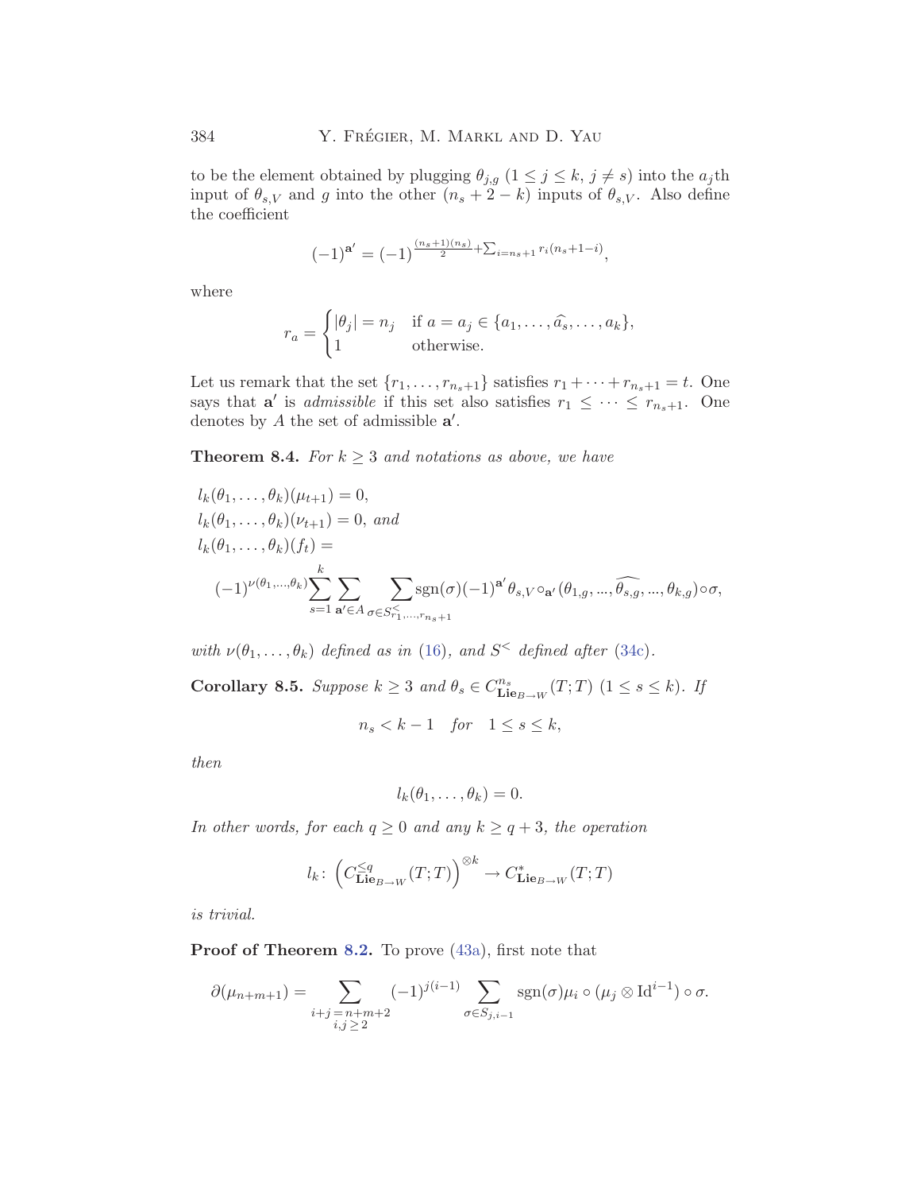to be the element obtained by plugging $\theta_{j,g}$ ($1 \le j \le k$, $j \ne s$) into the $a_j$th input of $\theta_{s,V}$ and $g$ into the other $(n_s + 2 - k)$ inputs of $\theta_{s,V}$. Also define the coefficient

$$(-1)^{\mathbf{a}'} = (-1)^{\frac{(n_s+1)(n_s)}{2} + \sum_{i=n_s+1} r_i(n_s+1-i)},$$

where

$$r_a = \begin{cases} |\theta_j| = n_j & \text{if } a = a_j \in \{a_1, \dots, \widehat{a_s}, \dots, a_k\}, \\ 1 & \text{otherwise.} \end{cases}$$

Let us remark that the set $\{r_1, \dots, r_{n_s+1}\}$ satisfies $r_1 + \cdots + r_{n_s+1} = t$. One says that $\mathbf{a}'$ is *admissible* if this set also satisfies $r_1 \le \cdots \le r_{n_s+1}$. One denotes by $A$ the set of admissible $\mathbf{a}'$.

**Theorem 8.4.** *For $k \ge 3$ and notations as above, we have*

$$\begin{aligned}
&l_k(\theta_1, \dots, \theta_k)(\mu_{t+1}) = 0,\\
&l_k(\theta_1, \dots, \theta_k)(\nu_{t+1}) = 0, \text{ and}\\
&l_k(\theta_1, \dots, \theta_k)(f_t) = \\
&\quad (-1)^{\nu(\theta_1,\dots,\theta_k)} \sum_{s=1}^{k} \sum_{\mathbf{a}' \in A} \sum_{\sigma \in S^{<}_{r_1,\dots,r_{n_s+1}}} \mathrm{sgn}(\sigma)(-1)^{\mathbf{a}'} \theta_{s,V} \circ_{\mathbf{a}'} (\theta_{1,g}, \dots, \widehat{\theta_{s,g}}, \dots, \theta_{k,g}) \circ \sigma,
\end{aligned}$$

*with $\nu(\theta_1, \dots, \theta_k)$ defined as in (16), and $S^{<}$ defined after (34c).*

**Corollary 8.5.** *Suppose $k \ge 3$ and $\theta_s \in C^{n_s}_{\mathbf{Lie}_{B\to W}}(T;T)$ $(1 \le s \le k)$. If*

$$n_s < k - 1 \quad \textit{for} \quad 1 \le s \le k,$$

*then*

$$l_k(\theta_1, \dots, \theta_k) = 0.$$

*In other words, for each $q \ge 0$ and any $k \ge q + 3$, the operation*

$$l_k \colon \left(C^{\le q}_{\mathbf{Lie}_{B\to W}}(T;T)\right)^{\otimes k} \to C^{*}_{\mathbf{Lie}_{B\to W}}(T;T)$$

*is trivial.*

**Proof of Theorem 8.2.** To prove (43a), first note that

$$\partial(\mu_{n+m+1}) = \sum_{\substack{i+j=n+m+2\\ i,j \ge 2}} (-1)^{j(i-1)} \sum_{\sigma \in S_{j,i-1}} \mathrm{sgn}(\sigma) \mu_i \circ (\mu_j \otimes \mathrm{Id}^{i-1}) \circ \sigma.$$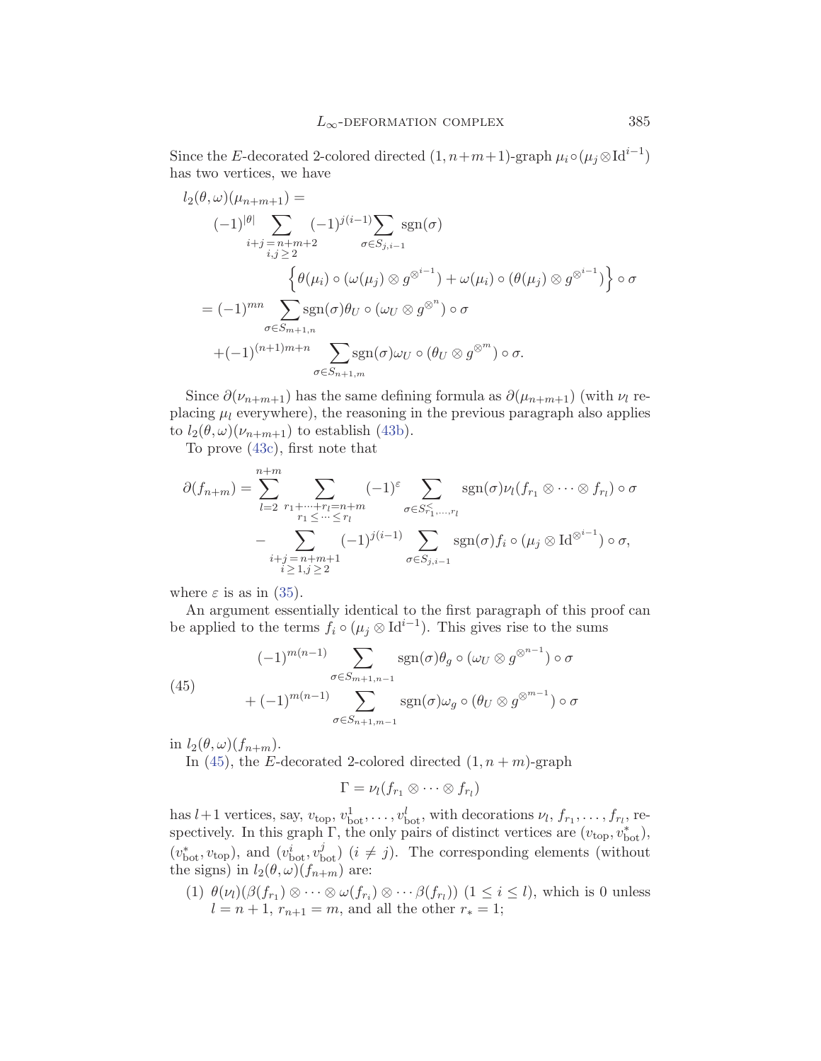Since the $E$-decorated 2-colored directed $(1, n+m+1)$-graph $\mu_i \circ (\mu_j \otimes \mathrm{Id}^{i-1})$ has two vertices, we have

$$
\begin{aligned}
&l_2(\theta,\omega)(\mu_{n+m+1}) = \\
&\quad (-1)^{|\theta|} \sum_{\substack{i+j=n+m+2 \\ i,j \geq 2}} (-1)^{j(i-1)} \sum_{\sigma \in S_{j,i-1}} \operatorname{sgn}(\sigma) \\
&\qquad\qquad \left\{ \theta(\mu_i) \circ (\omega(\mu_j) \otimes g^{\otimes^{i-1}}) + \omega(\mu_i) \circ (\theta(\mu_j) \otimes g^{\otimes^{i-1}}) \right\} \circ \sigma \\
&\quad = (-1)^{mn} \sum_{\sigma \in S_{m+1,n}} \operatorname{sgn}(\sigma) \theta_U \circ (\omega_U \otimes g^{\otimes^{n}}) \circ \sigma \\
&\qquad + (-1)^{(n+1)m+n} \sum_{\sigma \in S_{n+1,m}} \operatorname{sgn}(\sigma) \omega_U \circ (\theta_U \otimes g^{\otimes^{m}}) \circ \sigma.
\end{aligned}
$$

Since $\partial(\nu_{n+m+1})$ has the same defining formula as $\partial(\mu_{n+m+1})$ (with $\nu_l$ replacing $\mu_l$ everywhere), the reasoning in the previous paragraph also applies to $l_2(\theta,\omega)(\nu_{n+m+1})$ to establish (43b).

To prove (43c), first note that

$$
\begin{aligned}
\partial(f_{n+m}) = & \sum_{l=2}^{n+m} \sum_{\substack{r_1+\cdots+r_l=n+m \\ r_1 \leq \cdots \leq r_l}} (-1)^{\varepsilon} \sum_{\sigma \in S^{<}_{r_1,\ldots,r_l}} \operatorname{sgn}(\sigma) \nu_l(f_{r_1} \otimes \cdots \otimes f_{r_l}) \circ \sigma \\
& - \sum_{\substack{i+j=n+m+1 \\ i \geq 1, j \geq 2}} (-1)^{j(i-1)} \sum_{\sigma \in S_{j,i-1}} \operatorname{sgn}(\sigma) f_i \circ (\mu_j \otimes \mathrm{Id}^{\otimes^{i-1}}) \circ \sigma,
\end{aligned}
$$

where $\varepsilon$ is as in (35).

An argument essentially identical to the first paragraph of this proof can be applied to the terms $f_i \circ (\mu_j \otimes \mathrm{Id}^{i-1})$. This gives rise to the sums

$$
\begin{aligned}
(45) \qquad & (-1)^{m(n-1)} \sum_{\sigma \in S_{m+1,n-1}} \operatorname{sgn}(\sigma) \theta_g \circ (\omega_U \otimes g^{\otimes^{n-1}}) \circ \sigma \\
& + (-1)^{m(n-1)} \sum_{\sigma \in S_{n+1,m-1}} \operatorname{sgn}(\sigma) \omega_g \circ (\theta_U \otimes g^{\otimes^{m-1}}) \circ \sigma
\end{aligned}
$$

in $l_2(\theta,\omega)(f_{n+m})$.

In (45), the $E$-decorated 2-colored directed $(1, n+m)$-graph

$$\Gamma = \nu_l(f_{r_1} \otimes \cdots \otimes f_{r_l})$$

has $l+1$ vertices, say, $v_{\mathrm{top}}, v^1_{\mathrm{bot}}, \ldots, v^l_{\mathrm{bot}}$, with decorations $\nu_l, f_{r_1}, \ldots, f_{r_l}$, respectively. In this graph $\Gamma$, the only pairs of distinct vertices are $(v_{\mathrm{top}}, v^*_{\mathrm{bot}})$, $(v^*_{\mathrm{bot}}, v_{\mathrm{top}})$, and $(v^i_{\mathrm{bot}}, v^j_{\mathrm{bot}})$ $(i \neq j)$. The corresponding elements (without the signs) in $l_2(\theta,\omega)(f_{n+m})$ are:

(1) $\theta(\nu_l)(\beta(f_{r_1}) \otimes \cdots \otimes \omega(f_{r_i}) \otimes \cdots \beta(f_{r_l}))$ $(1 \leq i \leq l)$, which is 0 unless $l = n+1$, $r_{n+1} = m$, and all the other $r_* = 1$;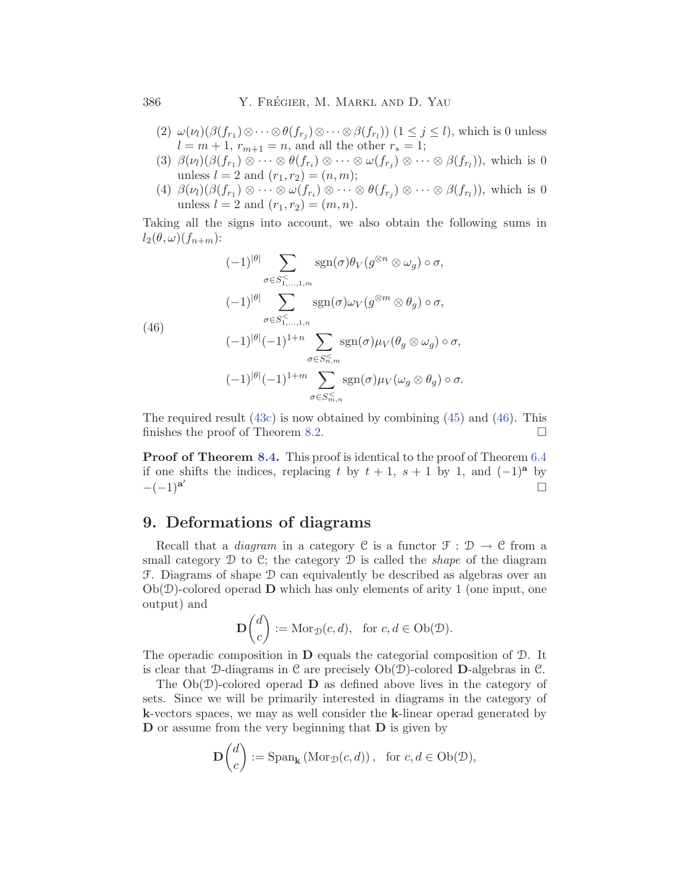(2) $\omega(\nu_l)(\beta(f_{r_1}) \otimes \cdots \otimes \theta(f_{r_j}) \otimes \cdots \otimes \beta(f_{r_l}))$ $(1 \le j \le l)$, which is 0 unless $l = m+1$, $r_{m+1} = n$, and all the other $r_* = 1$;

(3) $\beta(\nu_l)(\beta(f_{r_1}) \otimes \cdots \otimes \theta(f_{r_i}) \otimes \cdots \otimes \omega(f_{r_j}) \otimes \cdots \otimes \beta(f_{r_l}))$, which is 0 unless $l = 2$ and $(r_1, r_2) = (n, m)$;

(4) $\beta(\nu_l)(\beta(f_{r_1}) \otimes \cdots \otimes \omega(f_{r_i}) \otimes \cdots \otimes \theta(f_{r_j}) \otimes \cdots \otimes \beta(f_{r_l}))$, which is 0 unless $l = 2$ and $(r_1, r_2) = (m, n)$.

Taking all the signs into account, we also obtain the following sums in $l_2(\theta, \omega)(f_{n+m})$:

$$
\begin{gathered}
(-1)^{|\theta|} \sum_{\sigma \in S^{<}_{1,\ldots,1,m}} \operatorname{sgn}(\sigma) \theta_V(g^{\otimes n} \otimes \omega_g) \circ \sigma, \\
(-1)^{|\theta|} \sum_{\sigma \in S^{<}_{1,\ldots,1,n}} \operatorname{sgn}(\sigma) \omega_V(g^{\otimes m} \otimes \theta_g) \circ \sigma, \\
(-1)^{|\theta|}(-1)^{1+n} \sum_{\sigma \in S^{<}_{n,m}} \operatorname{sgn}(\sigma) \mu_V(\theta_g \otimes \omega_g) \circ \sigma, \\
(-1)^{|\theta|}(-1)^{1+m} \sum_{\sigma \in S^{<}_{m,n}} \operatorname{sgn}(\sigma) \mu_V(\omega_g \otimes \theta_g) \circ \sigma.
\end{gathered}
\tag{46}
$$

The required result (43c) is now obtained by combining (45) and (46). This finishes the proof of Theorem 8.2. □

**Proof of Theorem 8.4.** This proof is identical to the proof of Theorem 6.4 if one shifts the indices, replacing $t$ by $t+1$, $s+1$ by 1, and $(-1)^{\mathbf{a}}$ by $-(-1)^{\mathbf{a}'}$ □

## 9. Deformations of diagrams

Recall that a *diagram* in a category $\mathcal{C}$ is a functor $\mathcal{F} : \mathcal{D} \to \mathcal{C}$ from a small category $\mathcal{D}$ to $\mathcal{C}$; the category $\mathcal{D}$ is called the *shape* of the diagram $\mathcal{F}$. Diagrams of shape $\mathcal{D}$ can equivalently be described as algebras over an $\mathrm{Ob}(\mathcal{D})$-colored operad $\mathbf{D}$ which has only elements of arity 1 (one input, one output) and

$$
\mathbf{D}\binom{d}{c} := \mathrm{Mor}_{\mathcal{D}}(c, d), \quad \text{for } c, d \in \mathrm{Ob}(\mathcal{D}).
$$

The operadic composition in $\mathbf{D}$ equals the categorial composition of $\mathcal{D}$. It is clear that $\mathcal{D}$-diagrams in $\mathcal{C}$ are precisely $\mathrm{Ob}(\mathcal{D})$-colored $\mathbf{D}$-algebras in $\mathcal{C}$.

The $\mathrm{Ob}(\mathcal{D})$-colored operad $\mathbf{D}$ as defined above lives in the category of sets. Since we will be primarily interested in diagrams in the category of $\mathbf{k}$-vectors spaces, we may as well consider the $\mathbf{k}$-linear operad generated by $\mathbf{D}$ or assume from the very beginning that $\mathbf{D}$ is given by

$$
\mathbf{D}\binom{d}{c} := \mathrm{Span}_{\mathbf{k}}\left(\mathrm{Mor}_{\mathcal{D}}(c, d)\right), \quad \text{for } c, d \in \mathrm{Ob}(\mathcal{D}),
$$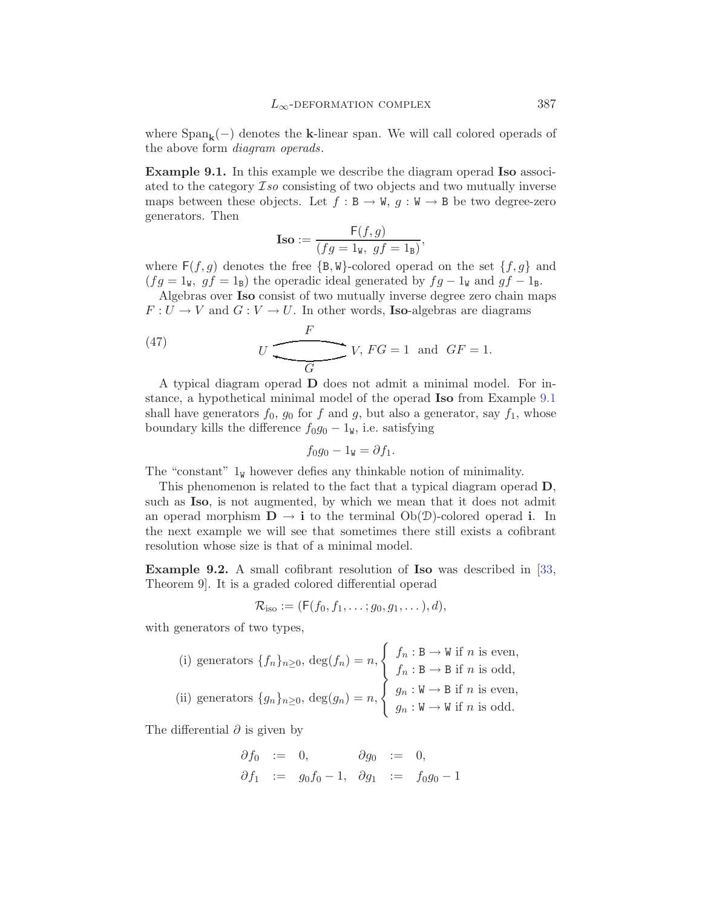where $\mathrm{Span}_{\mathbf{k}}(-)$ denotes the $\mathbf{k}$-linear span. We will call colored operads of the above form *diagram operads*.

**Example 9.1.** In this example we describe the diagram operad **Iso** associated to the category $\mathcal{I}so$ consisting of two objects and two mutually inverse maps between these objects. Let $f : \mathtt{B} \to \mathtt{W}$, $g : \mathtt{W} \to \mathtt{B}$ be two degree-zero generators. Then

$$\mathbf{Iso} := \frac{\mathsf{F}(f, g)}{(fg = 1_{\mathtt{W}},\ gf = 1_{\mathtt{B}})},$$

where $\mathsf{F}(f, g)$ denotes the free $\{\mathtt{B}, \mathtt{W}\}$-colored operad on the set $\{f, g\}$ and $(fg = 1_{\mathtt{W}},\ gf = 1_{\mathtt{B}})$ the operadic ideal generated by $fg - 1_{\mathtt{W}}$ and $gf - 1_{\mathtt{B}}$.

Algebras over **Iso** consist of two mutually inverse degree zero chain maps $F : U \to V$ and $G : V \to U$. In other words, **Iso**-algebras are diagrams

$$U \underset{G}{\overset{F}{\rightleftarrows}} V,\ FG = 1 \ \text{ and } \ GF = 1. \tag{47}$$

A typical diagram operad $\mathbf{D}$ does not admit a minimal model. For instance, a hypothetical minimal model of the operad **Iso** from Example 9.1 shall have generators $f_0$, $g_0$ for $f$ and $g$, but also a generator, say $f_1$, whose boundary kills the difference $f_0 g_0 - 1_{\mathtt{W}}$, i.e. satisfying

$$f_0 g_0 - 1_{\mathtt{W}} = \partial f_1.$$

The "constant" $1_{\mathtt{W}}$ however defies any thinkable notion of minimality.

This phenomenon is related to the fact that a typical diagram operad $\mathbf{D}$, such as **Iso**, is not augmented, by which we mean that it does not admit an operad morphism $\mathbf{D} \to \mathbf{i}$ to the terminal $\mathrm{Ob}(\mathcal{D})$-colored operad $\mathbf{i}$. In the next example we will see that sometimes there still exists a cofibrant resolution whose size is that of a minimal model.

**Example 9.2.** A small cofibrant resolution of **Iso** was described in [33, Theorem 9]. It is a graded colored differential operad

$$\mathcal{R}_{\mathrm{iso}} := (\mathsf{F}(f_0, f_1, \dots; g_0, g_1, \dots), d),$$

with generators of two types,

$$\text{(i) generators } \{f_n\}_{n \geq 0},\ \deg(f_n) = n, \begin{cases} f_n : \mathtt{B} \to \mathtt{W} \text{ if } n \text{ is even}, \\ f_n : \mathtt{B} \to \mathtt{B} \text{ if } n \text{ is odd}, \end{cases}$$

$$\text{(ii) generators } \{g_n\}_{n \geq 0},\ \deg(g_n) = n, \begin{cases} g_n : \mathtt{W} \to \mathtt{B} \text{ if } n \text{ is even}, \\ g_n : \mathtt{W} \to \mathtt{W} \text{ if } n \text{ is odd}. \end{cases}$$

The differential $\partial$ is given by

$$\begin{array}{rclrcl} \partial f_0 & := & 0, & \partial g_0 & := & 0, \\ \partial f_1 & := & g_0 f_0 - 1, & \partial g_1 & := & f_0 g_0 - 1 \end{array}$$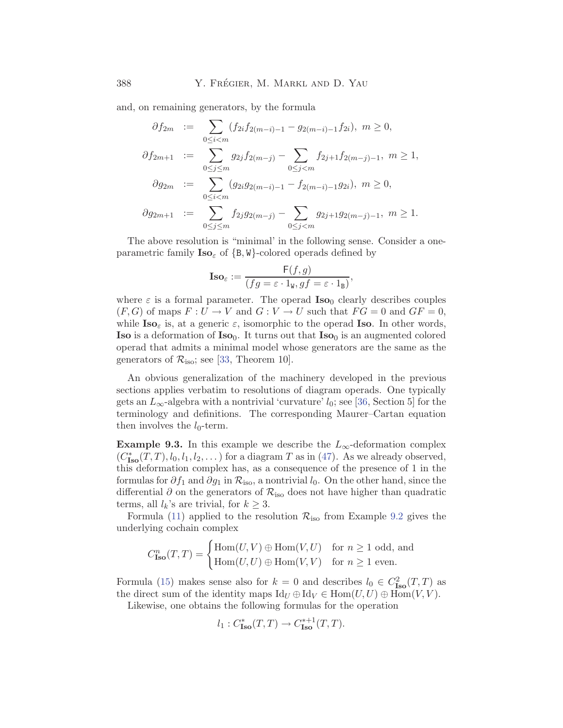and, on remaining generators, by the formula

$$
\begin{aligned}
\partial f_{2m} &:= \sum_{0\le i<m} (f_{2i}f_{2(m-i)-1} - g_{2(m-i)-1}f_{2i}),\ m\ge 0,\\
\partial f_{2m+1} &:= \sum_{0\le j\le m} g_{2j}f_{2(m-j)} - \sum_{0\le j<m} f_{2j+1}f_{2(m-j)-1},\ m\ge 1,\\
\partial g_{2m} &:= \sum_{0\le i<m} (g_{2i}g_{2(m-i)-1} - f_{2(m-i)-1}g_{2i}),\ m\ge 0,\\
\partial g_{2m+1} &:= \sum_{0\le j\le m} f_{2j}g_{2(m-j)} - \sum_{0\le j<m} g_{2j+1}g_{2(m-j)-1},\ m\ge 1.
\end{aligned}
$$

The above resolution is "minimal' in the following sense. Consider a one-parametric family $\mathbf{Iso}_\varepsilon$ of $\{\mathtt{B},\mathtt{W}\}$-colored operads defined by

$$
\mathbf{Iso}_\varepsilon := \frac{\mathsf{F}(f,g)}{(fg = \varepsilon\cdot 1_{\mathtt{W}}, gf = \varepsilon\cdot 1_{\mathtt{B}})},
$$

where $\varepsilon$ is a formal parameter. The operad $\mathbf{Iso}_0$ clearly describes couples $(F,G)$ of maps $F: U\to V$ and $G: V\to U$ such that $FG=0$ and $GF=0$, while $\mathbf{Iso}_\varepsilon$ is, at a generic $\varepsilon$, isomorphic to the operad $\mathbf{Iso}$. In other words, $\mathbf{Iso}$ is a deformation of $\mathbf{Iso}_0$. It turns out that $\mathbf{Iso}_0$ is an augmented colored operad that admits a minimal model whose generators are the same as the generators of $\mathcal{R}_{\mathrm{iso}}$; see [33, Theorem 10].

An obvious generalization of the machinery developed in the previous sections applies verbatim to resolutions of diagram operads. One typically gets an $L_\infty$-algebra with a nontrivial 'curvature' $l_0$; see [36, Section 5] for the terminology and definitions. The corresponding Maurer–Cartan equation then involves the $l_0$-term.

**Example 9.3.** In this example we describe the $L_\infty$-deformation complex $(C^*_{\mathbf{Iso}}(T,T), l_0, l_1, l_2, \dots)$ for a diagram $T$ as in (47). As we already observed, this deformation complex has, as a consequence of the presence of 1 in the formulas for $\partial f_1$ and $\partial g_1$ in $\mathcal{R}_{\mathrm{iso}}$, a nontrivial $l_0$. On the other hand, since the differential $\partial$ on the generators of $\mathcal{R}_{\mathrm{iso}}$ does not have higher than quadratic terms, all $l_k$'s are trivial, for $k\ge 3$.

Formula (11) applied to the resolution $\mathcal{R}_{\mathrm{iso}}$ from Example 9.2 gives the underlying cochain complex

$$
C^n_{\mathbf{Iso}}(T,T) = \begin{cases} \mathrm{Hom}(U,V)\oplus \mathrm{Hom}(V,U) & \text{for } n\ge 1 \text{ odd, and}\\ \mathrm{Hom}(U,U)\oplus \mathrm{Hom}(V,V) & \text{for } n\ge 1 \text{ even.}\end{cases}
$$

Formula (15) makes sense also for $k=0$ and describes $l_0\in C^2_{\mathbf{Iso}}(T,T)$ as the direct sum of the identity maps $\mathrm{Id}_U\oplus \mathrm{Id}_V\in \mathrm{Hom}(U,U)\oplus\mathrm{Hom}(V,V)$.

Likewise, one obtains the following formulas for the operation

$$
l_1 : C^*_{\mathbf{Iso}}(T,T)\to C^{*+1}_{\mathbf{Iso}}(T,T).
$$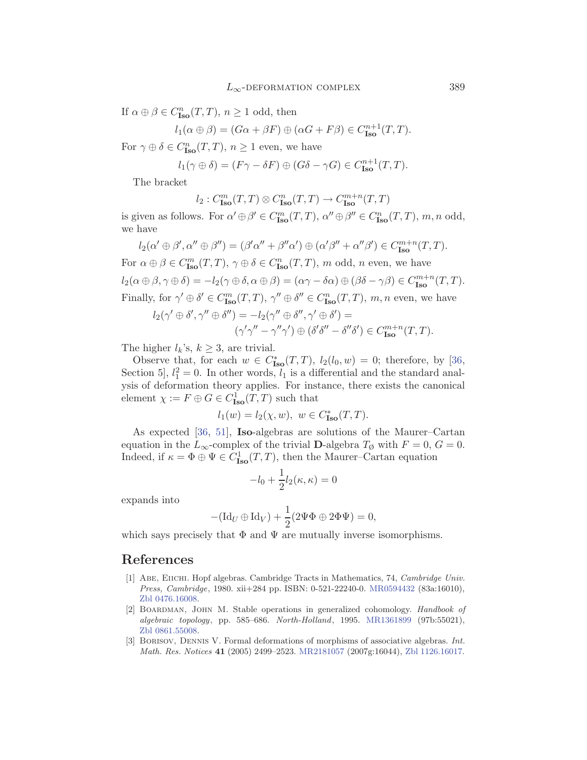If $\alpha \oplus \beta \in C^n_{\mathbf{Iso}}(T,T)$, $n \geq 1$ odd, then

$$l_1(\alpha \oplus \beta) = (G\alpha + \beta F) \oplus (\alpha G + F\beta) \in C^{n+1}_{\mathbf{Iso}}(T,T).$$

For $\gamma \oplus \delta \in C^n_{\mathbf{Iso}}(T,T)$, $n \geq 1$ even, we have

$$l_1(\gamma \oplus \delta) = (F\gamma - \delta F) \oplus (G\delta - \gamma G) \in C^{n+1}_{\mathbf{Iso}}(T,T).$$

The bracket

$$l_2 : C^m_{\mathbf{Iso}}(T,T) \otimes C^n_{\mathbf{Iso}}(T,T) \to C^{m+n}_{\mathbf{Iso}}(T,T)$$

is given as follows. For $\alpha' \oplus \beta' \in C^m_{\mathbf{Iso}}(T,T)$, $\alpha'' \oplus \beta'' \in C^n_{\mathbf{Iso}}(T,T)$, $m, n$ odd, we have

$$l_2(\alpha' \oplus \beta', \alpha'' \oplus \beta'') = (\beta'\alpha'' + \beta''\alpha') \oplus (\alpha'\beta'' + \alpha''\beta') \in C^{m+n}_{\mathbf{Iso}}(T,T).$$

For $\alpha \oplus \beta \in C^m_{\mathbf{Iso}}(T,T)$, $\gamma \oplus \delta \in C^n_{\mathbf{Iso}}(T,T)$, $m$ odd, $n$ even, we have

$$l_2(\alpha \oplus \beta, \gamma \oplus \delta) = -l_2(\gamma \oplus \delta, \alpha \oplus \beta) = (\alpha\gamma - \delta\alpha) \oplus (\beta\delta - \gamma\beta) \in C^{m+n}_{\mathbf{Iso}}(T,T).$$

Finally, for $\gamma' \oplus \delta' \in C^m_{\mathbf{Iso}}(T,T)$, $\gamma'' \oplus \delta'' \in C^n_{\mathbf{Iso}}(T,T)$, $m, n$ even, we have

$$l_2(\gamma' \oplus \delta', \gamma'' \oplus \delta'') = -l_2(\gamma'' \oplus \delta'', \gamma' \oplus \delta') = (\gamma'\gamma'' - \gamma''\gamma') \oplus (\delta'\delta'' - \delta''\delta') \in C^{m+n}_{\mathbf{Iso}}(T,T).$$

The higher $l_k$'s, $k \geq 3$, are trivial.

Observe that, for each $w \in C^*_{\mathbf{Iso}}(T,T)$, $l_2(l_0, w) = 0$; therefore, by [36, Section 5], $l_1^2 = 0$. In other words, $l_1$ is a differential and the standard analysis of deformation theory applies. For instance, there exists the canonical element $\chi := F \oplus G \in C^1_{\mathbf{Iso}}(T,T)$ such that

$$l_1(w) = l_2(\chi, w),\ w \in C^*_{\mathbf{Iso}}(T,T).$$

As expected [36, 51], **Iso**-algebras are solutions of the Maurer–Cartan equation in the $L_\infty$-complex of the trivial **D**-algebra $T_\emptyset$ with $F = 0$, $G = 0$. Indeed, if $\kappa = \Phi \oplus \Psi \in C^1_{\mathbf{Iso}}(T,T)$, then the Maurer–Cartan equation

$$-l_0 + \frac{1}{2} l_2(\kappa, \kappa) = 0$$

expands into

$$-(\mathrm{Id}_U \oplus \mathrm{Id}_V) + \frac{1}{2}(2\Psi\Phi \oplus 2\Phi\Psi) = 0,$$

which says precisely that $\Phi$ and $\Psi$ are mutually inverse isomorphisms.

## References

[1] Abe, Eiichi. Hopf algebras. Cambridge Tracts in Mathematics, 74, *Cambridge Univ. Press, Cambridge*, 1980. xii+284 pp. ISBN: 0-521-22240-0. MR0594432 (83a:16010), Zbl 0476.16008.

[2] Boardman, John M. Stable operations in generalized cohomology. *Handbook of algebraic topology*, pp. 585–686. *North-Holland*, 1995. MR1361899 (97b:55021), Zbl 0861.55008.

[3] Borisov, Dennis V. Formal deformations of morphisms of associative algebras. *Int. Math. Res. Notices* **41** (2005) 2499–2523. MR2181057 (2007g:16044), Zbl 1126.16017.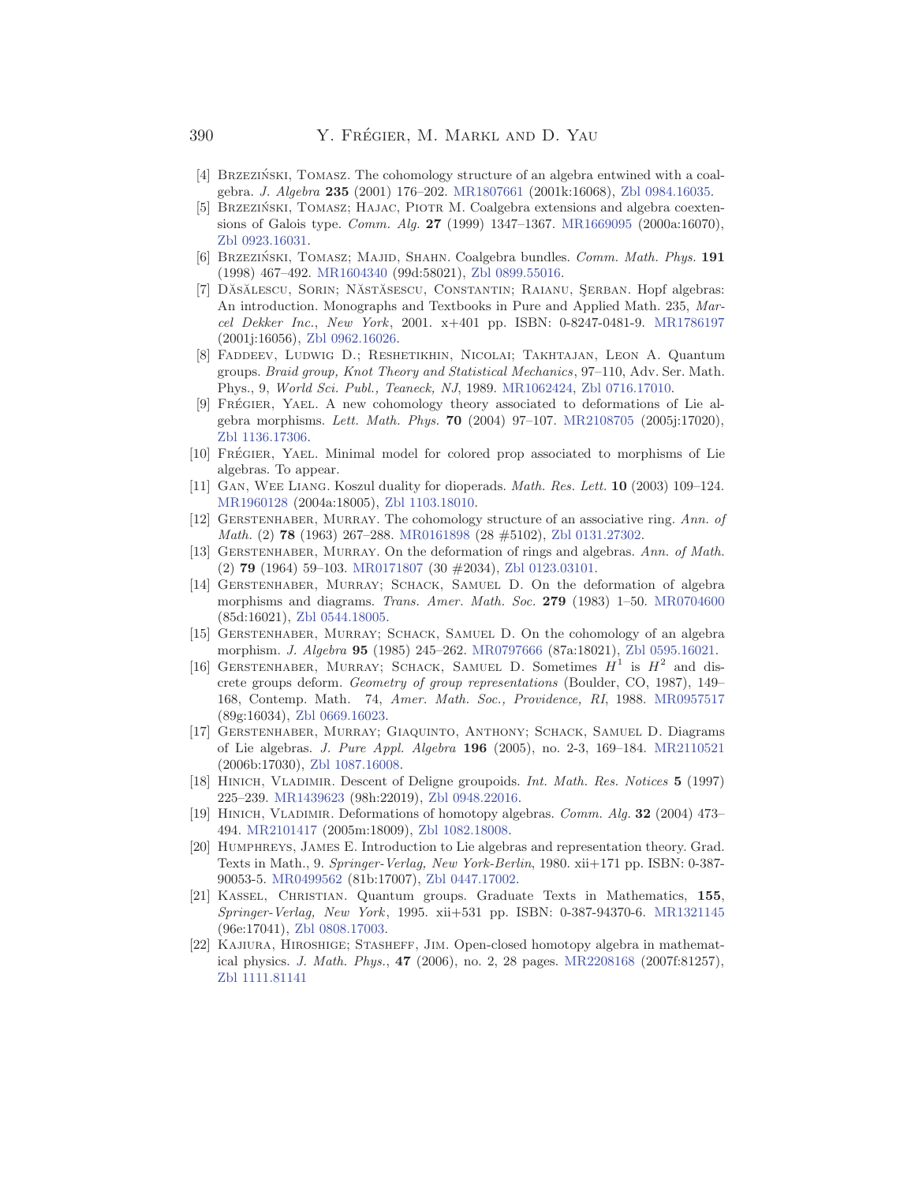[4] Brzeziński, Tomasz. The cohomology structure of an algebra entwined with a coalgebra. *J. Algebra* **235** (2001) 176–202. MR1807661 (2001k:16068), Zbl 0984.16035.

[5] Brzeziński, Tomasz; Hajac, Piotr M. Coalgebra extensions and algebra coextensions of Galois type. *Comm. Alg.* **27** (1999) 1347–1367. MR1669095 (2000a:16070), Zbl 0923.16031.

[6] Brzeziński, Tomasz; Majid, Shahn. Coalgebra bundles. *Comm. Math. Phys.* **191** (1998) 467–492. MR1604340 (99d:58021), Zbl 0899.55016.

[7] Dăscălescu, Sorin; Năstăsescu, Constantin; Raianu, Şerban. Hopf algebras: An introduction. Monographs and Textbooks in Pure and Applied Math. 235, *Marcel Dekker Inc., New York*, 2001. x+401 pp. ISBN: 0-8247-0481-9. MR1786197 (2001j:16056), Zbl 0962.16026.

[8] Faddeev, Ludwig D.; Reshetikhin, Nicolai; Takhtajan, Leon A. Quantum groups. *Braid group, Knot Theory and Statistical Mechanics*, 97–110, Adv. Ser. Math. Phys., 9, *World Sci. Publ., Teaneck, NJ*, 1989. MR1062424, Zbl 0716.17010.

[9] Frégier, Yael. A new cohomology theory associated to deformations of Lie algebra morphisms. *Lett. Math. Phys.* **70** (2004) 97–107. MR2108705 (2005j:17020), Zbl 1136.17306.

[10] Frégier, Yael. Minimal model for colored prop associated to morphisms of Lie algebras. To appear.

[11] Gan, Wee Liang. Koszul duality for dioperads. *Math. Res. Lett.* **10** (2003) 109–124. MR1960128 (2004a:18005), Zbl 1103.18010.

[12] Gerstenhaber, Murray. The cohomology structure of an associative ring. *Ann. of Math.* (2) **78** (1963) 267–288. MR0161898 (28 #5102), Zbl 0131.27302.

[13] Gerstenhaber, Murray. On the deformation of rings and algebras. *Ann. of Math.* (2) **79** (1964) 59–103. MR0171807 (30 #2034), Zbl 0123.03101.

[14] Gerstenhaber, Murray; Schack, Samuel D. On the deformation of algebra morphisms and diagrams. *Trans. Amer. Math. Soc.* **279** (1983) 1–50. MR0704600 (85d:16021), Zbl 0544.18005.

[15] Gerstenhaber, Murray; Schack, Samuel D. On the cohomology of an algebra morphism. *J. Algebra* **95** (1985) 245–262. MR0797666 (87a:18021), Zbl 0595.16021.

[16] Gerstenhaber, Murray; Schack, Samuel D. Sometimes $H^1$ is $H^2$ and discrete groups deform. *Geometry of group representations* (Boulder, CO, 1987), 149–168, Contemp. Math. 74, *Amer. Math. Soc., Providence, RI*, 1988. MR0957517 (89g:16034), Zbl 0669.16023.

[17] Gerstenhaber, Murray; Giaquinto, Anthony; Schack, Samuel D. Diagrams of Lie algebras. *J. Pure Appl. Algebra* **196** (2005), no. 2-3, 169–184. MR2110521 (2006b:17030), Zbl 1087.16008.

[18] Hinich, Vladimir. Descent of Deligne groupoids. *Int. Math. Res. Notices* **5** (1997) 225–239. MR1439623 (98h:22019), Zbl 0948.22016.

[19] Hinich, Vladimir. Deformations of homotopy algebras. *Comm. Alg.* **32** (2004) 473–494. MR2101417 (2005m:18009), Zbl 1082.18008.

[20] Humphreys, James E. Introduction to Lie algebras and representation theory. Grad. Texts in Math., 9. *Springer-Verlag, New York-Berlin*, 1980. xii+171 pp. ISBN: 0-387-90053-5. MR0499562 (81b:17007), Zbl 0447.17002.

[21] Kassel, Christian. Quantum groups. Graduate Texts in Mathematics, **155**, *Springer-Verlag, New York*, 1995. xii+531 pp. ISBN: 0-387-94370-6. MR1321145 (96e:17041), Zbl 0808.17003.

[22] Kajiura, Hiroshige; Stasheff, Jim. Open-closed homotopy algebra in mathematical physics. *J. Math. Phys.*, **47** (2006), no. 2, 28 pages. MR2208168 (2007f:81257), Zbl 1111.81141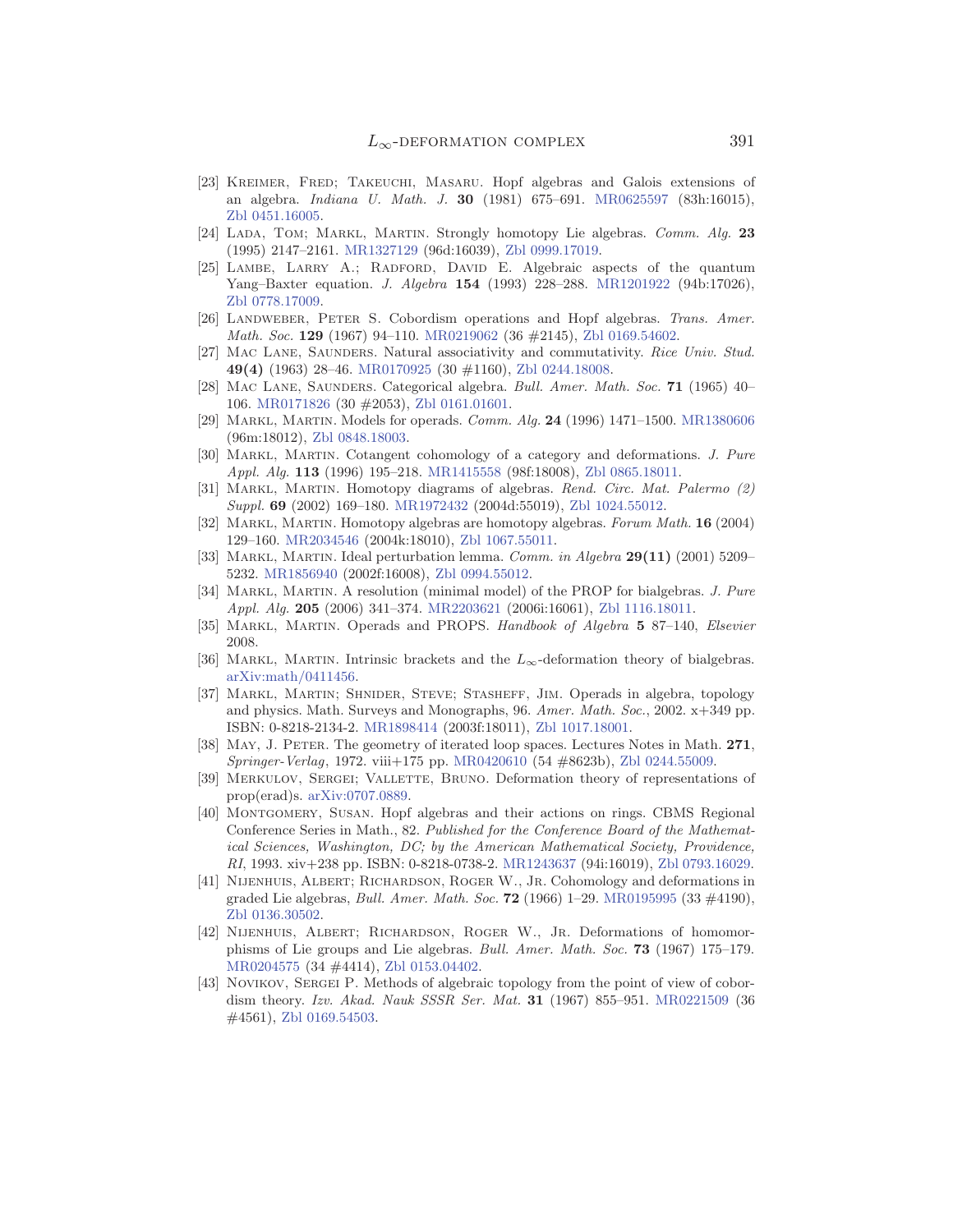[23] Kreimer, Fred; Takeuchi, Masaru. Hopf algebras and Galois extensions of an algebra. *Indiana U. Math. J.* **30** (1981) 675–691. MR0625597 (83h:16015), Zbl 0451.16005.

[24] Lada, Tom; Markl, Martin. Strongly homotopy Lie algebras. *Comm. Alg.* **23** (1995) 2147–2161. MR1327129 (96d:16039), Zbl 0999.17019.

[25] Lambe, Larry A.; Radford, David E. Algebraic aspects of the quantum Yang–Baxter equation. *J. Algebra* **154** (1993) 228–288. MR1201922 (94b:17026), Zbl 0778.17009.

[26] Landweber, Peter S. Cobordism operations and Hopf algebras. *Trans. Amer. Math. Soc.* **129** (1967) 94–110. MR0219062 (36 #2145), Zbl 0169.54602.

[27] Mac Lane, Saunders. Natural associativity and commutativity. *Rice Univ. Stud.* **49(4)** (1963) 28–46. MR0170925 (30 #1160), Zbl 0244.18008.

[28] Mac Lane, Saunders. Categorical algebra. *Bull. Amer. Math. Soc.* **71** (1965) 40–106. MR0171826 (30 #2053), Zbl 0161.01601.

[29] Markl, Martin. Models for operads. *Comm. Alg.* **24** (1996) 1471–1500. MR1380606 (96m:18012), Zbl 0848.18003.

[30] Markl, Martin. Cotangent cohomology of a category and deformations. *J. Pure Appl. Alg.* **113** (1996) 195–218. MR1415558 (98f:18008), Zbl 0865.18011.

[31] Markl, Martin. Homotopy diagrams of algebras. *Rend. Circ. Mat. Palermo (2) Suppl.* **69** (2002) 169–180. MR1972432 (2004d:55019), Zbl 1024.55012.

[32] Markl, Martin. Homotopy algebras are homotopy algebras. *Forum Math.* **16** (2004) 129–160. MR2034546 (2004k:18010), Zbl 1067.55011.

[33] Markl, Martin. Ideal perturbation lemma. *Comm. in Algebra* **29(11)** (2001) 5209–5232. MR1856940 (2002f:16008), Zbl 0994.55012.

[34] Markl, Martin. A resolution (minimal model) of the PROP for bialgebras. *J. Pure Appl. Alg.* **205** (2006) 341–374. MR2203621 (2006i:16061), Zbl 1116.18011.

[35] Markl, Martin. Operads and PROPS. *Handbook of Algebra* **5** 87–140, *Elsevier* 2008.

[36] Markl, Martin. Intrinsic brackets and the $L_\infty$-deformation theory of bialgebras. arXiv:math/0411456.

[37] Markl, Martin; Shnider, Steve; Stasheff, Jim. Operads in algebra, topology and physics. Math. Surveys and Monographs, 96. *Amer. Math. Soc.*, 2002. x+349 pp. ISBN: 0-8218-2134-2. MR1898414 (2003f:18011), Zbl 1017.18001.

[38] May, J. Peter. The geometry of iterated loop spaces. Lectures Notes in Math. **271**, *Springer-Verlag*, 1972. viii+175 pp. MR0420610 (54 #8623b), Zbl 0244.55009.

[39] Merkulov, Sergei; Vallette, Bruno. Deformation theory of representations of prop(erad)s. arXiv:0707.0889.

[40] Montgomery, Susan. Hopf algebras and their actions on rings. CBMS Regional Conference Series in Math., 82. *Published for the Conference Board of the Mathematical Sciences, Washington, DC; by the American Mathematical Society, Providence, RI*, 1993. xiv+238 pp. ISBN: 0-8218-0738-2. MR1243637 (94i:16019), Zbl 0793.16029.

[41] Nijenhuis, Albert; Richardson, Roger W., Jr. Cohomology and deformations in graded Lie algebras, *Bull. Amer. Math. Soc.* **72** (1966) 1–29. MR0195995 (33 #4190), Zbl 0136.30502.

[42] Nijenhuis, Albert; Richardson, Roger W., Jr. Deformations of homomorphisms of Lie groups and Lie algebras. *Bull. Amer. Math. Soc.* **73** (1967) 175–179. MR0204575 (34 #4414), Zbl 0153.04402.

[43] Novikov, Sergei P. Methods of algebraic topology from the point of view of cobordism theory. *Izv. Akad. Nauk SSSR Ser. Mat.* **31** (1967) 855–951. MR0221509 (36 #4561), Zbl 0169.54503.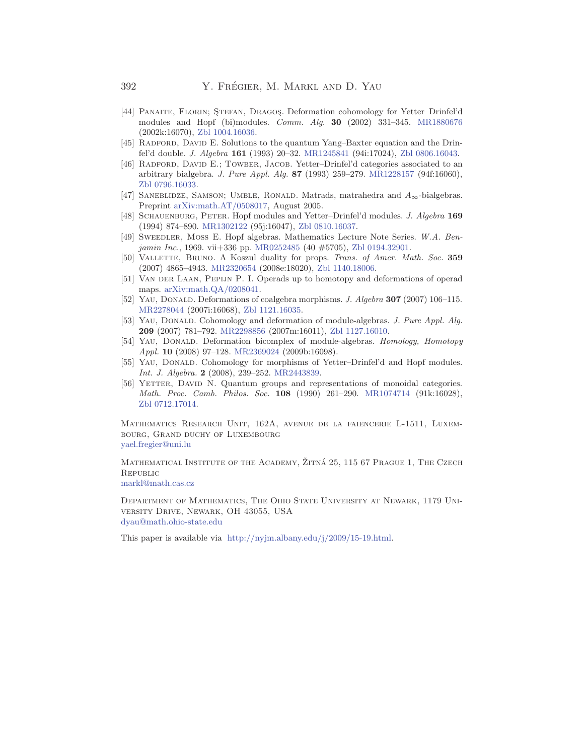[44] Panaite, Florin; Ştefan, Dragoş. Deformation cohomology for Yetter–Drinfel'd modules and Hopf (bi)modules. *Comm. Alg.* **30** (2002) 331–345. MR1880676 (2002k:16070), Zbl 1004.16036.

[45] Radford, David E. Solutions to the quantum Yang–Baxter equation and the Drinfel'd double. *J. Algebra* **161** (1993) 20–32. MR1245841 (94i:17024), Zbl 0806.16043.

[46] Radford, David E.; Towber, Jacob. Yetter–Drinfel'd categories associated to an arbitrary bialgebra. *J. Pure Appl. Alg.* **87** (1993) 259–279. MR1228157 (94f:16060), Zbl 0796.16033.

[47] Saneblidze, Samson; Umble, Ronald. Matrads, matrahedra and $A_\infty$-bialgebras. Preprint arXiv:math.AT/0508017, August 2005.

[48] Schauenburg, Peter. Hopf modules and Yetter–Drinfel'd modules. *J. Algebra* **169** (1994) 874–890. MR1302122 (95j:16047), Zbl 0810.16037.

[49] Sweedler, Moss E. Hopf algebras. Mathematics Lecture Note Series. *W.A. Benjamin Inc.*, 1969. vii+336 pp. MR0252485 (40 #5705), Zbl 0194.32901.

[50] Vallette, Bruno. A Koszul duality for props. *Trans. of Amer. Math. Soc.* **359** (2007) 4865–4943. MR2320654 (2008e:18020), Zbl 1140.18006.

[51] Van der Laan, Pepijn P. I. Operads up to homotopy and deformations of operad maps. arXiv:math.QA/0208041.

[52] Yau, Donald. Deformations of coalgebra morphisms. *J. Algebra* **307** (2007) 106–115. MR2278044 (2007i:16068), Zbl 1121.16035.

[53] Yau, Donald. Cohomology and deformation of module-algebras. *J. Pure Appl. Alg.* **209** (2007) 781–792. MR2298856 (2007m:16011), Zbl 1127.16010.

[54] Yau, Donald. Deformation bicomplex of module-algebras. *Homology, Homotopy Appl.* **10** (2008) 97–128. MR2369024 (2009b:16098).

[55] Yau, Donald. Cohomology for morphisms of Yetter–Drinfel'd and Hopf modules. *Int. J. Algebra.* **2** (2008), 239–252. MR2443839.

[56] Yetter, David N. Quantum groups and representations of monoidal categories. *Math. Proc. Camb. Philos. Soc.* **108** (1990) 261–290. MR1074714 (91k:16028), Zbl 0712.17014.

Mathematics Research Unit, 162A, avenue de la faiencerie L-1511, Luxembourg, Grand duchy of Luxembourg
yael.fregier@uni.lu

Mathematical Institute of the Academy, Žitná 25, 115 67 Prague 1, The Czech Republic
markl@math.cas.cz

Department of Mathematics, The Ohio State University at Newark, 1179 University Drive, Newark, OH 43055, USA
dyau@math.ohio-state.edu

This paper is available via http://nyjm.albany.edu/j/2009/15-19.html.